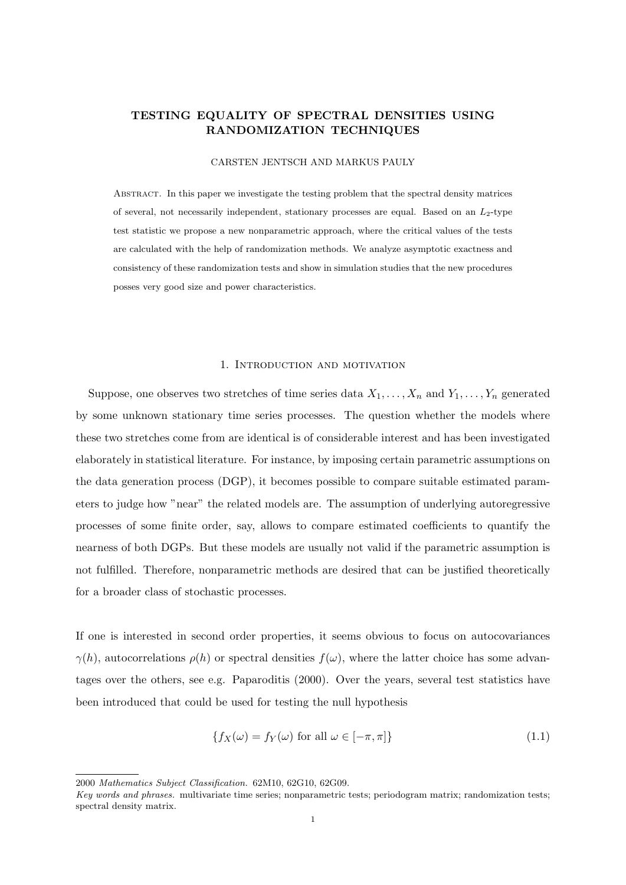# TESTING EQUALITY OF SPECTRAL DENSITIES USING RANDOMIZATION TECHNIQUES

CARSTEN JENTSCH AND MARKUS PAULY

Abstract. In this paper we investigate the testing problem that the spectral density matrices of several, not necessarily independent, stationary processes are equal. Based on an $L_2$-type test statistic we propose a new nonparametric approach, where the critical values of the tests are calculated with the help of randomization methods. We analyze asymptotic exactness and consistency of these randomization tests and show in simulation studies that the new procedures posses very good size and power characteristics.

## 1. Introduction and motivation

Suppose, one observes two stretches of time series data $X_1, \dots, X_n$ and $Y_1, \dots, Y_n$ generated by some unknown stationary time series processes. The question whether the models where these two stretches come from are identical is of considerable interest and has been investigated elaborately in statistical literature. For instance, by imposing certain parametric assumptions on the data generation process (DGP), it becomes possible to compare suitable estimated parameters to judge how "near" the related models are. The assumption of underlying autoregressive processes of some finite order, say, allows to compare estimated coefficients to quantify the nearness of both DGPs. But these models are usually not valid if the parametric assumption is not fulfilled. Therefore, nonparametric methods are desired that can be justified theoretically for a broader class of stochastic processes.

If one is interested in second order properties, it seems obvious to focus on autocovariances $\gamma(h)$, autocorrelations $\rho(h)$ or spectral densities $f(\omega)$, where the latter choice has some advantages over the others, see e.g. Paparoditis (2000). Over the years, several test statistics have been introduced that could be used for testing the null hypothesis

$$\{f_X(\omega) = f_Y(\omega) \text{ for all } \omega \in [-\pi, \pi]\} \tag{1.1}$$

2000 *Mathematics Subject Classification.* 62M10, 62G10, 62G09.

*Key words and phrases.* multivariate time series; nonparametric tests; periodogram matrix; randomization tests; spectral density matrix.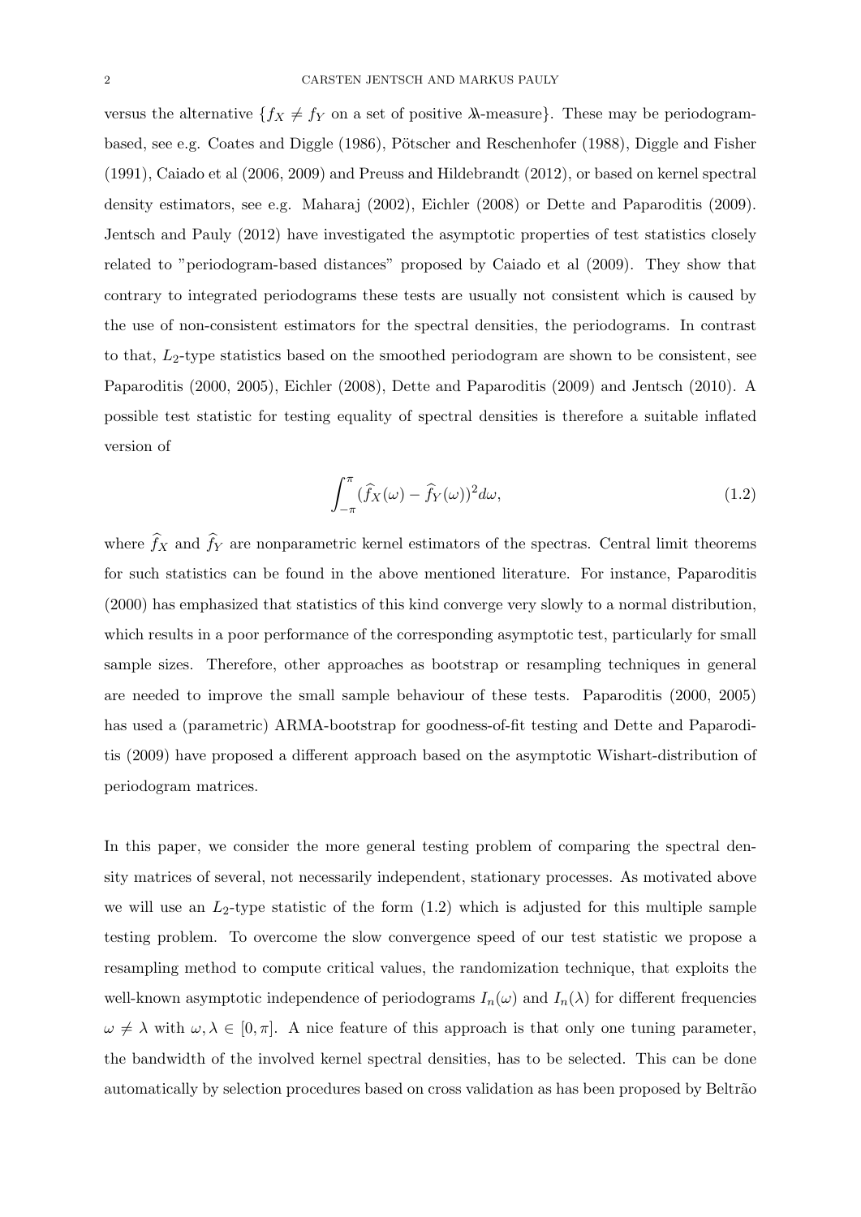versus the alternative $\{f_X \neq f_Y$ on a set of positive $\lambda\!\!\lambda$-measure$\}$. These may be periodogram-based, see e.g. Coates and Diggle (1986), Pötscher and Reschenhofer (1988), Diggle and Fisher (1991), Caiado et al (2006, 2009) and Preuss and Hildebrandt (2012), or based on kernel spectral density estimators, see e.g. Maharaj (2002), Eichler (2008) or Dette and Paparoditis (2009). Jentsch and Pauly (2012) have investigated the asymptotic properties of test statistics closely related to "periodogram-based distances" proposed by Caiado et al (2009). They show that contrary to integrated periodograms these tests are usually not consistent which is caused by the use of non-consistent estimators for the spectral densities, the periodograms. In contrast to that, $L_2$-type statistics based on the smoothed periodogram are shown to be consistent, see Paparoditis (2000, 2005), Eichler (2008), Dette and Paparoditis (2009) and Jentsch (2010). A possible test statistic for testing equality of spectral densities is therefore a suitable inflated version of

$$\int_{-\pi}^{\pi} (\widehat{f}_X(\omega) - \widehat{f}_Y(\omega))^2 d\omega, \tag{1.2}$$

where $\widehat{f}_X$ and $\widehat{f}_Y$ are nonparametric kernel estimators of the spectras. Central limit theorems for such statistics can be found in the above mentioned literature. For instance, Paparoditis (2000) has emphasized that statistics of this kind converge very slowly to a normal distribution, which results in a poor performance of the corresponding asymptotic test, particularly for small sample sizes. Therefore, other approaches as bootstrap or resampling techniques in general are needed to improve the small sample behaviour of these tests. Paparoditis (2000, 2005) has used a (parametric) ARMA-bootstrap for goodness-of-fit testing and Dette and Paparoditis (2009) have proposed a different approach based on the asymptotic Wishart-distribution of periodogram matrices.

In this paper, we consider the more general testing problem of comparing the spectral density matrices of several, not necessarily independent, stationary processes. As motivated above we will use an $L_2$-type statistic of the form (1.2) which is adjusted for this multiple sample testing problem. To overcome the slow convergence speed of our test statistic we propose a resampling method to compute critical values, the randomization technique, that exploits the well-known asymptotic independence of periodograms $I_n(\omega)$ and $I_n(\lambda)$ for different frequencies $\omega \neq \lambda$ with $\omega, \lambda \in [0, \pi]$. A nice feature of this approach is that only one tuning parameter, the bandwidth of the involved kernel spectral densities, has to be selected. This can be done automatically by selection procedures based on cross validation as has been proposed by Beltrão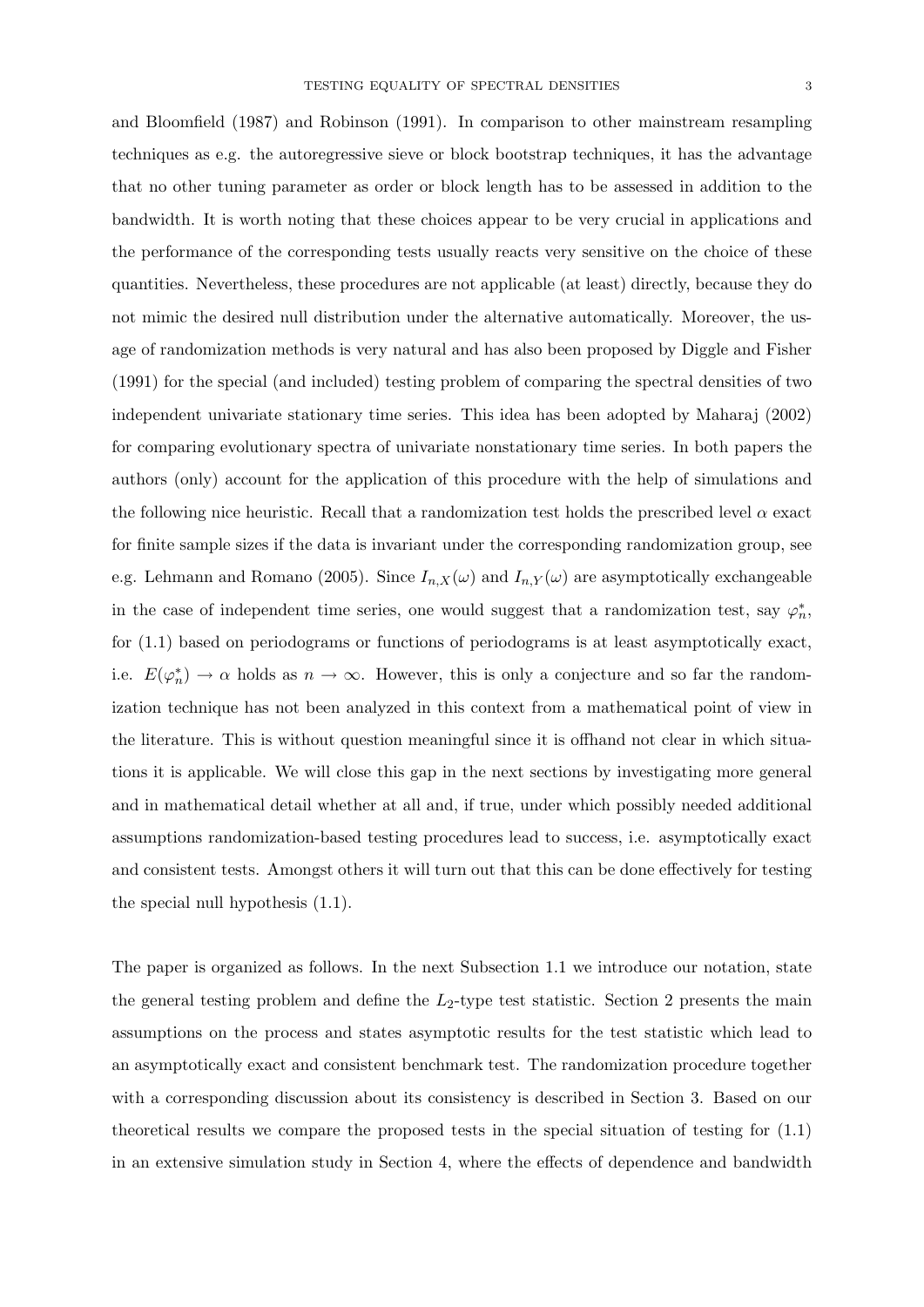and Bloomfield (1987) and Robinson (1991). In comparison to other mainstream resampling techniques as e.g. the autoregressive sieve or block bootstrap techniques, it has the advantage that no other tuning parameter as order or block length has to be assessed in addition to the bandwidth. It is worth noting that these choices appear to be very crucial in applications and the performance of the corresponding tests usually reacts very sensitive on the choice of these quantities. Nevertheless, these procedures are not applicable (at least) directly, because they do not mimic the desired null distribution under the alternative automatically. Moreover, the usage of randomization methods is very natural and has also been proposed by Diggle and Fisher (1991) for the special (and included) testing problem of comparing the spectral densities of two independent univariate stationary time series. This idea has been adopted by Maharaj (2002) for comparing evolutionary spectra of univariate nonstationary time series. In both papers the authors (only) account for the application of this procedure with the help of simulations and the following nice heuristic. Recall that a randomization test holds the prescribed level $\alpha$ exact for finite sample sizes if the data is invariant under the corresponding randomization group, see e.g. Lehmann and Romano (2005). Since $I_{n,X}(\omega)$ and $I_{n,Y}(\omega)$ are asymptotically exchangeable in the case of independent time series, one would suggest that a randomization test, say $\varphi_n^*$, for (1.1) based on periodograms or functions of periodograms is at least asymptotically exact, i.e. $E(\varphi_n^*) \to \alpha$ holds as $n \to \infty$. However, this is only a conjecture and so far the randomization technique has not been analyzed in this context from a mathematical point of view in the literature. This is without question meaningful since it is offhand not clear in which situations it is applicable. We will close this gap in the next sections by investigating more general and in mathematical detail whether at all and, if true, under which possibly needed additional assumptions randomization-based testing procedures lead to success, i.e. asymptotically exact and consistent tests. Amongst others it will turn out that this can be done effectively for testing the special null hypothesis (1.1).

The paper is organized as follows. In the next Subsection 1.1 we introduce our notation, state the general testing problem and define the $L_2$-type test statistic. Section 2 presents the main assumptions on the process and states asymptotic results for the test statistic which lead to an asymptotically exact and consistent benchmark test. The randomization procedure together with a corresponding discussion about its consistency is described in Section 3. Based on our theoretical results we compare the proposed tests in the special situation of testing for (1.1) in an extensive simulation study in Section 4, where the effects of dependence and bandwidth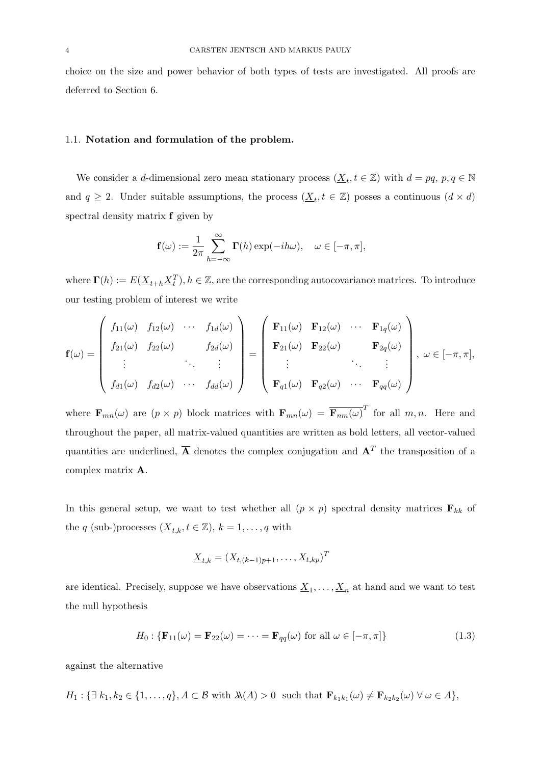choice on the size and power behavior of both types of tests are investigated. All proofs are deferred to Section 6.

### 1.1. **Notation and formulation of the problem.**

We consider a $d$-dimensional zero mean stationary process $(\underline{X}_t, t \in \mathbb{Z})$ with $d = pq$, $p, q \in \mathbb{N}$ and $q \geq 2$. Under suitable assumptions, the process $(\underline{X}_t, t \in \mathbb{Z})$ posses a continuous $(d \times d)$ spectral density matrix $\mathbf{f}$ given by

$$\mathbf{f}(\omega) := \frac{1}{2\pi} \sum_{h=-\infty}^{\infty} \mathbf{\Gamma}(h) \exp(-ih\omega), \quad \omega \in [-\pi, \pi],$$

where $\mathbf{\Gamma}(h) := E(\underline{X}_{t+h} \underline{X}_t^T)$, $h \in \mathbb{Z}$, are the corresponding autocovariance matrices. To introduce our testing problem of interest we write

$$\mathbf{f}(\omega) = \begin{pmatrix} f_{11}(\omega) & f_{12}(\omega) & \cdots & f_{1d}(\omega) \\ f_{21}(\omega) & f_{22}(\omega) & & f_{2d}(\omega) \\ \vdots & & \ddots & \vdots \\ f_{d1}(\omega) & f_{d2}(\omega) & \cdots & f_{dd}(\omega) \end{pmatrix} = \begin{pmatrix} \mathbf{F}_{11}(\omega) & \mathbf{F}_{12}(\omega) & \cdots & \mathbf{F}_{1q}(\omega) \\ \mathbf{F}_{21}(\omega) & \mathbf{F}_{22}(\omega) & & \mathbf{F}_{2q}(\omega) \\ \vdots & & \ddots & \vdots \\ \mathbf{F}_{q1}(\omega) & \mathbf{F}_{q2}(\omega) & \cdots & \mathbf{F}_{qq}(\omega) \end{pmatrix}, \ \omega \in [-\pi, \pi],$$

where $\mathbf{F}_{mn}(\omega)$ are $(p \times p)$ block matrices with $\mathbf{F}_{mn}(\omega) = \overline{\mathbf{F}_{nm}(\omega)}^T$ for all $m, n$. Here and throughout the paper, all matrix-valued quantities are written as bold letters, all vector-valued quantities are underlined, $\overline{\mathbf{A}}$ denotes the complex conjugation and $\mathbf{A}^T$ the transposition of a complex matrix $\mathbf{A}$.

In this general setup, we want to test whether all $(p \times p)$ spectral density matrices $\mathbf{F}_{kk}$ of the $q$ (sub-)processes $(\underline{X}_{t,k}, t \in \mathbb{Z})$, $k = 1, \ldots, q$ with

$$\underline{X}_{t,k} = (X_{t,(k-1)p+1}, \ldots, X_{t,kp})^T$$

are identical. Precisely, suppose we have observations $\underline{X}_1, \ldots, \underline{X}_n$ at hand and we want to test the null hypothesis

$$H_0 : \{\mathbf{F}_{11}(\omega) = \mathbf{F}_{22}(\omega) = \cdots = \mathbf{F}_{qq}(\omega) \text{ for all } \omega \in [-\pi, \pi]\} \tag{1.3}$$

against the alternative

$$H_1 : \{\exists\, k_1, k_2 \in \{1, \ldots, q\}, A \subset \mathcal{B} \text{ with } \lambda\!\!\lambda(A) > 0 \ \text{ such that } \mathbf{F}_{k_1 k_1}(\omega) \neq \mathbf{F}_{k_2 k_2}(\omega) \ \forall\, \omega \in A\},$$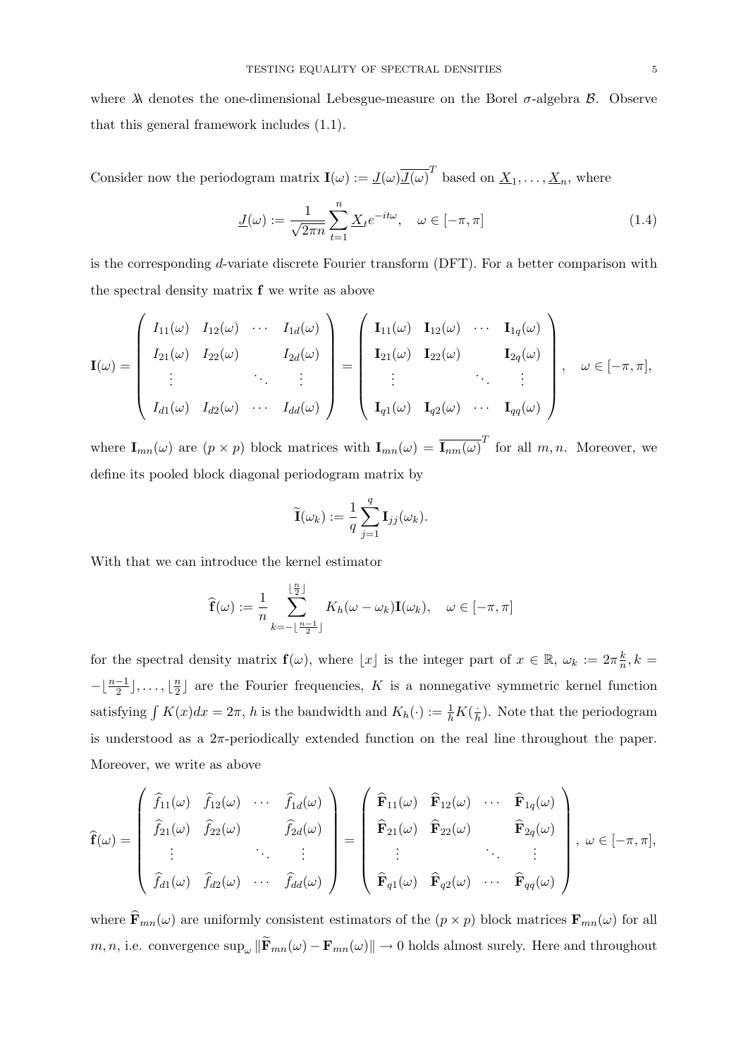where $\lambda\!\!\lambda$ denotes the one-dimensional Lebesgue-measure on the Borel $\sigma$-algebra $\mathcal{B}$. Observe that this general framework includes (1.1).

Consider now the periodogram matrix $\mathbf{I}(\omega) := \underline{J}(\omega)\overline{\underline{J}(\omega)}^T$ based on $\underline{X}_1, \ldots, \underline{X}_n$, where

$$\underline{J}(\omega) := \frac{1}{\sqrt{2\pi n}} \sum_{t=1}^{n} \underline{X}_t e^{-it\omega}, \quad \omega \in [-\pi, \pi] \tag{1.4}$$

is the corresponding $d$-variate discrete Fourier transform (DFT). For a better comparison with the spectral density matrix $\mathbf{f}$ we write as above

$$\mathbf{I}(\omega) = \begin{pmatrix} I_{11}(\omega) & I_{12}(\omega) & \cdots & I_{1d}(\omega) \\ I_{21}(\omega) & I_{22}(\omega) & & I_{2d}(\omega) \\ \vdots & & \ddots & \vdots \\ I_{d1}(\omega) & I_{d2}(\omega) & \cdots & I_{dd}(\omega) \end{pmatrix} = \begin{pmatrix} \mathbf{I}_{11}(\omega) & \mathbf{I}_{12}(\omega) & \cdots & \mathbf{I}_{1q}(\omega) \\ \mathbf{I}_{21}(\omega) & \mathbf{I}_{22}(\omega) & & \mathbf{I}_{2q}(\omega) \\ \vdots & & \ddots & \vdots \\ \mathbf{I}_{q1}(\omega) & \mathbf{I}_{q2}(\omega) & \cdots & \mathbf{I}_{qq}(\omega) \end{pmatrix}, \quad \omega \in [-\pi, \pi],$$

where $\mathbf{I}_{mn}(\omega)$ are $(p \times p)$ block matrices with $\mathbf{I}_{mn}(\omega) = \overline{\mathbf{I}_{nm}(\omega)}^T$ for all $m, n$. Moreover, we define its pooled block diagonal periodogram matrix by

$$\widetilde{\mathbf{I}}(\omega_k) := \frac{1}{q} \sum_{j=1}^{q} \mathbf{I}_{jj}(\omega_k).$$

With that we can introduce the kernel estimator

$$\widehat{\mathbf{f}}(\omega) := \frac{1}{n} \sum_{k=-\lfloor \frac{n-1}{2} \rfloor}^{\lfloor \frac{n}{2} \rfloor} K_h(\omega - \omega_k)\mathbf{I}(\omega_k), \quad \omega \in [-\pi, \pi]$$

for the spectral density matrix $\mathbf{f}(\omega)$, where $\lfloor x \rfloor$ is the integer part of $x \in \mathbb{R}$, $\omega_k := 2\pi\frac{k}{n}, k = -\lfloor \frac{n-1}{2} \rfloor, \ldots, \lfloor \frac{n}{2} \rfloor$ are the Fourier frequencies, $K$ is a nonnegative symmetric kernel function satisfying $\int K(x)dx = 2\pi$, $h$ is the bandwidth and $K_h(\cdot) := \frac{1}{h}K(\frac{\cdot}{h})$. Note that the periodogram is understood as a $2\pi$-periodically extended function on the real line throughout the paper. Moreover, we write as above

$$\widehat{\mathbf{f}}(\omega) = \begin{pmatrix} \widehat{f}_{11}(\omega) & \widehat{f}_{12}(\omega) & \cdots & \widehat{f}_{1d}(\omega) \\ \widehat{f}_{21}(\omega) & \widehat{f}_{22}(\omega) & & \widehat{f}_{2d}(\omega) \\ \vdots & & \ddots & \vdots \\ \widehat{f}_{d1}(\omega) & \widehat{f}_{d2}(\omega) & \cdots & \widehat{f}_{dd}(\omega) \end{pmatrix} = \begin{pmatrix} \widehat{\mathbf{F}}_{11}(\omega) & \widehat{\mathbf{F}}_{12}(\omega) & \cdots & \widehat{\mathbf{F}}_{1q}(\omega) \\ \widehat{\mathbf{F}}_{21}(\omega) & \widehat{\mathbf{F}}_{22}(\omega) & & \widehat{\mathbf{F}}_{2q}(\omega) \\ \vdots & & \ddots & \vdots \\ \widehat{\mathbf{F}}_{q1}(\omega) & \widehat{\mathbf{F}}_{q2}(\omega) & \cdots & \widehat{\mathbf{F}}_{qq}(\omega) \end{pmatrix}, \ \omega \in [-\pi, \pi],$$

where $\widehat{\mathbf{F}}_{mn}(\omega)$ are uniformly consistent estimators of the $(p \times p)$ block matrices $\mathbf{F}_{mn}(\omega)$ for all $m, n$, i.e. convergence $\sup_\omega \|\widehat{\mathbf{F}}_{mn}(\omega) - \mathbf{F}_{mn}(\omega)\| \to 0$ holds almost surely. Here and throughout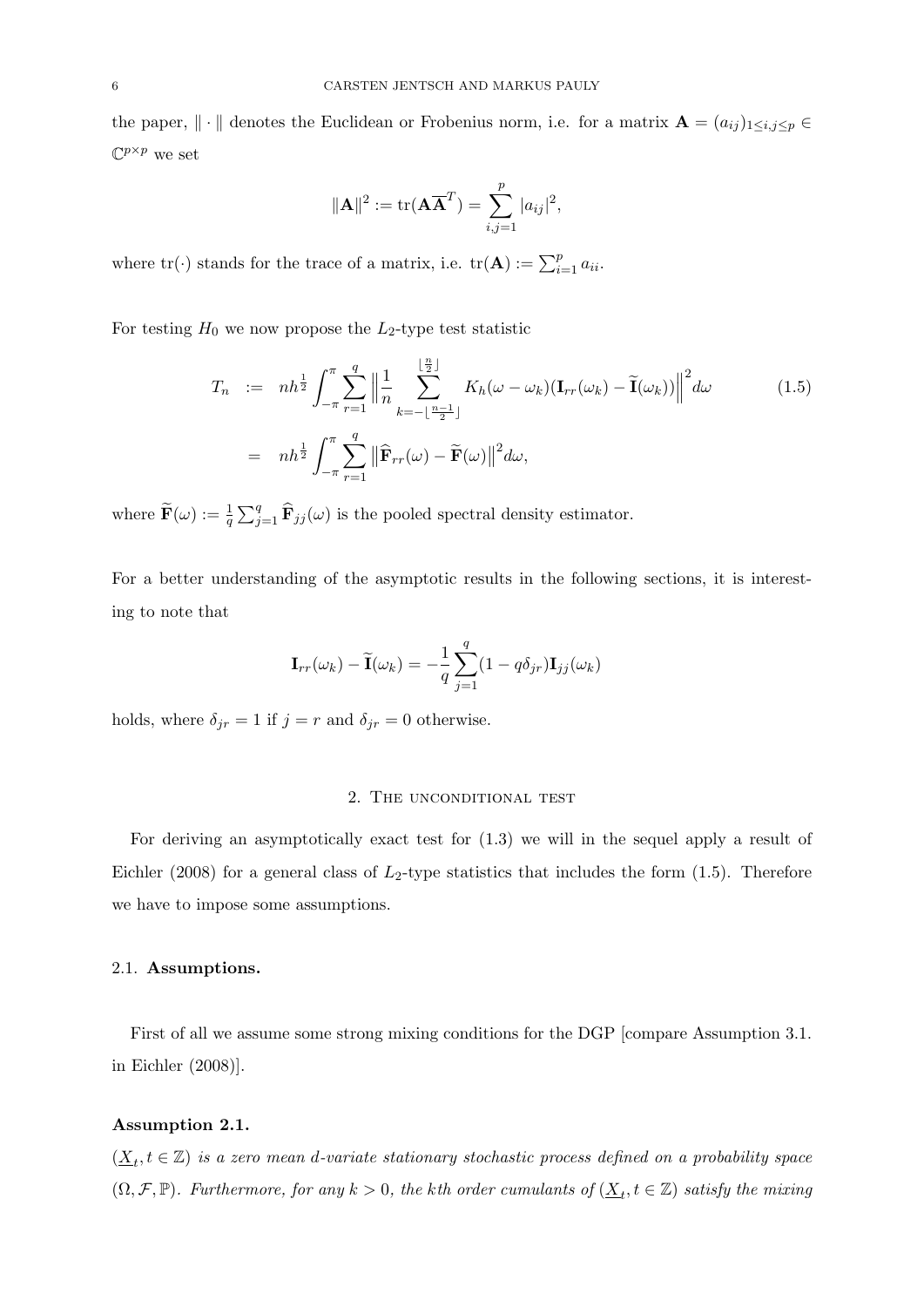the paper, $\|\cdot\|$ denotes the Euclidean or Frobenius norm, i.e. for a matrix $\mathbf{A} = (a_{ij})_{1\le i,j\le p} \in \mathbb{C}^{p\times p}$ we set

$$\|\mathbf{A}\|^2 := \operatorname{tr}(\mathbf{A}\overline{\mathbf{A}}^T) = \sum_{i,j=1}^{p} |a_{ij}|^2,$$

where $\operatorname{tr}(\cdot)$ stands for the trace of a matrix, i.e. $\operatorname{tr}(\mathbf{A}) := \sum_{i=1}^{p} a_{ii}$.

For testing $H_0$ we now propose the $L_2$-type test statistic

$$\begin{aligned} T_n \; &:= \; nh^{\frac{1}{2}} \int_{-\pi}^{\pi} \sum_{r=1}^{q} \Big\| \frac{1}{n} \sum_{k=-\lfloor \frac{n-1}{2} \rfloor}^{\lfloor \frac{n}{2} \rfloor} K_h(\omega - \omega_k)(\mathbf{I}_{rr}(\omega_k) - \widetilde{\mathbf{I}}(\omega_k)) \Big\|^2 d\omega \qquad (1.5) \\ &= \; nh^{\frac{1}{2}} \int_{-\pi}^{\pi} \sum_{r=1}^{q} \big\| \widehat{\mathbf{F}}_{rr}(\omega) - \widetilde{\mathbf{F}}(\omega) \big\|^2 d\omega, \end{aligned}$$

where $\widetilde{\mathbf{F}}(\omega) := \frac{1}{q}\sum_{j=1}^{q} \widehat{\mathbf{F}}_{jj}(\omega)$ is the pooled spectral density estimator.

For a better understanding of the asymptotic results in the following sections, it is interesting to note that

$$\mathbf{I}_{rr}(\omega_k) - \widetilde{\mathbf{I}}(\omega_k) = -\frac{1}{q}\sum_{j=1}^{q}(1 - q\delta_{jr})\mathbf{I}_{jj}(\omega_k)$$

holds, where $\delta_{jr} = 1$ if $j = r$ and $\delta_{jr} = 0$ otherwise.

## 2. The unconditional test

For deriving an asymptotically exact test for (1.3) we will in the sequel apply a result of Eichler (2008) for a general class of $L_2$-type statistics that includes the form (1.5). Therefore we have to impose some assumptions.

### 2.1. **Assumptions.**

First of all we assume some strong mixing conditions for the DGP [compare Assumption 3.1. in Eichler (2008)].

**Assumption 2.1.**

*$(\underline{X}_t, t \in \mathbb{Z})$ is a zero mean $d$-variate stationary stochastic process defined on a probability space $(\Omega, \mathcal{F}, \mathbb{P})$. Furthermore, for any $k > 0$, the $k$th order cumulants of $(\underline{X}_t, t \in \mathbb{Z})$ satisfy the mixing*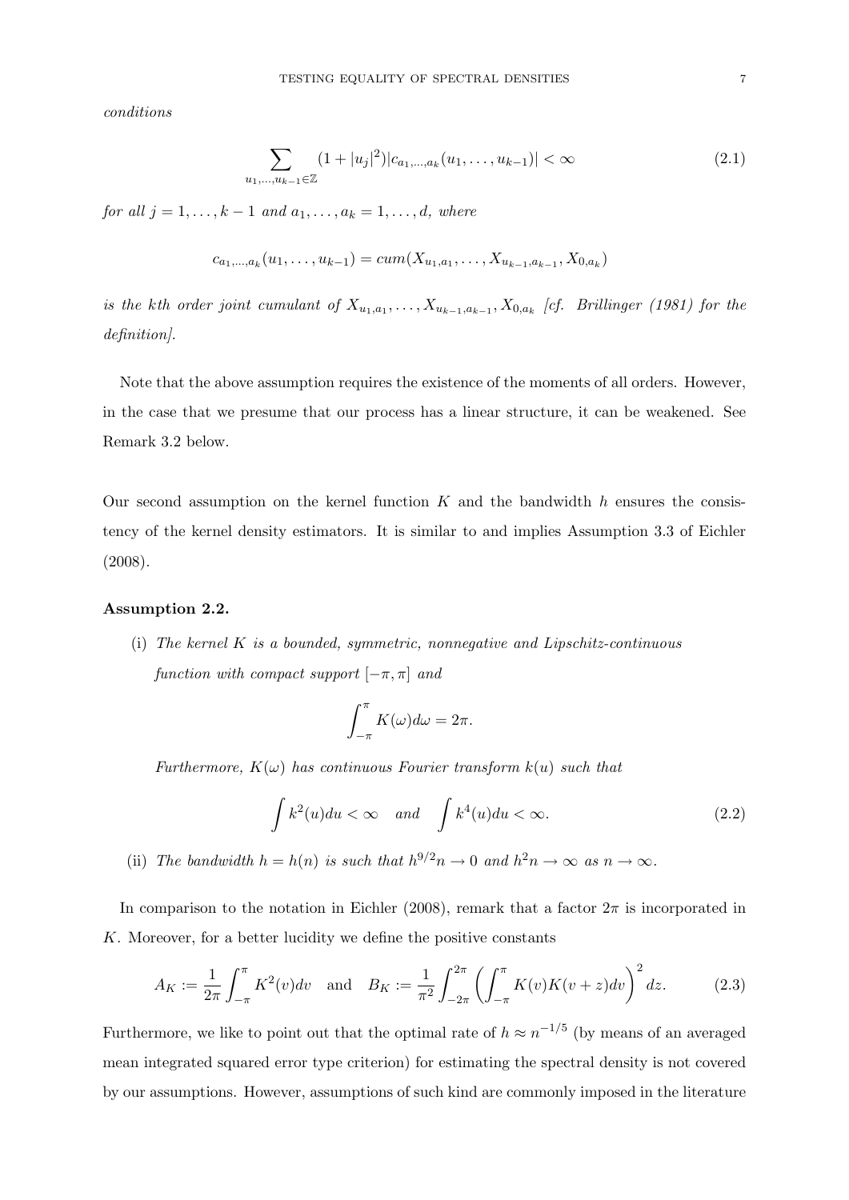*conditions*

$$\sum_{u_1,\ldots,u_{k-1}\in\mathbb{Z}} (1+|u_j|^2)|c_{a_1,\ldots,a_k}(u_1,\ldots,u_{k-1})| < \infty \tag{2.1}$$

*for all $j = 1,\ldots,k-1$ and $a_1,\ldots,a_k = 1,\ldots,d$, where*

$$c_{a_1,\ldots,a_k}(u_1,\ldots,u_{k-1}) = cum(X_{u_1,a_1},\ldots,X_{u_{k-1},a_{k-1}},X_{0,a_k})$$

*is the kth order joint cumulant of $X_{u_1,a_1},\ldots,X_{u_{k-1},a_{k-1}},X_{0,a_k}$ [cf. Brillinger (1981) for the definition].*

Note that the above assumption requires the existence of the moments of all orders. However, in the case that we presume that our process has a linear structure, it can be weakened. See Remark 3.2 below.

Our second assumption on the kernel function $K$ and the bandwidth $h$ ensures the consistency of the kernel density estimators. It is similar to and implies Assumption 3.3 of Eichler (2008).

**Assumption 2.2.**

(i) *The kernel $K$ is a bounded, symmetric, nonnegative and Lipschitz-continuous function with compact support $[-\pi,\pi]$ and*

$$\int_{-\pi}^{\pi} K(\omega)d\omega = 2\pi.$$

*Furthermore, $K(\omega)$ has continuous Fourier transform $k(u)$ such that*

$$\int k^2(u)du < \infty \quad \textit{and} \quad \int k^4(u)du < \infty. \tag{2.2}$$

(ii) *The bandwidth $h = h(n)$ is such that $h^{9/2}n \to 0$ and $h^2 n \to \infty$ as $n \to \infty$.*

In comparison to the notation in Eichler (2008), remark that a factor $2\pi$ is incorporated in $K$. Moreover, for a better lucidity we define the positive constants

$$A_K := \frac{1}{2\pi}\int_{-\pi}^{\pi} K^2(v)dv \quad \text{and} \quad B_K := \frac{1}{\pi^2}\int_{-2\pi}^{2\pi}\left(\int_{-\pi}^{\pi} K(v)K(v+z)dv\right)^2 dz. \tag{2.3}$$

Furthermore, we like to point out that the optimal rate of $h \approx n^{-1/5}$ (by means of an averaged mean integrated squared error type criterion) for estimating the spectral density is not covered by our assumptions. However, assumptions of such kind are commonly imposed in the literature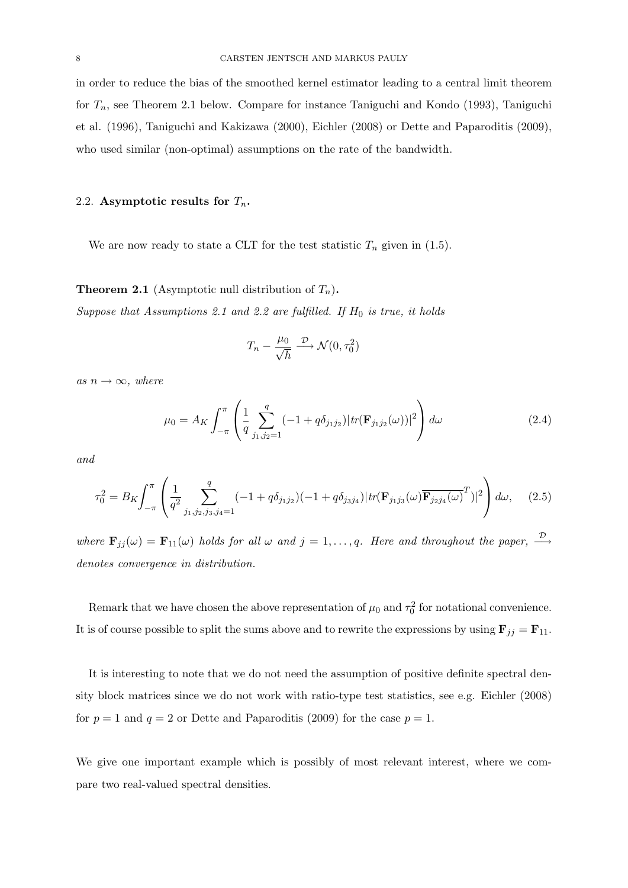in order to reduce the bias of the smoothed kernel estimator leading to a central limit theorem for $T_n$, see Theorem 2.1 below. Compare for instance Taniguchi and Kondo (1993), Taniguchi et al. (1996), Taniguchi and Kakizawa (2000), Eichler (2008) or Dette and Paparoditis (2009), who used similar (non-optimal) assumptions on the rate of the bandwidth.

## 2.2. Asymptotic results for $T_n$.

We are now ready to state a CLT for the test statistic $T_n$ given in (1.5).

**Theorem 2.1** (Asymptotic null distribution of $T_n$)**.**
*Suppose that Assumptions 2.1 and 2.2 are fulfilled. If $H_0$ is true, it holds*

$$T_n - \frac{\mu_0}{\sqrt{h}} \xrightarrow{\mathcal{D}} \mathcal{N}(0, \tau_0^2)$$

*as $n \to \infty$, where*

$$\mu_0 = A_K \int_{-\pi}^{\pi} \left( \frac{1}{q} \sum_{j_1,j_2=1}^{q} (-1 + q\delta_{j_1 j_2}) |tr(\mathbf{F}_{j_1 j_2}(\omega))|^2 \right) d\omega \tag{2.4}$$

*and*

$$\tau_0^2 = B_K \int_{-\pi}^{\pi} \left( \frac{1}{q^2} \sum_{j_1,j_2,j_3,j_4=1}^{q} (-1 + q\delta_{j_1 j_2})(-1 + q\delta_{j_3 j_4}) |tr(\mathbf{F}_{j_1 j_3}(\omega) \overline{\mathbf{F}_{j_2 j_4}(\omega)}^T)|^2 \right) d\omega, \tag{2.5}$$

*where $\mathbf{F}_{jj}(\omega) = \mathbf{F}_{11}(\omega)$ holds for all $\omega$ and $j = 1, \ldots, q$. Here and throughout the paper, $\xrightarrow{\mathcal{D}}$ denotes convergence in distribution.*

Remark that we have chosen the above representation of $\mu_0$ and $\tau_0^2$ for notational convenience. It is of course possible to split the sums above and to rewrite the expressions by using $\mathbf{F}_{jj} = \mathbf{F}_{11}$.

It is interesting to note that we do not need the assumption of positive definite spectral density block matrices since we do not work with ratio-type test statistics, see e.g. Eichler (2008) for $p = 1$ and $q = 2$ or Dette and Paparoditis (2009) for the case $p = 1$.

We give one important example which is possibly of most relevant interest, where we compare two real-valued spectral densities.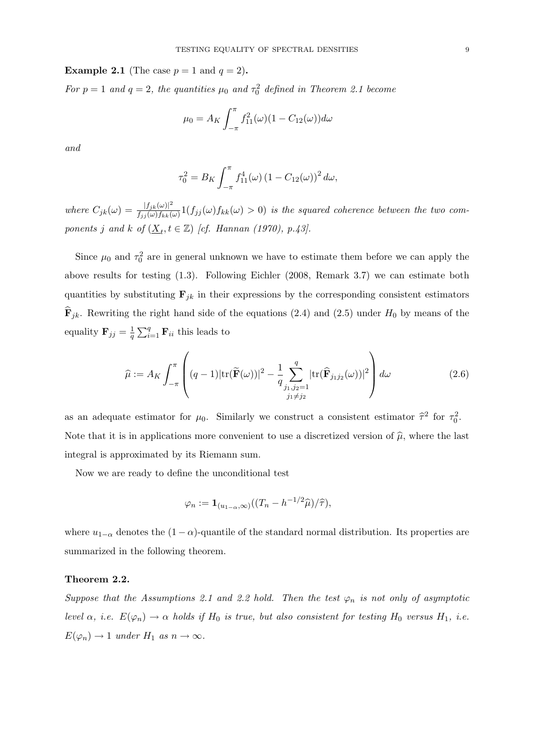**Example 2.1** (The case $p = 1$ and $q = 2$)**.**

*For $p = 1$ and $q = 2$, the quantities $\mu_0$ and $\tau_0^2$ defined in Theorem 2.1 become*

$$\mu_0 = A_K \int_{-\pi}^{\pi} f_{11}^2(\omega)(1 - C_{12}(\omega))d\omega$$

*and*

$$\tau_0^2 = B_K \int_{-\pi}^{\pi} f_{11}^4(\omega) \left(1 - C_{12}(\omega)\right)^2 d\omega,$$

*where $C_{jk}(\omega) = \frac{|f_{jk}(\omega)|^2}{f_{jj}(\omega) f_{kk}(\omega)} 1(f_{jj}(\omega) f_{kk}(\omega) > 0)$ is the squared coherence between the two components $j$ and $k$ of $(\underline{X}_t, t \in \mathbb{Z})$ [cf. Hannan (1970), p.43].*

Since $\mu_0$ and $\tau_0^2$ are in general unknown we have to estimate them before we can apply the above results for testing (1.3). Following Eichler (2008, Remark 3.7) we can estimate both quantities by substituting $\mathbf{F}_{jk}$ in their expressions by the corresponding consistent estimators $\widehat{\mathbf{F}}_{jk}$. Rewriting the right hand side of the equations (2.4) and (2.5) under $H_0$ by means of the equality $\mathbf{F}_{jj} = \frac{1}{q} \sum_{i=1}^{q} \mathbf{F}_{ii}$ this leads to

$$\widehat{\mu} := A_K \int_{-\pi}^{\pi} \left( (q-1)|\mathrm{tr}(\widetilde{\mathbf{F}}(\omega))|^2 - \frac{1}{q} \sum_{\substack{j_1, j_2 = 1 \\ j_1 \neq j_2}}^{q} |\mathrm{tr}(\widehat{\mathbf{F}}_{j_1 j_2}(\omega))|^2 \right) d\omega \tag{2.6}$$

as an adequate estimator for $\mu_0$. Similarly we construct a consistent estimator $\widehat{\tau}^2$ for $\tau_0^2$. Note that it is in applications more convenient to use a discretized version of $\widehat{\mu}$, where the last integral is approximated by its Riemann sum.

Now we are ready to define the unconditional test

$$\varphi_n := \mathbf{1}_{(u_{1-\alpha}, \infty)}((T_n - h^{-1/2}\widehat{\mu})/\widehat{\tau}),$$

where $u_{1-\alpha}$ denotes the $(1-\alpha)$-quantile of the standard normal distribution. Its properties are summarized in the following theorem.

**Theorem 2.2.**

*Suppose that the Assumptions 2.1 and 2.2 hold. Then the test $\varphi_n$ is not only of asymptotic level $\alpha$, i.e. $E(\varphi_n) \to \alpha$ holds if $H_0$ is true, but also consistent for testing $H_0$ versus $H_1$, i.e. $E(\varphi_n) \to 1$ under $H_1$ as $n \to \infty$.*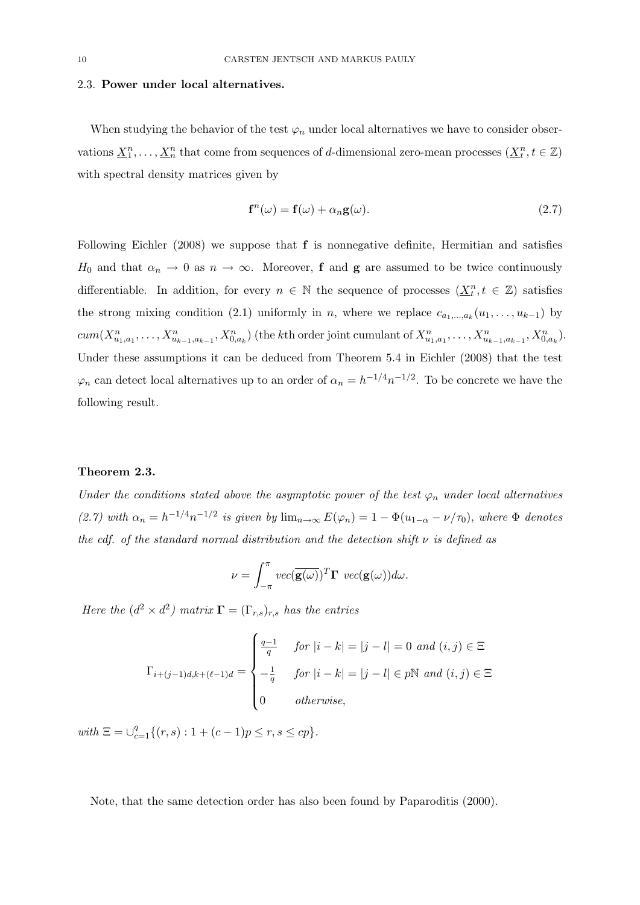### 2.3. **Power under local alternatives.**

When studying the behavior of the test $\varphi_n$ under local alternatives we have to consider observations $\underline{X}_1^n, \ldots, \underline{X}_n^n$ that come from sequences of $d$-dimensional zero-mean processes $(\underline{X}_t^n, t \in \mathbb{Z})$ with spectral density matrices given by

$$\mathbf{f}^n(\omega) = \mathbf{f}(\omega) + \alpha_n \mathbf{g}(\omega). \tag{2.7}$$

Following Eichler (2008) we suppose that $\mathbf{f}$ is nonnegative definite, Hermitian and satisfies $H_0$ and that $\alpha_n \to 0$ as $n \to \infty$. Moreover, $\mathbf{f}$ and $\mathbf{g}$ are assumed to be twice continuously differentiable. In addition, for every $n \in \mathbb{N}$ the sequence of processes $(\underline{X}_t^n, t \in \mathbb{Z})$ satisfies the strong mixing condition (2.1) uniformly in $n$, where we replace $c_{a_1,\ldots,a_k}(u_1,\ldots,u_{k-1})$ by $cum(X^n_{u_1,a_1},\ldots,X^n_{u_{k-1},a_{k-1}},X^n_{0,a_k})$ (the $k$th order joint cumulant of $X^n_{u_1,a_1},\ldots,X^n_{u_{k-1},a_{k-1}},X^n_{0,a_k}$). Under these assumptions it can be deduced from Theorem 5.4 in Eichler (2008) that the test $\varphi_n$ can detect local alternatives up to an order of $\alpha_n = h^{-1/4}n^{-1/2}$. To be concrete we have the following result.

**Theorem 2.3.**

*Under the conditions stated above the asymptotic power of the test $\varphi_n$ under local alternatives (2.7) with $\alpha_n = h^{-1/4}n^{-1/2}$ is given by $\lim_{n\to\infty} E(\varphi_n) = 1 - \Phi(u_{1-\alpha} - \nu/\tau_0)$, where $\Phi$ denotes the cdf. of the standard normal distribution and the detection shift $\nu$ is defined as*

$$\nu = \int_{-\pi}^{\pi} vec(\overline{\mathbf{g}(\omega)})^T \mathbf{\Gamma} \; vec(\mathbf{g}(\omega)) d\omega.$$

*Here the $(d^2 \times d^2)$ matrix $\mathbf{\Gamma} = (\Gamma_{r,s})_{r,s}$ has the entries*

$$\Gamma_{i+(j-1)d,k+(\ell-1)d} = \begin{cases} \frac{q-1}{q} & \text{for } |i-k| = |j-l| = 0 \text{ and } (i,j) \in \Xi \\ -\frac{1}{q} & \text{for } |i-k| = |j-l| \in p\mathbb{N} \text{ and } (i,j) \in \Xi \\ 0 & \text{otherwise}, \end{cases}$$

*with $\Xi = \cup_{c=1}^q \{(r,s) : 1 + (c-1)p \leq r, s \leq cp\}$.*

Note, that the same detection order has also been found by Paparoditis (2000).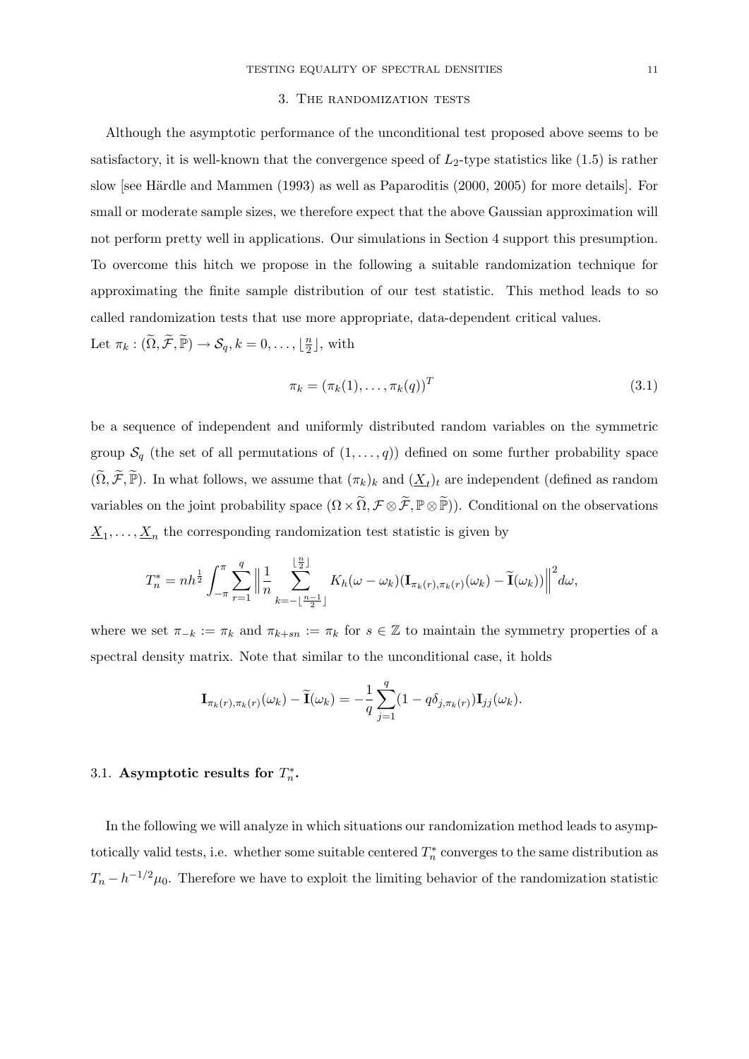## 3. The randomization tests

Although the asymptotic performance of the unconditional test proposed above seems to be satisfactory, it is well-known that the convergence speed of $L_2$-type statistics like (1.5) is rather slow [see Härdle and Mammen (1993) as well as Paparoditis (2000, 2005) for more details]. For small or moderate sample sizes, we therefore expect that the above Gaussian approximation will not perform pretty well in applications. Our simulations in Section 4 support this presumption. To overcome this hitch we propose in the following a suitable randomization technique for approximating the finite sample distribution of our test statistic. This method leads to so called randomization tests that use more appropriate, data-dependent critical values.

Let $\pi_k : (\widetilde{\Omega}, \widetilde{\mathcal{F}}, \widetilde{\mathbb{P}}) \to \mathcal{S}_q, k = 0, \ldots, \lfloor \frac{n}{2} \rfloor$, with

$$\pi_k = (\pi_k(1), \ldots, \pi_k(q))^T \tag{3.1}$$

be a sequence of independent and uniformly distributed random variables on the symmetric group $\mathcal{S}_q$ (the set of all permutations of $(1, \ldots, q)$) defined on some further probability space $(\widetilde{\Omega}, \widetilde{\mathcal{F}}, \widetilde{\mathbb{P}})$. In what follows, we assume that $(\pi_k)_k$ and $(\underline{X}_t)_t$ are independent (defined as random variables on the joint probability space $(\Omega \times \widetilde{\Omega}, \mathcal{F} \otimes \widetilde{\mathcal{F}}, \mathbb{P} \otimes \widetilde{\mathbb{P}})$). Conditional on the observations $\underline{X}_1, \ldots, \underline{X}_n$ the corresponding randomization test statistic is given by

$$T_n^* = nh^{\frac{1}{2}} \int_{-\pi}^{\pi} \sum_{r=1}^{q} \Big\| \frac{1}{n} \sum_{k=-\lfloor \frac{n-1}{2} \rfloor}^{\lfloor \frac{n}{2} \rfloor} K_h(\omega - \omega_k)(\mathbf{I}_{\pi_k(r), \pi_k(r)}(\omega_k) - \widetilde{\mathbf{I}}(\omega_k)) \Big\|^2 d\omega,$$

where we set $\pi_{-k} := \pi_k$ and $\pi_{k+sn} := \pi_k$ for $s \in \mathbb{Z}$ to maintain the symmetry properties of a spectral density matrix. Note that similar to the unconditional case, it holds

$$\mathbf{I}_{\pi_k(r), \pi_k(r)}(\omega_k) - \widetilde{\mathbf{I}}(\omega_k) = -\frac{1}{q} \sum_{j=1}^{q} (1 - q\delta_{j, \pi_k(r)}) \mathbf{I}_{jj}(\omega_k).$$

### 3.1. Asymptotic results for $T_n^*$.

In the following we will analyze in which situations our randomization method leads to asymptotically valid tests, i.e. whether some suitable centered $T_n^*$ converges to the same distribution as $T_n - h^{-1/2}\mu_0$. Therefore we have to exploit the limiting behavior of the randomization statistic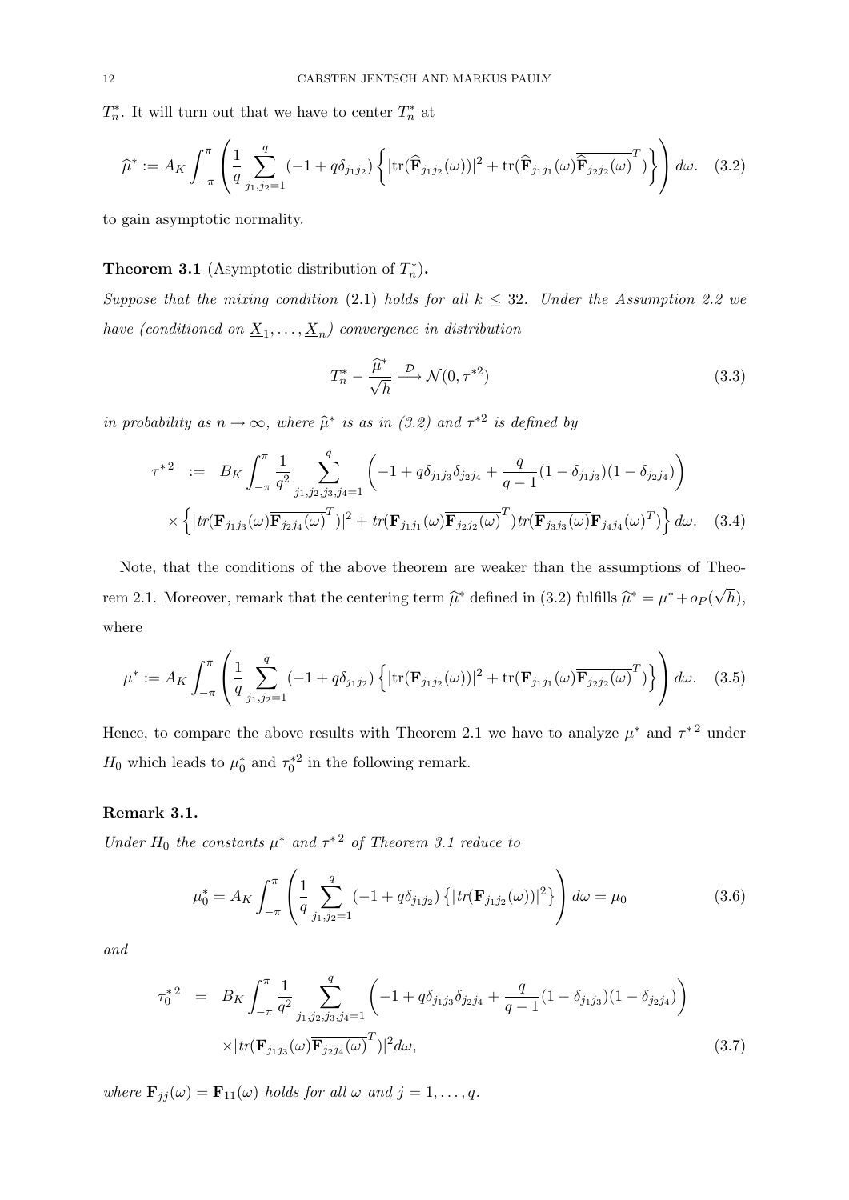$T_n^*$. It will turn out that we have to center $T_n^*$ at

$$\widehat{\mu}^* := A_K \int_{-\pi}^{\pi} \left( \frac{1}{q} \sum_{j_1,j_2=1}^{q} (-1 + q\delta_{j_1 j_2}) \left\{ |\mathrm{tr}(\widehat{\mathbf{F}}_{j_1 j_2}(\omega))|^2 + \mathrm{tr}(\widehat{\mathbf{F}}_{j_1 j_1}(\omega) \overline{\widehat{\mathbf{F}}_{j_2 j_2}(\omega)}^T) \right\} \right) d\omega. \quad (3.2)$$

to gain asymptotic normality.

**Theorem 3.1** (Asymptotic distribution of $T_n^*$)**.**

*Suppose that the mixing condition* (2.1) *holds for all $k \leq 32$. Under the Assumption 2.2 we have (conditioned on $\underline{X}_1, \ldots, \underline{X}_n$) convergence in distribution*

$$T_n^* - \frac{\widehat{\mu}^*}{\sqrt{h}} \xrightarrow{\mathcal{D}} \mathcal{N}(0, \tau^{*2}) \quad (3.3)$$

*in probability as $n \to \infty$, where $\widehat{\mu}^*$ is as in (3.2) and $\tau^{*2}$ is defined by*

$$\begin{aligned} \tau^{*2} \ := \ & B_K \int_{-\pi}^{\pi} \frac{1}{q^2} \sum_{j_1,j_2,j_3,j_4=1}^{q} \left( -1 + q\delta_{j_1 j_3}\delta_{j_2 j_4} + \frac{q}{q-1}(1-\delta_{j_1 j_3})(1-\delta_{j_2 j_4}) \right) \\ & \times \left\{ |tr(\mathbf{F}_{j_1 j_3}(\omega) \overline{\mathbf{F}_{j_2 j_4}(\omega)}^T)|^2 + tr(\mathbf{F}_{j_1 j_1}(\omega) \overline{\mathbf{F}_{j_2 j_2}(\omega)}^T) tr(\overline{\mathbf{F}_{j_3 j_3}(\omega)} \mathbf{F}_{j_4 j_4}(\omega)^T) \right\} d\omega. \quad (3.4) \end{aligned}$$

Note, that the conditions of the above theorem are weaker than the assumptions of Theorem 2.1. Moreover, remark that the centering term $\widehat{\mu}^*$ defined in (3.2) fulfills $\widehat{\mu}^* = \mu^* + o_P(\sqrt{h})$, where

$$\mu^* := A_K \int_{-\pi}^{\pi} \left( \frac{1}{q} \sum_{j_1,j_2=1}^{q} (-1 + q\delta_{j_1 j_2}) \left\{ |\mathrm{tr}(\mathbf{F}_{j_1 j_2}(\omega))|^2 + \mathrm{tr}(\mathbf{F}_{j_1 j_1}(\omega) \overline{\mathbf{F}_{j_2 j_2}(\omega)}^T) \right\} \right) d\omega. \quad (3.5)$$

Hence, to compare the above results with Theorem 2.1 we have to analyze $\mu^*$ and $\tau^{*2}$ under $H_0$ which leads to $\mu_0^*$ and $\tau_0^{*2}$ in the following remark.

**Remark 3.1.**

*Under $H_0$ the constants $\mu^*$ and $\tau^{*2}$ of Theorem 3.1 reduce to*

$$\mu_0^* = A_K \int_{-\pi}^{\pi} \left( \frac{1}{q} \sum_{j_1,j_2=1}^{q} (-1 + q\delta_{j_1 j_2}) \left\{ |tr(\mathbf{F}_{j_1 j_2}(\omega))|^2 \right\} \right) d\omega = \mu_0 \quad (3.6)$$

*and*

$$\begin{aligned} \tau_0^{*2} \ = \ & B_K \int_{-\pi}^{\pi} \frac{1}{q^2} \sum_{j_1,j_2,j_3,j_4=1}^{q} \left( -1 + q\delta_{j_1 j_3}\delta_{j_2 j_4} + \frac{q}{q-1}(1-\delta_{j_1 j_3})(1-\delta_{j_2 j_4}) \right) \\ & \times |tr(\mathbf{F}_{j_1 j_3}(\omega) \overline{\mathbf{F}_{j_2 j_4}(\omega)}^T)|^2 d\omega, \end{aligned} \quad (3.7)$$

*where $\mathbf{F}_{jj}(\omega) = \mathbf{F}_{11}(\omega)$ holds for all $\omega$ and $j = 1, \ldots, q$.*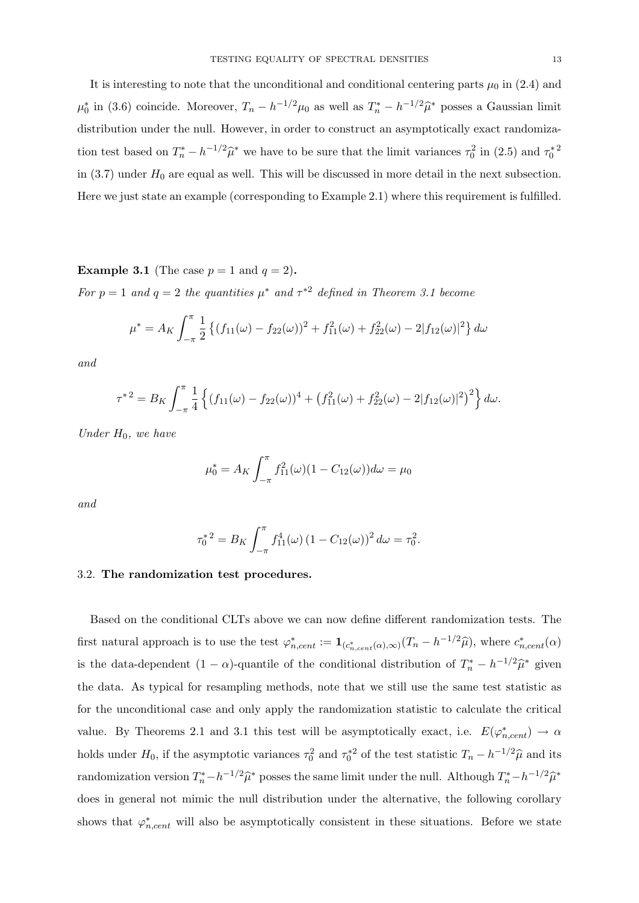It is interesting to note that the unconditional and conditional centering parts $\mu_0$ in (2.4) and $\mu_0^*$ in (3.6) coincide. Moreover, $T_n - h^{-1/2}\mu_0$ as well as $T_n^* - h^{-1/2}\widehat{\mu}^*$ posses a Gaussian limit distribution under the null. However, in order to construct an asymptotically exact randomization test based on $T_n^* - h^{-1/2}\widehat{\mu}^*$ we have to be sure that the limit variances $\tau_0^2$ in (2.5) and ${\tau_0^*}^2$ in (3.7) under $H_0$ are equal as well. This will be discussed in more detail in the next subsection. Here we just state an example (corresponding to Example 2.1) where this requirement is fulfilled.

**Example 3.1** (The case $p = 1$ and $q = 2$)**.**
*For $p = 1$ and $q = 2$ the quantities $\mu^*$ and $\tau^{*2}$ defined in Theorem 3.1 become*

$$\mu^* = A_K \int_{-\pi}^{\pi} \frac{1}{2}\left\{(f_{11}(\omega) - f_{22}(\omega))^2 + f_{11}^2(\omega) + f_{22}^2(\omega) - 2|f_{12}(\omega)|^2\right\} d\omega$$

*and*

$$\tau^{*2} = B_K \int_{-\pi}^{\pi} \frac{1}{4}\left\{(f_{11}(\omega) - f_{22}(\omega))^4 + \left(f_{11}^2(\omega) + f_{22}^2(\omega) - 2|f_{12}(\omega)|^2\right)^2\right\} d\omega.$$

*Under $H_0$, we have*

$$\mu_0^* = A_K \int_{-\pi}^{\pi} f_{11}^2(\omega)(1 - C_{12}(\omega)) d\omega = \mu_0$$

*and*

$${\tau_0^*}^2 = B_K \int_{-\pi}^{\pi} f_{11}^4(\omega)\left(1 - C_{12}(\omega)\right)^2 d\omega = \tau_0^2.$$

3.2. **The randomization test procedures.**

Based on the conditional CLTs above we can now define different randomization tests. The first natural approach is to use the test $\varphi_{n,cent}^* := \mathbf{1}_{(c_{n,cent}^*(\alpha),\infty)}(T_n - h^{-1/2}\widehat{\mu})$, where $c_{n,cent}^*(\alpha)$ is the data-dependent $(1-\alpha)$-quantile of the conditional distribution of $T_n^* - h^{-1/2}\widehat{\mu}^*$ given the data. As typical for resampling methods, note that we still use the same test statistic as for the unconditional case and only apply the randomization statistic to calculate the critical value. By Theorems 2.1 and 3.1 this test will be asymptotically exact, i.e. $E(\varphi_{n,cent}^*) \to \alpha$ holds under $H_0$, if the asymptotic variances $\tau_0^2$ and $\tau_0^{*2}$ of the test statistic $T_n - h^{-1/2}\widehat{\mu}$ and its randomization version $T_n^* - h^{-1/2}\widehat{\mu}^*$ posses the same limit under the null. Although $T_n^* - h^{-1/2}\widehat{\mu}^*$ does in general not mimic the null distribution under the alternative, the following corollary shows that $\varphi_{n,cent}^*$ will also be asymptotically consistent in these situations. Before we state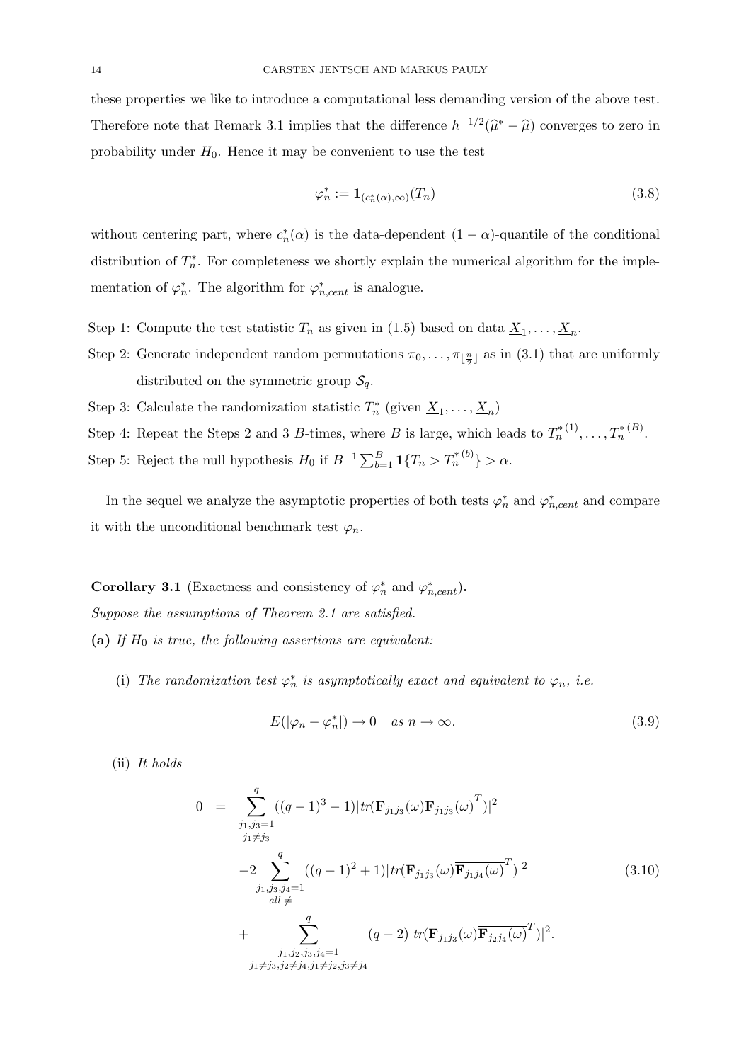these properties we like to introduce a computational less demanding version of the above test. Therefore note that Remark 3.1 implies that the difference $h^{-1/2}(\widehat{\mu}^* - \widehat{\mu})$ converges to zero in probability under $H_0$. Hence it may be convenient to use the test

$$\varphi_n^* := \mathbf{1}_{(c_n^*(\alpha),\infty)}(T_n) \tag{3.8}$$

without centering part, where $c_n^*(\alpha)$ is the data-dependent $(1-\alpha)$-quantile of the conditional distribution of $T_n^*$. For completeness we shortly explain the numerical algorithm for the implementation of $\varphi_n^*$. The algorithm for $\varphi_{n,cent}^*$ is analogue.

Step 1: Compute the test statistic $T_n$ as given in (1.5) based on data $\underline{X}_1,\ldots,\underline{X}_n$.

Step 2: Generate independent random permutations $\pi_0,\ldots,\pi_{\lfloor \frac{n}{2}\rfloor}$ as in (3.1) that are uniformly distributed on the symmetric group $\mathcal{S}_q$.

Step 3: Calculate the randomization statistic $T_n^*$ (given $\underline{X}_1,\ldots,\underline{X}_n$)

Step 4: Repeat the Steps 2 and 3 $B$-times, where $B$ is large, which leads to $T_n^{*(1)},\ldots,T_n^{*(B)}$.

Step 5: Reject the null hypothesis $H_0$ if $B^{-1}\sum_{b=1}^B \mathbf{1}\{T_n > T_n^{*(b)}\} > \alpha$.

In the sequel we analyze the asymptotic properties of both tests $\varphi_n^*$ and $\varphi_{n,cent}^*$ and compare it with the unconditional benchmark test $\varphi_n$.

**Corollary 3.1** (Exactness and consistency of $\varphi_n^*$ and $\varphi_{n,cent}^*$)**.**
*Suppose the assumptions of Theorem 2.1 are satisfied.*

**(a)** *If $H_0$ is true, the following assertions are equivalent:*

(i) *The randomization test $\varphi_n^*$ is asymptotically exact and equivalent to $\varphi_n$, i.e.*

$$E(|\varphi_n - \varphi_n^*|) \to 0 \quad \text{as } n\to\infty. \tag{3.9}$$

(ii) *It holds*

$$\begin{aligned}
0 \;=\; & \sum_{\substack{j_1,j_3=1\\ j_1\neq j_3}}^{q} ((q-1)^3-1)|tr(\mathbf{F}_{j_1j_3}(\omega)\overline{\mathbf{F}_{j_1j_3}(\omega)}^T)|^2 \\
& -2\sum_{\substack{j_1,j_3,j_4=1\\ all\,\neq}}^{q} ((q-1)^2+1)|tr(\mathbf{F}_{j_1j_3}(\omega)\overline{\mathbf{F}_{j_1j_4}(\omega)}^T)|^2 \\
& +\sum_{\substack{j_1,j_2,j_3,j_4=1\\ j_1\neq j_3, j_2\neq j_4, j_1\neq j_2, j_3\neq j_4}}^{q} (q-2)|tr(\mathbf{F}_{j_1j_3}(\omega)\overline{\mathbf{F}_{j_2j_4}(\omega)}^T)|^2.
\end{aligned} \tag{3.10}$$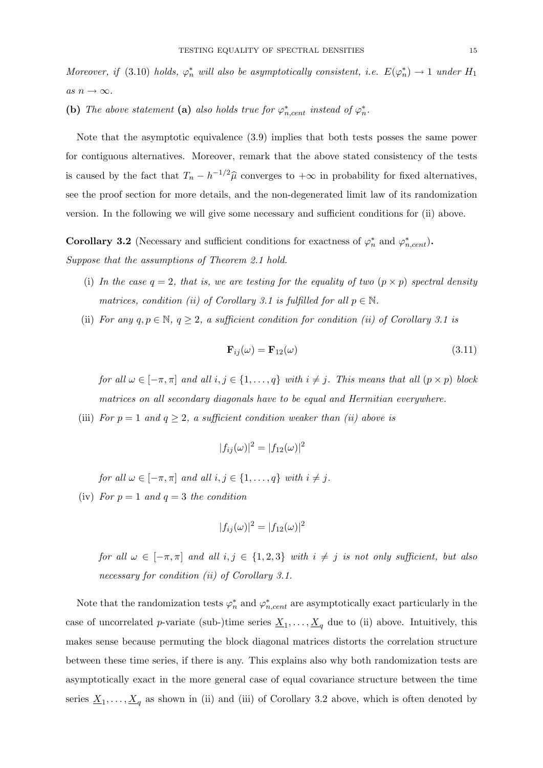*Moreover, if (3.10) holds, $\varphi_n^*$ will also be asymptotically consistent, i.e. $E(\varphi_n^*) \to 1$ under $H_1$ as $n \to \infty$.*

**(b)** *The above statement* **(a)** *also holds true for $\varphi_{n,cent}^*$ instead of $\varphi_n^*$.*

Note that the asymptotic equivalence (3.9) implies that both tests posses the same power for contiguous alternatives. Moreover, remark that the above stated consistency of the tests is caused by the fact that $T_n - h^{-1/2}\widehat{\mu}$ converges to $+\infty$ in probability for fixed alternatives, see the proof section for more details, and the non-degenerated limit law of its randomization version. In the following we will give some necessary and sufficient conditions for (ii) above.

**Corollary 3.2** (Necessary and sufficient conditions for exactness of $\varphi_n^*$ and $\varphi_{n,cent}^*$)**.**
*Suppose that the assumptions of Theorem 2.1 hold.*

(i) *In the case $q = 2$, that is, we are testing for the equality of two $(p \times p)$ spectral density matrices, condition (ii) of Corollary 3.1 is fulfilled for all $p \in \mathbb{N}$.*

(ii) *For any $q, p \in \mathbb{N}$, $q \geq 2$, a sufficient condition for condition (ii) of Corollary 3.1 is*

$$\mathbf{F}_{ij}(\omega) = \mathbf{F}_{12}(\omega) \tag{3.11}$$

*for all $\omega \in [-\pi, \pi]$ and all $i, j \in \{1, \ldots, q\}$ with $i \neq j$. This means that all $(p \times p)$ block matrices on all secondary diagonals have to be equal and Hermitian everywhere.*

(iii) *For $p = 1$ and $q \geq 2$, a sufficient condition weaker than (ii) above is*

$$|f_{ij}(\omega)|^2 = |f_{12}(\omega)|^2$$

*for all $\omega \in [-\pi, \pi]$ and all $i, j \in \{1, \ldots, q\}$ with $i \neq j$.*

(iv) *For $p = 1$ and $q = 3$ the condition*

$$|f_{ij}(\omega)|^2 = |f_{12}(\omega)|^2$$

*for all $\omega \in [-\pi, \pi]$ and all $i, j \in \{1, 2, 3\}$ with $i \neq j$ is not only sufficient, but also necessary for condition (ii) of Corollary 3.1.*

Note that the randomization tests $\varphi_n^*$ and $\varphi_{n,cent}^*$ are asymptotically exact particularly in the case of uncorrelated $p$-variate (sub-)time series $\underline{X}_1, \ldots, \underline{X}_q$ due to (ii) above. Intuitively, this makes sense because permuting the block diagonal matrices distorts the correlation structure between these time series, if there is any. This explains also why both randomization tests are asymptotically exact in the more general case of equal covariance structure between the time series $\underline{X}_1, \ldots, \underline{X}_q$ as shown in (ii) and (iii) of Corollary 3.2 above, which is often denoted by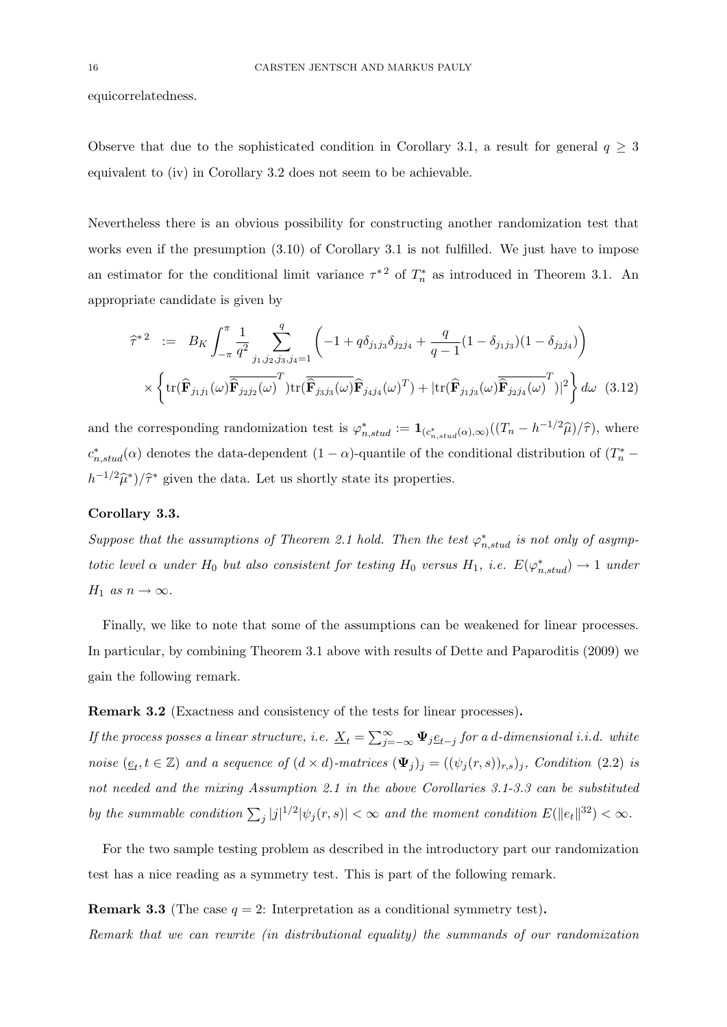equicorrelatedness.

Observe that due to the sophisticated condition in Corollary 3.1, a result for general $q \geq 3$ equivalent to (iv) in Corollary 3.2 does not seem to be achievable.

Nevertheless there is an obvious possibility for constructing another randomization test that works even if the presumption (3.10) of Corollary 3.1 is not fulfilled. We just have to impose an estimator for the conditional limit variance $\tau^{*2}$ of $T_n^*$ as introduced in Theorem 3.1. An appropriate candidate is given by

$$
\begin{aligned}
\widehat{\tau}^{*2} \;&:=\; B_K \int_{-\pi}^{\pi} \frac{1}{q^2} \sum_{j_1,j_2,j_3,j_4=1}^{q} \left( -1 + q\delta_{j_1j_3}\delta_{j_2j_4} + \frac{q}{q-1}(1-\delta_{j_1j_3})(1-\delta_{j_2j_4}) \right) \\
&\quad \times \left\{ \operatorname{tr}(\widehat{\mathbf{F}}_{j_1j_1}(\omega)\overline{\widehat{\mathbf{F}}_{j_2j_2}(\omega)}^T)\operatorname{tr}(\overline{\widehat{\mathbf{F}}_{j_3j_3}(\omega)}\widehat{\mathbf{F}}_{j_4j_4}(\omega)^T) + |\operatorname{tr}(\widehat{\mathbf{F}}_{j_1j_3}(\omega)\overline{\widehat{\mathbf{F}}_{j_2j_4}(\omega)}^T)|^2 \right\} d\omega \quad (3.12)
\end{aligned}
$$

and the corresponding randomization test is $\varphi_{n,stud}^* := \mathbf{1}_{(c_{n,stud}^*(\alpha),\infty)}((T_n - h^{-1/2}\widehat{\mu})/\widehat{\tau})$, where $c_{n,stud}^*(\alpha)$ denotes the data-dependent $(1-\alpha)$-quantile of the conditional distribution of $(T_n^* - h^{-1/2}\widehat{\mu}^*)/\widehat{\tau}^*$ given the data. Let us shortly state its properties.

**Corollary 3.3.**

*Suppose that the assumptions of Theorem 2.1 hold. Then the test $\varphi_{n,stud}^*$ is not only of asymptotic level $\alpha$ under $H_0$ but also consistent for testing $H_0$ versus $H_1$, i.e. $E(\varphi_{n,stud}^*) \to 1$ under $H_1$ as $n \to \infty$.*

Finally, we like to note that some of the assumptions can be weakened for linear processes. In particular, by combining Theorem 3.1 above with results of Dette and Paparoditis (2009) we gain the following remark.

**Remark 3.2** (Exactness and consistency of the tests for linear processes)**.**
*If the process posses a linear structure, i.e. $\underline{X}_t = \sum_{j=-\infty}^{\infty} \mathbf{\Psi}_j \underline{e}_{t-j}$ for a $d$-dimensional i.i.d. white noise $(\underline{e}_t, t \in \mathbb{Z})$ and a sequence of $(d \times d)$-matrices $(\mathbf{\Psi}_j)_j = ((\psi_j(r,s))_{r,s})_j$, Condition (2.2) is not needed and the mixing Assumption 2.1 in the above Corollaries 3.1-3.3 can be substituted by the summable condition $\sum_j |j|^{1/2}|\psi_j(r,s)| < \infty$ and the moment condition $E(\|e_t\|^{32}) < \infty$.*

For the two sample testing problem as described in the introductory part our randomization test has a nice reading as a symmetry test. This is part of the following remark.

**Remark 3.3** (The case $q = 2$: Interpretation as a conditional symmetry test)**.**
*Remark that we can rewrite (in distributional equality) the summands of our randomization*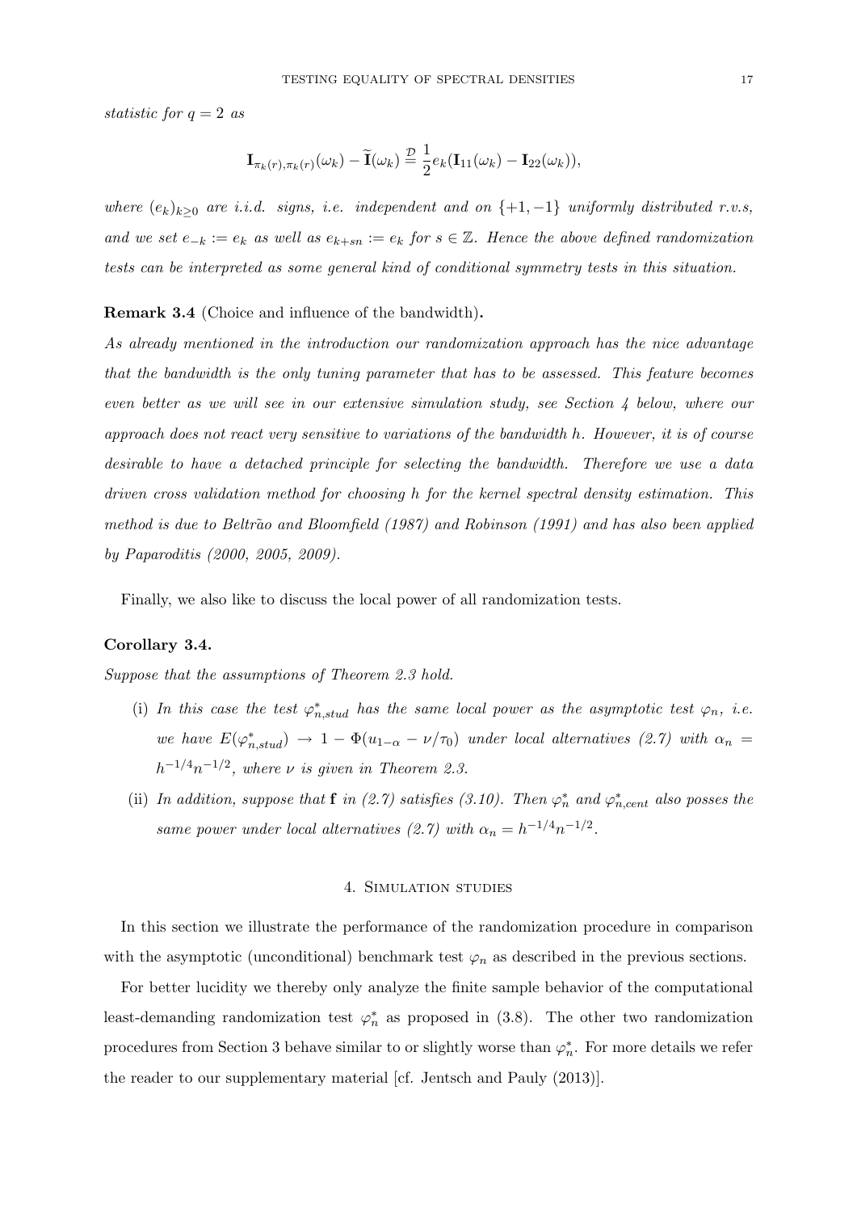*statistic for $q = 2$ as*

$$\mathbf{I}_{\pi_k(r),\pi_k(r)}(\omega_k) - \widetilde{\mathbf{I}}(\omega_k) \overset{\mathcal{D}}{=} \frac{1}{2} e_k (\mathbf{I}_{11}(\omega_k) - \mathbf{I}_{22}(\omega_k)),$$

*where $(e_k)_{k \geq 0}$ are i.i.d. signs, i.e. independent and on $\{+1, -1\}$ uniformly distributed r.v.s, and we set $e_{-k} := e_k$ as well as $e_{k+sn} := e_k$ for $s \in \mathbb{Z}$. Hence the above defined randomization tests can be interpreted as some general kind of conditional symmetry tests in this situation.*

**Remark 3.4** (Choice and influence of the bandwidth)**.**
*As already mentioned in the introduction our randomization approach has the nice advantage that the bandwidth is the only tuning parameter that has to be assessed. This feature becomes even better as we will see in our extensive simulation study, see Section 4 below, where our approach does not react very sensitive to variations of the bandwidth $h$. However, it is of course desirable to have a detached principle for selecting the bandwidth. Therefore we use a data driven cross validation method for choosing $h$ for the kernel spectral density estimation. This method is due to Beltrão and Bloomfield (1987) and Robinson (1991) and has also been applied by Paparoditis (2000, 2005, 2009).*

Finally, we also like to discuss the local power of all randomization tests.

**Corollary 3.4.**
*Suppose that the assumptions of Theorem 2.3 hold.*

(i) *In this case the test $\varphi^*_{n,stud}$ has the same local power as the asymptotic test $\varphi_n$, i.e. we have $E(\varphi^*_{n,stud}) \to 1 - \Phi(u_{1-\alpha} - \nu/\tau_0)$ under local alternatives (2.7) with $\alpha_n = h^{-1/4}n^{-1/2}$, where $\nu$ is given in Theorem 2.3.*

(ii) *In addition, suppose that $\mathbf{f}$ in (2.7) satisfies (3.10). Then $\varphi^*_n$ and $\varphi^*_{n,cent}$ also posses the same power under local alternatives (2.7) with $\alpha_n = h^{-1/4}n^{-1/2}$.*

## 4. Simulation studies

In this section we illustrate the performance of the randomization procedure in comparison with the asymptotic (unconditional) benchmark test $\varphi_n$ as described in the previous sections.

For better lucidity we thereby only analyze the finite sample behavior of the computational least-demanding randomization test $\varphi^*_n$ as proposed in (3.8). The other two randomization procedures from Section 3 behave similar to or slightly worse than $\varphi^*_n$. For more details we refer the reader to our supplementary material [cf. Jentsch and Pauly (2013)].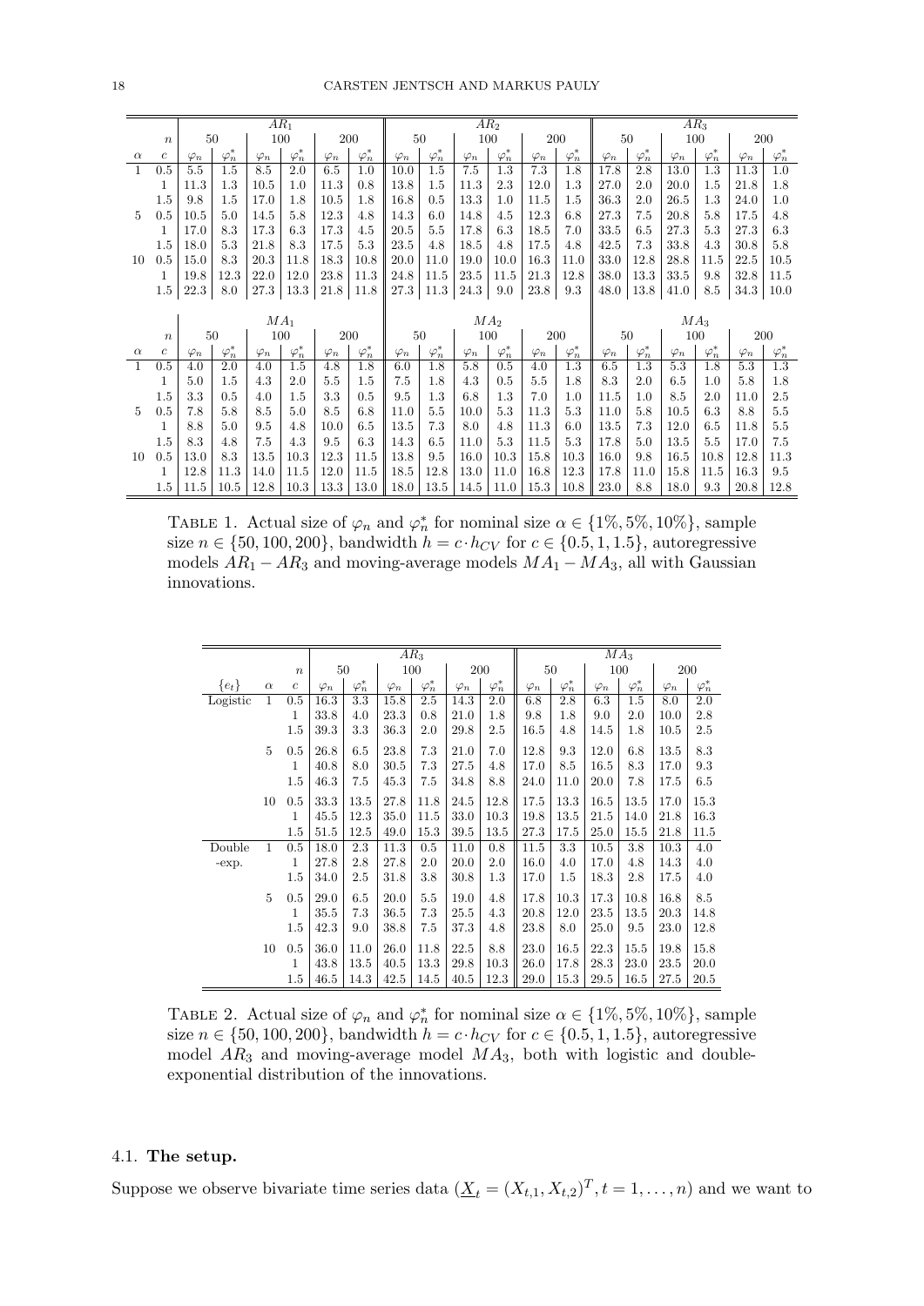| | | $AR_1$ | | | | | | $AR_2$ | | | | | | $AR_3$ | | | | | |
|---|---|---|---|---|---|---|---|---|---|---|---|---|---|---|---|---|---|---|---|
| | $n$ | 50 | | 100 | | 200 | | 50 | | 100 | | 200 | | 50 | | 100 | | 200 | |
| $\alpha$ | $c$ | $\varphi_n$ | $\varphi_n^*$ | $\varphi_n$ | $\varphi_n^*$ | $\varphi_n$ | $\varphi_n^*$ | $\varphi_n$ | $\varphi_n^*$ | $\varphi_n$ | $\varphi_n^*$ | $\varphi_n$ | $\varphi_n^*$ | $\varphi_n$ | $\varphi_n^*$ | $\varphi_n$ | $\varphi_n^*$ | $\varphi_n$ | $\varphi_n^*$ |
| 1 | 0.5 | 5.5 | 1.5 | 8.5 | 2.0 | 6.5 | 1.0 | 10.0 | 1.5 | 7.5 | 1.3 | 7.3 | 1.8 | 17.8 | 2.8 | 13.0 | 1.3 | 11.3 | 1.0 |
| | 1 | 11.3 | 1.3 | 10.5 | 1.0 | 11.3 | 0.8 | 13.8 | 1.5 | 11.3 | 2.3 | 12.0 | 1.3 | 27.0 | 2.0 | 20.0 | 1.5 | 21.8 | 1.8 |
| | 1.5 | 9.8 | 1.5 | 17.0 | 1.8 | 10.5 | 1.8 | 16.8 | 0.5 | 13.3 | 1.0 | 11.5 | 1.5 | 36.3 | 2.0 | 26.5 | 1.3 | 24.0 | 1.0 |
| 5 | 0.5 | 10.5 | 5.0 | 14.5 | 5.8 | 12.3 | 4.8 | 14.3 | 6.0 | 14.8 | 4.5 | 12.3 | 6.8 | 27.3 | 7.5 | 20.8 | 5.8 | 17.5 | 4.8 |
| | 1 | 17.0 | 8.3 | 17.3 | 6.3 | 17.3 | 4.5 | 20.5 | 5.5 | 17.8 | 6.3 | 18.5 | 7.0 | 33.5 | 6.5 | 27.3 | 5.3 | 27.3 | 6.3 |
| | 1.5 | 18.0 | 5.3 | 21.8 | 8.3 | 17.5 | 5.3 | 23.5 | 4.8 | 18.5 | 4.8 | 17.5 | 4.8 | 42.5 | 7.3 | 33.8 | 4.3 | 30.8 | 5.8 |
| 10 | 0.5 | 15.0 | 8.3 | 20.3 | 11.8 | 18.3 | 10.8 | 20.0 | 11.0 | 19.0 | 10.0 | 16.3 | 11.0 | 33.0 | 12.8 | 28.8 | 11.5 | 22.5 | 10.5 |
| | 1 | 19.8 | 12.3 | 22.0 | 12.0 | 23.8 | 11.3 | 24.8 | 11.5 | 23.5 | 11.5 | 21.3 | 12.8 | 38.0 | 13.3 | 33.5 | 9.8 | 32.8 | 11.5 |
| | 1.5 | 22.3 | 8.0 | 27.3 | 13.3 | 21.8 | 11.8 | 27.3 | 11.3 | 24.3 | 9.0 | 23.8 | 9.3 | 48.0 | 13.8 | 41.0 | 8.5 | 34.3 | 10.0 |
| | | $MA_1$ | | | | | | $MA_2$ | | | | | | $MA_3$ | | | | | |
| | $n$ | 50 | | 100 | | 200 | | 50 | | 100 | | 200 | | 50 | | 100 | | 200 | |
| $\alpha$ | $c$ | $\varphi_n$ | $\varphi_n^*$ | $\varphi_n$ | $\varphi_n^*$ | $\varphi_n$ | $\varphi_n^*$ | $\varphi_n$ | $\varphi_n^*$ | $\varphi_n$ | $\varphi_n^*$ | $\varphi_n$ | $\varphi_n^*$ | $\varphi_n$ | $\varphi_n^*$ | $\varphi_n$ | $\varphi_n^*$ | $\varphi_n$ | $\varphi_n^*$ |
| 1 | 0.5 | 4.0 | 2.0 | 4.0 | 1.5 | 4.8 | 1.8 | 6.0 | 1.8 | 5.8 | 0.5 | 4.0 | 1.3 | 6.5 | 1.3 | 5.3 | 1.8 | 5.3 | 1.3 |
| | 1 | 5.0 | 1.5 | 4.3 | 2.0 | 5.5 | 1.5 | 7.5 | 1.8 | 4.3 | 0.5 | 5.5 | 1.8 | 8.3 | 2.0 | 6.5 | 1.0 | 5.8 | 1.8 |
| | 1.5 | 3.3 | 0.5 | 4.0 | 1.5 | 3.3 | 0.5 | 9.5 | 1.3 | 6.8 | 1.3 | 7.0 | 1.0 | 11.5 | 1.0 | 8.5 | 2.0 | 11.0 | 2.5 |
| 5 | 0.5 | 7.8 | 5.8 | 8.5 | 5.0 | 8.5 | 6.8 | 11.0 | 5.5 | 10.0 | 5.3 | 11.3 | 5.3 | 11.0 | 5.8 | 10.5 | 6.3 | 8.8 | 5.5 |
| | 1 | 8.8 | 5.0 | 9.5 | 4.8 | 10.0 | 6.5 | 13.5 | 7.3 | 8.0 | 4.8 | 11.3 | 6.0 | 13.5 | 7.3 | 12.0 | 6.5 | 11.8 | 5.5 |
| | 1.5 | 8.3 | 4.8 | 7.5 | 4.3 | 9.5 | 6.3 | 14.3 | 6.5 | 11.0 | 5.3 | 11.5 | 5.3 | 17.8 | 5.0 | 13.5 | 5.5 | 17.0 | 7.5 |
| 10 | 0.5 | 13.0 | 8.3 | 13.5 | 10.3 | 12.3 | 11.5 | 13.8 | 9.5 | 16.0 | 10.3 | 15.8 | 10.3 | 16.0 | 9.8 | 16.5 | 10.8 | 12.8 | 11.3 |
| | 1 | 12.8 | 11.3 | 14.0 | 11.5 | 12.0 | 11.5 | 18.5 | 12.8 | 13.0 | 11.0 | 16.8 | 12.3 | 17.8 | 11.0 | 15.8 | 11.5 | 16.3 | 9.5 |
| | 1.5 | 11.5 | 10.5 | 12.8 | 10.3 | 13.3 | 13.0 | 18.0 | 13.5 | 14.5 | 11.0 | 15.3 | 10.8 | 23.0 | 8.8 | 18.0 | 9.3 | 20.8 | 12.8 |

TABLE 1. Actual size of $\varphi_n$ and $\varphi_n^*$ for nominal size $\alpha \in \{1\%, 5\%, 10\%\}$, sample size $n \in \{50, 100, 200\}$, bandwidth $h = c \cdot h_{CV}$ for $c \in \{0.5, 1, 1.5\}$, autoregressive models $AR_1 - AR_3$ and moving-average models $MA_1 - MA_3$, all with Gaussian innovations.

| | | | $AR_3$ | | | | | | $MA_3$ | | | | | |
|---|---|---|---|---|---|---|---|---|---|---|---|---|---|---|
| | | $n$ | 50 | | 100 | | 200 | | 50 | | 100 | | 200 | |
| $\{e_t\}$ | $\alpha$ | $c$ | $\varphi_n$ | $\varphi_n^*$ | $\varphi_n$ | $\varphi_n^*$ | $\varphi_n$ | $\varphi_n^*$ | $\varphi_n$ | $\varphi_n^*$ | $\varphi_n$ | $\varphi_n^*$ | $\varphi_n$ | $\varphi_n^*$ |
| Logistic | 1 | 0.5 | 16.3 | 3.3 | 15.8 | 2.5 | 14.3 | 2.0 | 6.8 | 2.8 | 6.3 | 1.5 | 8.0 | 2.0 |
| | | 1 | 33.8 | 4.0 | 23.3 | 0.8 | 21.0 | 1.8 | 9.8 | 1.8 | 9.0 | 2.0 | 10.0 | 2.8 |
| | | 1.5 | 39.3 | 3.3 | 36.3 | 2.0 | 29.8 | 2.5 | 16.5 | 4.8 | 14.5 | 1.8 | 10.5 | 2.5 |
| | 5 | 0.5 | 26.8 | 6.5 | 23.8 | 7.3 | 21.0 | 7.0 | 12.8 | 9.3 | 12.0 | 6.8 | 13.5 | 8.3 |
| | | 1 | 40.8 | 8.0 | 30.5 | 7.3 | 27.5 | 4.8 | 17.0 | 8.5 | 16.5 | 8.3 | 17.0 | 9.3 |
| | | 1.5 | 46.3 | 7.5 | 45.3 | 7.5 | 34.8 | 8.8 | 24.0 | 11.0 | 20.0 | 7.8 | 17.5 | 6.5 |
| | 10 | 0.5 | 33.3 | 13.5 | 27.8 | 11.8 | 24.5 | 12.8 | 17.5 | 13.3 | 16.5 | 13.5 | 17.0 | 15.3 |
| | | 1 | 45.5 | 12.3 | 35.0 | 11.5 | 33.0 | 10.3 | 19.8 | 13.5 | 21.5 | 14.0 | 21.8 | 16.3 |
| | | 1.5 | 51.5 | 12.5 | 49.0 | 15.3 | 39.5 | 13.5 | 27.3 | 17.5 | 25.0 | 15.5 | 21.8 | 11.5 |
| Double -exp. | 1 | 0.5 | 18.0 | 2.3 | 11.3 | 0.5 | 11.0 | 0.8 | 11.5 | 3.3 | 10.5 | 3.8 | 10.3 | 4.0 |
| | | 1 | 27.8 | 2.8 | 27.8 | 2.0 | 20.0 | 2.0 | 16.0 | 4.0 | 17.0 | 4.8 | 14.3 | 4.0 |
| | | 1.5 | 34.0 | 2.5 | 31.8 | 3.8 | 30.8 | 1.3 | 17.0 | 1.5 | 18.3 | 2.8 | 17.5 | 4.0 |
| | 5 | 0.5 | 29.0 | 6.5 | 20.0 | 5.5 | 19.0 | 4.8 | 17.8 | 10.3 | 17.3 | 10.8 | 16.8 | 8.5 |
| | | 1 | 35.5 | 7.3 | 36.5 | 7.3 | 25.5 | 4.3 | 20.8 | 12.0 | 23.5 | 13.5 | 20.3 | 14.8 |
| | | 1.5 | 42.3 | 9.0 | 38.8 | 7.5 | 37.3 | 4.8 | 23.8 | 8.0 | 25.0 | 9.5 | 23.0 | 12.8 |
| | 10 | 0.5 | 36.0 | 11.0 | 26.0 | 11.8 | 22.5 | 8.8 | 23.0 | 16.5 | 22.3 | 15.5 | 19.8 | 15.8 |
| | | 1 | 43.8 | 13.5 | 40.5 | 13.3 | 29.8 | 10.3 | 26.0 | 17.8 | 28.3 | 23.0 | 23.5 | 20.0 |
| | | 1.5 | 46.5 | 14.3 | 42.5 | 14.5 | 40.5 | 12.3 | 29.0 | 15.3 | 29.5 | 16.5 | 27.5 | 20.5 |

TABLE 2. Actual size of $\varphi_n$ and $\varphi_n^*$ for nominal size $\alpha \in \{1\%, 5\%, 10\%\}$, sample size $n \in \{50, 100, 200\}$, bandwidth $h = c \cdot h_{CV}$ for $c \in \{0.5, 1, 1.5\}$, autoregressive model $AR_3$ and moving-average model $MA_3$, both with logistic and double-exponential distribution of the innovations.

### 4.1. **The setup.**

Suppose we observe bivariate time series data ($\underline{X}_t = (X_{t,1}, X_{t,2})^T, t = 1, \ldots, n$) and we want to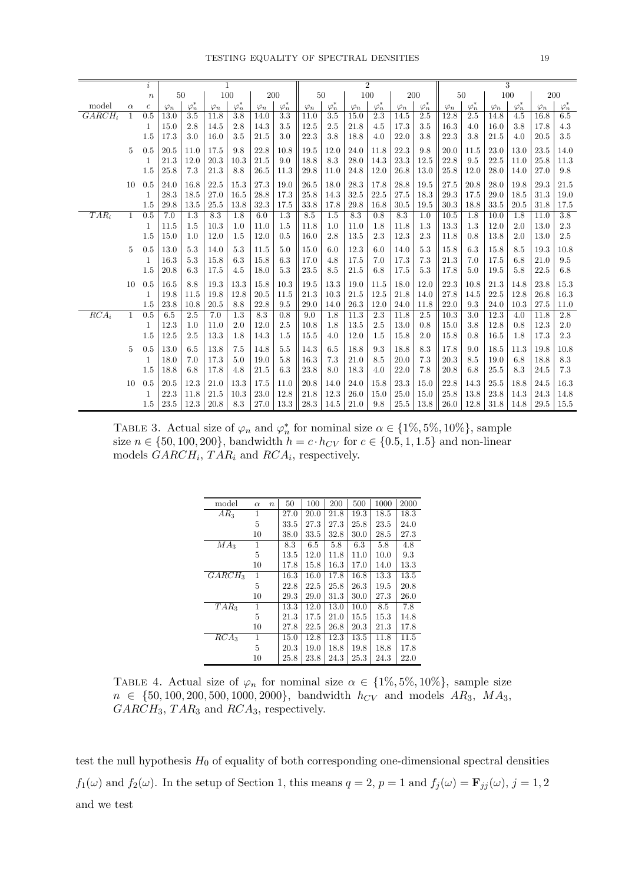| | | $i$ | 1 | | | | | | 2 | | | | | | 3 | | | | | |
|---|---|---|---|---|---|---|---|---|---|---|---|---|---|---|---|---|---|---|---|---|
| | | $n$ | 50 | | 100 | | 200 | | 50 | | 100 | | 200 | | 50 | | 100 | | 200 | |
| model | $\alpha$ | $c$ | $\varphi_n$ | $\varphi_n^*$ | $\varphi_n$ | $\varphi_n^*$ | $\varphi_n$ | $\varphi_n^*$ | $\varphi_n$ | $\varphi_n^*$ | $\varphi_n$ | $\varphi_n^*$ | $\varphi_n$ | $\varphi_n^*$ | $\varphi_n$ | $\varphi_n^*$ | $\varphi_n$ | $\varphi_n^*$ | $\varphi_n$ | $\varphi_n^*$ |
| $GARCH_i$ | 1 | 0.5 | 13.0 | 3.5 | 11.8 | 3.8 | 14.0 | 3.3 | 11.0 | 3.5 | 15.0 | 2.3 | 14.5 | 2.5 | 12.8 | 2.5 | 14.8 | 4.5 | 16.8 | 6.5 |
| | | 1 | 15.0 | 2.8 | 14.5 | 2.8 | 14.3 | 3.5 | 12.5 | 2.5 | 21.8 | 4.5 | 17.3 | 3.5 | 16.3 | 4.0 | 16.0 | 3.8 | 17.8 | 4.3 |
| | | 1.5 | 17.3 | 3.0 | 16.0 | 3.5 | 21.5 | 3.0 | 22.3 | 3.8 | 18.8 | 4.0 | 22.0 | 3.8 | 22.3 | 3.8 | 21.5 | 4.0 | 20.5 | 3.5 |
| | 5 | 0.5 | 20.5 | 11.0 | 17.5 | 9.8 | 22.8 | 10.8 | 19.5 | 12.0 | 24.0 | 11.8 | 22.3 | 9.8 | 20.0 | 11.5 | 23.0 | 13.0 | 23.5 | 14.0 |
| | | 1 | 21.3 | 12.0 | 20.3 | 10.3 | 21.5 | 9.0 | 18.8 | 8.3 | 28.0 | 14.3 | 23.3 | 12.5 | 22.8 | 9.5 | 22.5 | 11.0 | 25.8 | 11.3 |
| | | 1.5 | 25.8 | 7.3 | 21.3 | 8.8 | 26.5 | 11.3 | 29.8 | 11.0 | 24.8 | 12.0 | 26.8 | 13.0 | 25.8 | 12.0 | 28.0 | 14.0 | 27.0 | 9.8 |
| | 10 | 0.5 | 24.0 | 16.8 | 22.5 | 15.3 | 27.3 | 19.0 | 26.5 | 18.0 | 28.3 | 17.8 | 28.8 | 19.5 | 27.5 | 20.8 | 28.0 | 19.8 | 29.3 | 21.5 |
| | | 1 | 28.3 | 18.5 | 27.0 | 16.5 | 28.8 | 17.3 | 25.8 | 14.3 | 32.5 | 22.5 | 27.5 | 18.3 | 29.3 | 17.5 | 29.0 | 18.5 | 31.3 | 19.0 |
| | | 1.5 | 29.8 | 13.5 | 25.5 | 13.8 | 32.3 | 17.5 | 33.8 | 17.8 | 29.8 | 16.8 | 30.5 | 19.5 | 30.3 | 18.8 | 33.5 | 20.5 | 31.8 | 17.5 |
| $TAR_i$ | 1 | 0.5 | 7.0 | 1.3 | 8.3 | 1.8 | 6.0 | 1.3 | 8.5 | 1.5 | 8.3 | 0.8 | 8.3 | 1.0 | 10.5 | 1.8 | 10.0 | 1.8 | 11.0 | 3.8 |
| | | 1 | 11.5 | 1.5 | 10.3 | 1.0 | 11.0 | 1.5 | 11.8 | 1.0 | 11.0 | 1.8 | 11.8 | 1.3 | 13.3 | 1.3 | 12.0 | 2.0 | 13.0 | 2.3 |
| | | 1.5 | 15.0 | 1.0 | 12.0 | 1.5 | 12.0 | 0.5 | 16.0 | 2.8 | 13.5 | 2.3 | 12.3 | 2.3 | 11.8 | 0.8 | 13.8 | 2.0 | 13.0 | 2.5 |
| | 5 | 0.5 | 13.0 | 5.3 | 14.0 | 5.3 | 11.5 | 5.0 | 15.0 | 6.0 | 12.3 | 6.0 | 14.0 | 5.3 | 15.8 | 6.3 | 15.8 | 8.5 | 19.3 | 10.8 |
| | | 1 | 16.3 | 5.3 | 15.8 | 6.3 | 15.8 | 6.3 | 17.0 | 4.8 | 17.5 | 7.0 | 17.3 | 7.3 | 21.3 | 7.0 | 17.5 | 6.8 | 21.0 | 9.5 |
| | | 1.5 | 20.8 | 6.3 | 17.5 | 4.5 | 18.0 | 5.3 | 23.5 | 8.5 | 21.5 | 6.8 | 17.5 | 5.3 | 17.8 | 5.0 | 19.5 | 5.8 | 22.5 | 6.8 |
| | 10 | 0.5 | 16.5 | 8.8 | 19.3 | 13.3 | 15.8 | 10.3 | 19.5 | 13.3 | 19.0 | 11.5 | 18.0 | 12.0 | 22.3 | 10.8 | 21.3 | 14.8 | 23.8 | 15.3 |
| | | 1 | 19.8 | 11.5 | 19.8 | 12.8 | 20.5 | 11.5 | 21.3 | 10.3 | 21.5 | 12.5 | 21.8 | 14.0 | 27.8 | 14.5 | 22.5 | 12.8 | 26.8 | 16.3 |
| | | 1.5 | 23.8 | 10.8 | 20.5 | 8.8 | 22.8 | 9.5 | 29.0 | 14.0 | 26.3 | 12.0 | 24.0 | 11.8 | 22.0 | 9.3 | 24.0 | 10.3 | 27.5 | 11.0 |
| $RCA_i$ | 1 | 0.5 | 6.5 | 2.5 | 7.0 | 1.3 | 8.3 | 0.8 | 9.0 | 1.8 | 11.3 | 2.3 | 11.8 | 2.5 | 10.3 | 3.0 | 12.3 | 4.0 | 11.8 | 2.8 |
| | | 1 | 12.3 | 1.0 | 11.0 | 2.0 | 12.0 | 2.5 | 10.8 | 1.8 | 13.5 | 2.5 | 13.0 | 0.8 | 15.0 | 3.8 | 12.8 | 0.8 | 12.3 | 2.0 |
| | | 1.5 | 12.5 | 2.5 | 13.3 | 1.8 | 14.3 | 1.5 | 15.5 | 4.0 | 12.0 | 1.5 | 15.8 | 2.0 | 15.8 | 0.8 | 16.5 | 1.8 | 17.3 | 2.3 |
| | 5 | 0.5 | 13.0 | 6.5 | 13.8 | 7.5 | 14.8 | 5.5 | 14.3 | 6.5 | 18.8 | 9.3 | 18.8 | 8.3 | 17.8 | 9.0 | 18.5 | 11.3 | 19.8 | 10.8 |
| | | 1 | 18.0 | 7.0 | 17.3 | 5.0 | 19.0 | 5.8 | 16.3 | 7.3 | 21.0 | 8.5 | 20.0 | 7.3 | 20.3 | 8.5 | 19.0 | 6.8 | 18.8 | 8.3 |
| | | 1.5 | 18.8 | 6.8 | 17.8 | 4.8 | 21.5 | 6.3 | 23.8 | 8.0 | 18.3 | 4.0 | 22.0 | 7.8 | 20.8 | 6.8 | 25.5 | 8.3 | 24.5 | 7.3 |
| | 10 | 0.5 | 20.5 | 12.3 | 21.0 | 13.3 | 17.5 | 11.0 | 20.8 | 14.0 | 24.0 | 15.8 | 23.3 | 15.0 | 22.8 | 14.3 | 25.5 | 18.8 | 24.5 | 16.3 |
| | | 1 | 22.3 | 11.8 | 21.5 | 10.3 | 23.0 | 12.8 | 21.8 | 12.3 | 26.0 | 15.0 | 25.0 | 15.0 | 25.8 | 13.8 | 23.8 | 14.3 | 24.3 | 14.8 |
| | | 1.5 | 23.5 | 12.3 | 20.8 | 8.3 | 27.0 | 13.3 | 28.3 | 14.5 | 21.0 | 9.8 | 25.5 | 13.8 | 26.0 | 12.8 | 31.8 | 14.8 | 29.5 | 15.5 |

TABLE 3. Actual size of $\varphi_n$ and $\varphi_n^*$ for nominal size $\alpha \in \{1\%, 5\%, 10\%\}$, sample size $n \in \{50, 100, 200\}$, bandwidth $h = c \cdot h_{CV}$ for $c \in \{0.5, 1, 1.5\}$ and non-linear models $GARCH_i$, $TAR_i$ and $RCA_i$, respectively.

| model | $\alpha$ \ $n$ | 50 | 100 | 200 | 500 | 1000 | 2000 |
|---|---|---|---|---|---|---|---|
| $AR_3$ | 1 | 27.0 | 20.0 | 21.8 | 19.3 | 18.5 | 18.3 |
| | 5 | 33.5 | 27.3 | 27.3 | 25.8 | 23.5 | 24.0 |
| | 10 | 38.0 | 33.5 | 32.8 | 30.0 | 28.5 | 27.3 |
| $MA_3$ | 1 | 8.3 | 6.5 | 5.8 | 6.3 | 5.8 | 4.8 |
| | 5 | 13.5 | 12.0 | 11.8 | 11.0 | 10.0 | 9.3 |
| | 10 | 17.8 | 15.8 | 16.3 | 17.0 | 14.0 | 13.3 |
| $GARCH_3$ | 1 | 16.3 | 16.0 | 17.8 | 16.8 | 13.3 | 13.5 |
| | 5 | 22.8 | 22.5 | 25.8 | 26.3 | 19.5 | 20.8 |
| | 10 | 29.3 | 29.0 | 31.3 | 30.0 | 27.3 | 26.0 |
| $TAR_3$ | 1 | 13.3 | 12.0 | 13.0 | 10.0 | 8.5 | 7.8 |
| | 5 | 21.3 | 17.5 | 21.0 | 15.5 | 15.3 | 14.8 |
| | 10 | 27.8 | 22.5 | 26.8 | 20.3 | 21.3 | 17.8 |
| $RCA_3$ | 1 | 15.0 | 12.8 | 12.3 | 13.5 | 11.8 | 11.5 |
| | 5 | 20.3 | 19.0 | 18.8 | 19.8 | 18.8 | 17.8 |
| | 10 | 25.8 | 23.8 | 24.3 | 25.3 | 24.3 | 22.0 |

TABLE 4. Actual size of $\varphi_n$ for nominal size $\alpha \in \{1\%, 5\%, 10\%\}$, sample size $n \in \{50, 100, 200, 500, 1000, 2000\}$, bandwidth $h_{CV}$ and models $AR_3$, $MA_3$, $GARCH_3$, $TAR_3$ and $RCA_3$, respectively.

test the null hypothesis $H_0$ of equality of both corresponding one-dimensional spectral densities $f_1(\omega)$ and $f_2(\omega)$. In the setup of Section 1, this means $q = 2$, $p = 1$ and $f_j(\omega) = \mathbf{F}_{jj}(\omega)$, $j = 1, 2$ and we test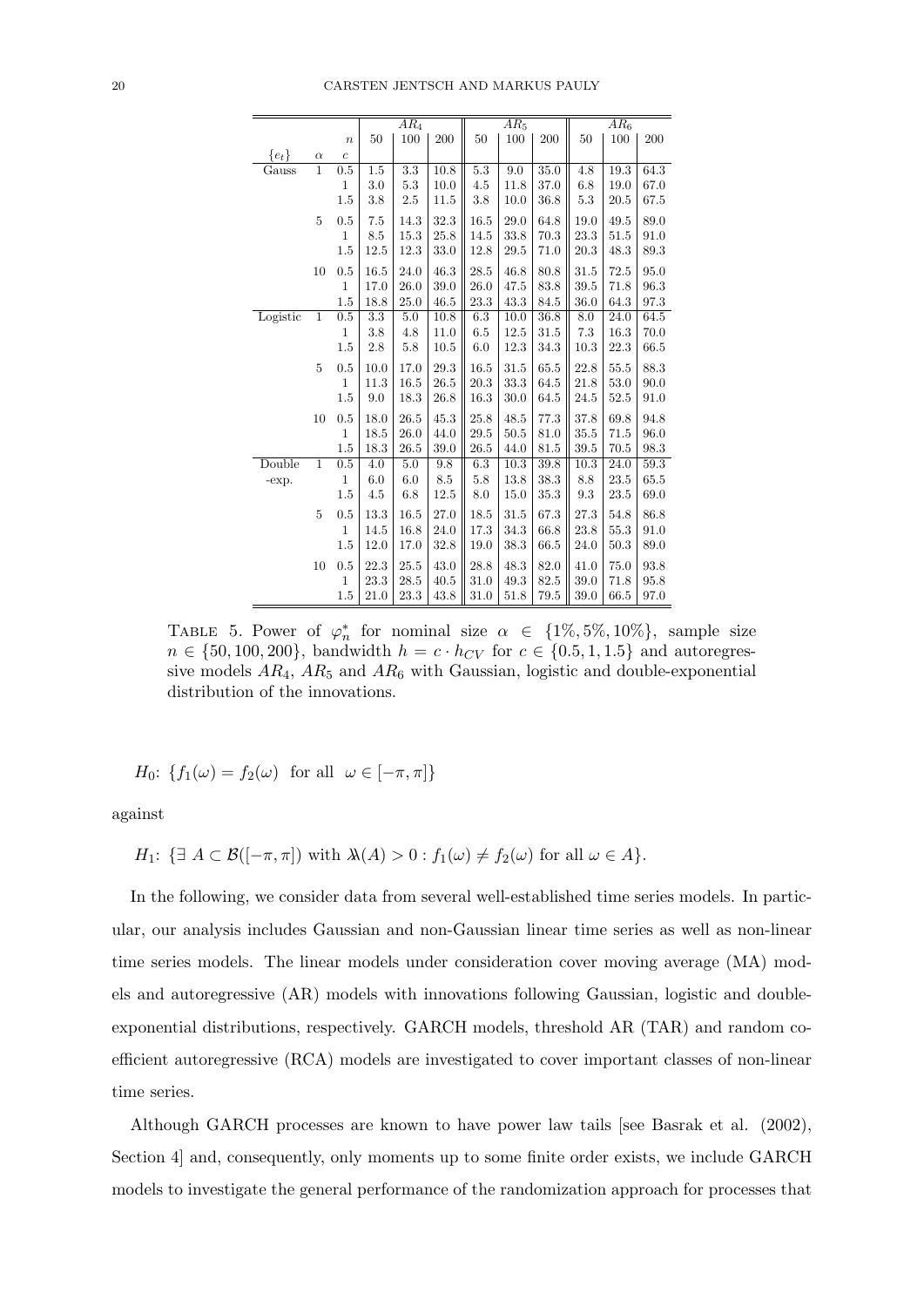|  |  | $n$ | $AR_4$ |  |  | $AR_5$ |  |  | $AR_6$ |  |  |
|---|---|---|---|---|---|---|---|---|---|---|---|
| $\{e_t\}$ | $\alpha$ | $c$ | 50 | 100 | 200 | 50 | 100 | 200 | 50 | 100 | 200 |
| Gauss | 1 | 0.5 | 1.5 | 3.3 | 10.8 | 5.3 | 9.0 | 35.0 | 4.8 | 19.3 | 64.3 |
|  |  | 1 | 3.0 | 5.3 | 10.0 | 4.5 | 11.8 | 37.0 | 6.8 | 19.0 | 67.0 |
|  |  | 1.5 | 3.8 | 2.5 | 11.5 | 3.8 | 10.0 | 36.8 | 5.3 | 20.5 | 67.5 |
|  | 5 | 0.5 | 7.5 | 14.3 | 32.3 | 16.5 | 29.0 | 64.8 | 19.0 | 49.5 | 89.0 |
|  |  | 1 | 8.5 | 15.3 | 25.8 | 14.5 | 33.8 | 70.3 | 23.3 | 51.5 | 91.0 |
|  |  | 1.5 | 12.5 | 12.3 | 33.0 | 12.8 | 29.5 | 71.0 | 20.3 | 48.3 | 89.3 |
|  | 10 | 0.5 | 16.5 | 24.0 | 46.3 | 28.5 | 46.8 | 80.8 | 31.5 | 72.5 | 95.0 |
|  |  | 1 | 17.0 | 26.0 | 39.0 | 26.0 | 47.5 | 83.8 | 39.5 | 71.8 | 96.3 |
|  |  | 1.5 | 18.8 | 25.0 | 46.5 | 23.3 | 43.3 | 84.5 | 36.0 | 64.3 | 97.3 |
| Logistic | 1 | 0.5 | 3.3 | 5.0 | 10.8 | 6.3 | 10.0 | 36.8 | 8.0 | 24.0 | 64.5 |
|  |  | 1 | 3.8 | 4.8 | 11.0 | 6.5 | 12.5 | 31.5 | 7.3 | 16.3 | 70.0 |
|  |  | 1.5 | 2.8 | 5.8 | 10.5 | 6.0 | 12.3 | 34.3 | 10.3 | 22.3 | 66.5 |
|  | 5 | 0.5 | 10.0 | 17.0 | 29.3 | 16.5 | 31.5 | 65.5 | 22.8 | 55.5 | 88.3 |
|  |  | 1 | 11.3 | 16.5 | 26.5 | 20.3 | 33.3 | 64.5 | 21.8 | 53.0 | 90.0 |
|  |  | 1.5 | 9.0 | 18.3 | 26.8 | 16.3 | 30.0 | 64.5 | 24.5 | 52.5 | 91.0 |
|  | 10 | 0.5 | 18.0 | 26.5 | 45.3 | 25.8 | 48.5 | 77.3 | 37.8 | 69.8 | 94.8 |
|  |  | 1 | 18.5 | 26.0 | 44.0 | 29.5 | 50.5 | 81.0 | 35.5 | 71.5 | 96.0 |
|  |  | 1.5 | 18.3 | 26.5 | 39.0 | 26.5 | 44.0 | 81.5 | 39.5 | 70.5 | 98.3 |
| Double -exp. | 1 | 0.5 | 4.0 | 5.0 | 9.8 | 6.3 | 10.3 | 39.8 | 10.3 | 24.0 | 59.3 |
|  |  | 1 | 6.0 | 6.0 | 8.5 | 5.8 | 13.8 | 38.3 | 8.8 | 23.5 | 65.5 |
|  |  | 1.5 | 4.5 | 6.8 | 12.5 | 8.0 | 15.0 | 35.3 | 9.3 | 23.5 | 69.0 |
|  | 5 | 0.5 | 13.3 | 16.5 | 27.0 | 18.5 | 31.5 | 67.3 | 27.3 | 54.8 | 86.8 |
|  |  | 1 | 14.5 | 16.8 | 24.0 | 17.3 | 34.3 | 66.8 | 23.8 | 55.3 | 91.0 |
|  |  | 1.5 | 12.0 | 17.0 | 32.8 | 19.0 | 38.3 | 66.5 | 24.0 | 50.3 | 89.0 |
|  | 10 | 0.5 | 22.3 | 25.5 | 43.0 | 28.8 | 48.3 | 82.0 | 41.0 | 75.0 | 93.8 |
|  |  | 1 | 23.3 | 28.5 | 40.5 | 31.0 | 49.3 | 82.5 | 39.0 | 71.8 | 95.8 |
|  |  | 1.5 | 21.0 | 23.3 | 43.8 | 31.0 | 51.8 | 79.5 | 39.0 | 66.5 | 97.0 |

TABLE 5. Power of $\varphi_n^*$ for nominal size $\alpha \in \{1\%, 5\%, 10\%\}$, sample size $n \in \{50, 100, 200\}$, bandwidth $h = c \cdot h_{CV}$ for $c \in \{0.5, 1, 1.5\}$ and autoregressive models $AR_4$, $AR_5$ and $AR_6$ with Gaussian, logistic and double-exponential distribution of the innovations.

$$H_0\colon\ \{f_1(\omega) = f_2(\omega) \ \text{ for all } \ \omega \in [-\pi, \pi]\}$$

against

$$H_1\colon\ \{\exists\ A \subset \mathcal{B}([-\pi, \pi]) \text{ with } \lambda\!\!\lambda(A) > 0 : f_1(\omega) \neq f_2(\omega) \text{ for all } \omega \in A\}.$$

In the following, we consider data from several well-established time series models. In particular, our analysis includes Gaussian and non-Gaussian linear time series as well as non-linear time series models. The linear models under consideration cover moving average (MA) models and autoregressive (AR) models with innovations following Gaussian, logistic and double-exponential distributions, respectively. GARCH models, threshold AR (TAR) and random coefficient autoregressive (RCA) models are investigated to cover important classes of non-linear time series.

Although GARCH processes are known to have power law tails [see Basrak et al. (2002), Section 4] and, consequently, only moments up to some finite order exists, we include GARCH models to investigate the general performance of the randomization approach for processes that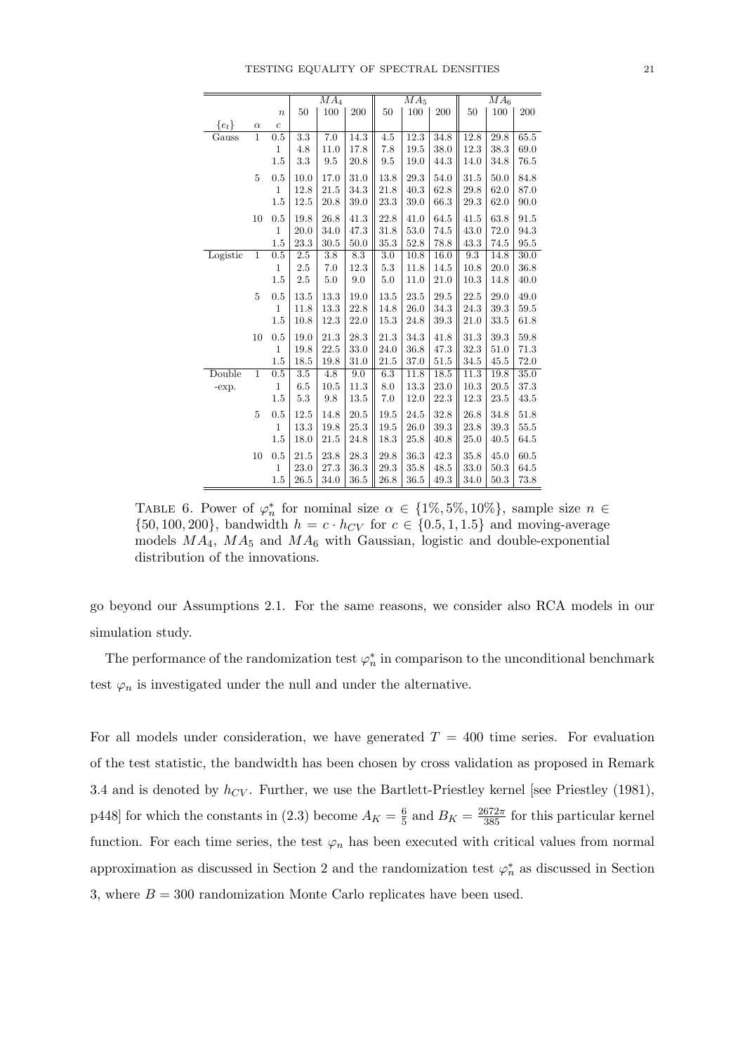| | | | $MA_4$ | | | $MA_5$ | | | $MA_6$ | | |
|---|---|---|---|---|---|---|---|---|---|---|---|
| | | $n$ | 50 | 100 | 200 | 50 | 100 | 200 | 50 | 100 | 200 |
| $\{e_t\}$ | $\alpha$ | $c$ | | | | | | | | | |
| Gauss | 1 | 0.5 | 3.3 | 7.0 | 14.3 | 4.5 | 12.3 | 34.8 | 12.8 | 29.8 | 65.5 |
| | | 1 | 4.8 | 11.0 | 17.8 | 7.8 | 19.5 | 38.0 | 12.3 | 38.3 | 69.0 |
| | | 1.5 | 3.3 | 9.5 | 20.8 | 9.5 | 19.0 | 44.3 | 14.0 | 34.8 | 76.5 |
| | 5 | 0.5 | 10.0 | 17.0 | 31.0 | 13.8 | 29.3 | 54.0 | 31.5 | 50.0 | 84.8 |
| | | 1 | 12.8 | 21.5 | 34.3 | 21.8 | 40.3 | 62.8 | 29.8 | 62.0 | 87.0 |
| | | 1.5 | 12.5 | 20.8 | 39.0 | 23.3 | 39.0 | 66.3 | 29.3 | 62.0 | 90.0 |
| | 10 | 0.5 | 19.8 | 26.8 | 41.3 | 22.8 | 41.0 | 64.5 | 41.5 | 63.8 | 91.5 |
| | | 1 | 20.0 | 34.0 | 47.3 | 31.8 | 53.0 | 74.5 | 43.0 | 72.0 | 94.3 |
| | | 1.5 | 23.3 | 30.5 | 50.0 | 35.3 | 52.8 | 78.8 | 43.3 | 74.5 | 95.5 |
| Logistic | 1 | 0.5 | 2.5 | 3.8 | 8.3 | 3.0 | 10.8 | 16.0 | 9.3 | 14.8 | 30.0 |
| | | 1 | 2.5 | 7.0 | 12.3 | 5.3 | 11.8 | 14.5 | 10.8 | 20.0 | 36.8 |
| | | 1.5 | 2.5 | 5.0 | 9.0 | 5.0 | 11.0 | 21.0 | 10.3 | 14.8 | 40.0 |
| | 5 | 0.5 | 13.5 | 13.3 | 19.0 | 13.5 | 23.5 | 29.5 | 22.5 | 29.0 | 49.0 |
| | | 1 | 11.8 | 13.3 | 22.8 | 14.8 | 26.0 | 34.3 | 24.3 | 39.3 | 59.5 |
| | | 1.5 | 10.8 | 12.3 | 22.0 | 15.3 | 24.8 | 39.3 | 21.0 | 33.5 | 61.8 |
| | 10 | 0.5 | 19.0 | 21.3 | 28.3 | 21.3 | 34.3 | 41.8 | 31.3 | 39.3 | 59.8 |
| | | 1 | 19.8 | 22.5 | 33.0 | 24.0 | 36.8 | 47.3 | 32.3 | 51.0 | 71.3 |
| | | 1.5 | 18.5 | 19.8 | 31.0 | 21.5 | 37.0 | 51.5 | 34.5 | 45.5 | 72.0 |
| Double -exp. | 1 | 0.5 | 3.5 | 4.8 | 9.0 | 6.3 | 11.8 | 18.5 | 11.3 | 19.8 | 35.0 |
| | | 1 | 6.5 | 10.5 | 11.3 | 8.0 | 13.3 | 23.0 | 10.3 | 20.5 | 37.3 |
| | | 1.5 | 5.3 | 9.8 | 13.5 | 7.0 | 12.0 | 22.3 | 12.3 | 23.5 | 43.5 |
| | 5 | 0.5 | 12.5 | 14.8 | 20.5 | 19.5 | 24.5 | 32.8 | 26.8 | 34.8 | 51.8 |
| | | 1 | 13.3 | 19.8 | 25.3 | 19.5 | 26.0 | 39.3 | 23.8 | 39.3 | 55.5 |
| | | 1.5 | 18.0 | 21.5 | 24.8 | 18.3 | 25.8 | 40.8 | 25.0 | 40.5 | 64.5 |
| | 10 | 0.5 | 21.5 | 23.8 | 28.3 | 29.8 | 36.3 | 42.3 | 35.8 | 45.0 | 60.5 |
| | | 1 | 23.0 | 27.3 | 36.3 | 29.3 | 35.8 | 48.5 | 33.0 | 50.3 | 64.5 |
| | | 1.5 | 26.5 | 34.0 | 36.5 | 26.8 | 36.5 | 49.3 | 34.0 | 50.3 | 73.8 |

TABLE 6. Power of $\varphi_n^*$ for nominal size $\alpha \in \{1\%, 5\%, 10\%\}$, sample size $n \in \{50, 100, 200\}$, bandwidth $h = c \cdot h_{CV}$ for $c \in \{0.5, 1, 1.5\}$ and moving-average models $MA_4$, $MA_5$ and $MA_6$ with Gaussian, logistic and double-exponential distribution of the innovations.

go beyond our Assumptions 2.1. For the same reasons, we consider also RCA models in our simulation study.

The performance of the randomization test $\varphi_n^*$ in comparison to the unconditional benchmark test $\varphi_n$ is investigated under the null and under the alternative.

For all models under consideration, we have generated $T = 400$ time series. For evaluation of the test statistic, the bandwidth has been chosen by cross validation as proposed in Remark 3.4 and is denoted by $h_{CV}$. Further, we use the Bartlett-Priestley kernel [see Priestley (1981), p448] for which the constants in (2.3) become $A_K = \frac{6}{5}$ and $B_K = \frac{2672\pi}{385}$ for this particular kernel function. For each time series, the test $\varphi_n$ has been executed with critical values from normal approximation as discussed in Section 2 and the randomization test $\varphi_n^*$ as discussed in Section 3, where $B = 300$ randomization Monte Carlo replicates have been used.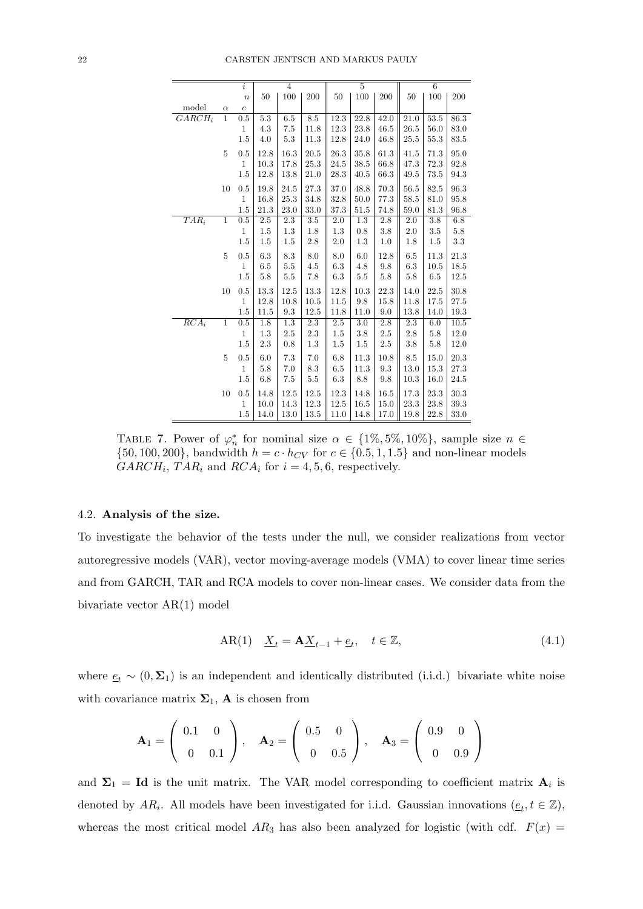| | | $i$ | 4 | | | 5 | | | 6 | | |
|---|---|---|---|---|---|---|---|---|---|---|---|
| | | $n$ | 50 | 100 | 200 | 50 | 100 | 200 | 50 | 100 | 200 |
| model | $\alpha$ | $c$ | | | | | | | | | |
| $GARCH_i$ | 1 | 0.5 | 5.3 | 6.5 | 8.5 | 12.3 | 22.8 | 42.0 | 21.0 | 53.5 | 86.3 |
| | | 1 | 4.3 | 7.5 | 11.8 | 12.3 | 23.8 | 46.5 | 26.5 | 56.0 | 83.0 |
| | | 1.5 | 4.0 | 5.3 | 11.3 | 12.8 | 24.0 | 46.8 | 25.5 | 55.3 | 83.5 |
| | 5 | 0.5 | 12.8 | 16.3 | 20.5 | 26.3 | 35.8 | 61.3 | 41.5 | 71.3 | 95.0 |
| | | 1 | 10.3 | 17.8 | 25.3 | 24.5 | 38.5 | 66.8 | 47.3 | 72.3 | 92.8 |
| | | 1.5 | 12.8 | 13.8 | 21.0 | 28.3 | 40.5 | 66.3 | 49.5 | 73.5 | 94.3 |
| | 10 | 0.5 | 19.8 | 24.5 | 27.3 | 37.0 | 48.8 | 70.3 | 56.5 | 82.5 | 96.3 |
| | | 1 | 16.8 | 25.3 | 34.8 | 32.8 | 50.0 | 77.3 | 58.5 | 81.0 | 95.8 |
| | | 1.5 | 21.3 | 23.0 | 33.0 | 37.3 | 51.5 | 74.8 | 59.0 | 81.3 | 96.8 |
| $TAR_i$ | 1 | 0.5 | 2.5 | 2.3 | 3.5 | 2.0 | 1.3 | 2.8 | 2.0 | 3.8 | 6.8 |
| | | 1 | 1.5 | 1.3 | 1.8 | 1.3 | 0.8 | 3.8 | 2.0 | 3.5 | 5.8 |
| | | 1.5 | 1.5 | 1.5 | 2.8 | 2.0 | 1.3 | 1.0 | 1.8 | 1.5 | 3.3 |
| | 5 | 0.5 | 6.3 | 8.3 | 8.0 | 8.0 | 6.0 | 12.8 | 6.5 | 11.3 | 21.3 |
| | | 1 | 6.5 | 5.5 | 4.5 | 6.3 | 4.8 | 9.8 | 6.3 | 10.5 | 18.5 |
| | | 1.5 | 5.8 | 5.5 | 7.8 | 6.3 | 5.5 | 5.8 | 5.8 | 6.5 | 12.5 |
| | 10 | 0.5 | 13.3 | 12.5 | 13.3 | 12.8 | 10.3 | 22.3 | 14.0 | 22.5 | 30.8 |
| | | 1 | 12.8 | 10.8 | 10.5 | 11.5 | 9.8 | 15.8 | 11.8 | 17.5 | 27.5 |
| | | 1.5 | 11.5 | 9.3 | 12.5 | 11.8 | 11.0 | 9.0 | 13.8 | 14.0 | 19.3 |
| $RCA_i$ | 1 | 0.5 | 1.8 | 1.3 | 2.3 | 2.5 | 3.0 | 2.8 | 2.3 | 6.0 | 10.5 |
| | | 1 | 1.3 | 2.5 | 2.3 | 1.5 | 3.8 | 2.5 | 2.8 | 5.8 | 12.0 |
| | | 1.5 | 2.3 | 0.8 | 1.3 | 1.5 | 1.5 | 2.5 | 3.8 | 5.8 | 12.0 |
| | 5 | 0.5 | 6.0 | 7.3 | 7.0 | 6.8 | 11.3 | 10.8 | 8.5 | 15.0 | 20.3 |
| | | 1 | 5.8 | 7.0 | 8.3 | 6.5 | 11.3 | 9.3 | 13.0 | 15.3 | 27.3 |
| | | 1.5 | 6.8 | 7.5 | 5.5 | 6.3 | 8.8 | 9.8 | 10.3 | 16.0 | 24.5 |
| | 10 | 0.5 | 14.8 | 12.5 | 12.5 | 12.3 | 14.8 | 16.5 | 17.3 | 23.3 | 30.3 |
| | | 1 | 10.0 | 14.3 | 12.3 | 12.5 | 16.5 | 15.0 | 23.3 | 23.8 | 39.3 |
| | | 1.5 | 14.0 | 13.0 | 13.5 | 11.0 | 14.8 | 17.0 | 19.8 | 22.8 | 33.0 |

TABLE 7. Power of $\varphi_n^*$ for nominal size $\alpha \in \{1\%, 5\%, 10\%\}$, sample size $n \in \{50, 100, 200\}$, bandwidth $h = c \cdot h_{CV}$ for $c \in \{0.5, 1, 1.5\}$ and non-linear models $GARCH_i$, $TAR_i$ and $RCA_i$ for $i = 4, 5, 6$, respectively.

### 4.2. **Analysis of the size.**

To investigate the behavior of the tests under the null, we consider realizations from vector autoregressive models (VAR), vector moving-average models (VMA) to cover linear time series and from GARCH, TAR and RCA models to cover non-linear cases. We consider data from the bivariate vector AR(1) model

$$\text{AR}(1) \quad \underline{X}_t = \mathbf{A}\underline{X}_{t-1} + \underline{e}_t, \quad t \in \mathbb{Z}, \tag{4.1}$$

where $\underline{e}_t \sim (0, \mathbf{\Sigma}_1)$ is an independent and identically distributed (i.i.d.) bivariate white noise with covariance matrix $\mathbf{\Sigma}_1$, $\mathbf{A}$ is chosen from

$$\mathbf{A}_1 = \begin{pmatrix} 0.1 & 0 \\ 0 & 0.1 \end{pmatrix}, \quad \mathbf{A}_2 = \begin{pmatrix} 0.5 & 0 \\ 0 & 0.5 \end{pmatrix}, \quad \mathbf{A}_3 = \begin{pmatrix} 0.9 & 0 \\ 0 & 0.9 \end{pmatrix}$$

and $\mathbf{\Sigma}_1 = \mathbf{Id}$ is the unit matrix. The VAR model corresponding to coefficient matrix $\mathbf{A}_i$ is denoted by $AR_i$. All models have been investigated for i.i.d. Gaussian innovations $(\underline{e}_t, t \in \mathbb{Z})$, whereas the most critical model $AR_3$ has also been analyzed for logistic (with cdf. $F(x) =$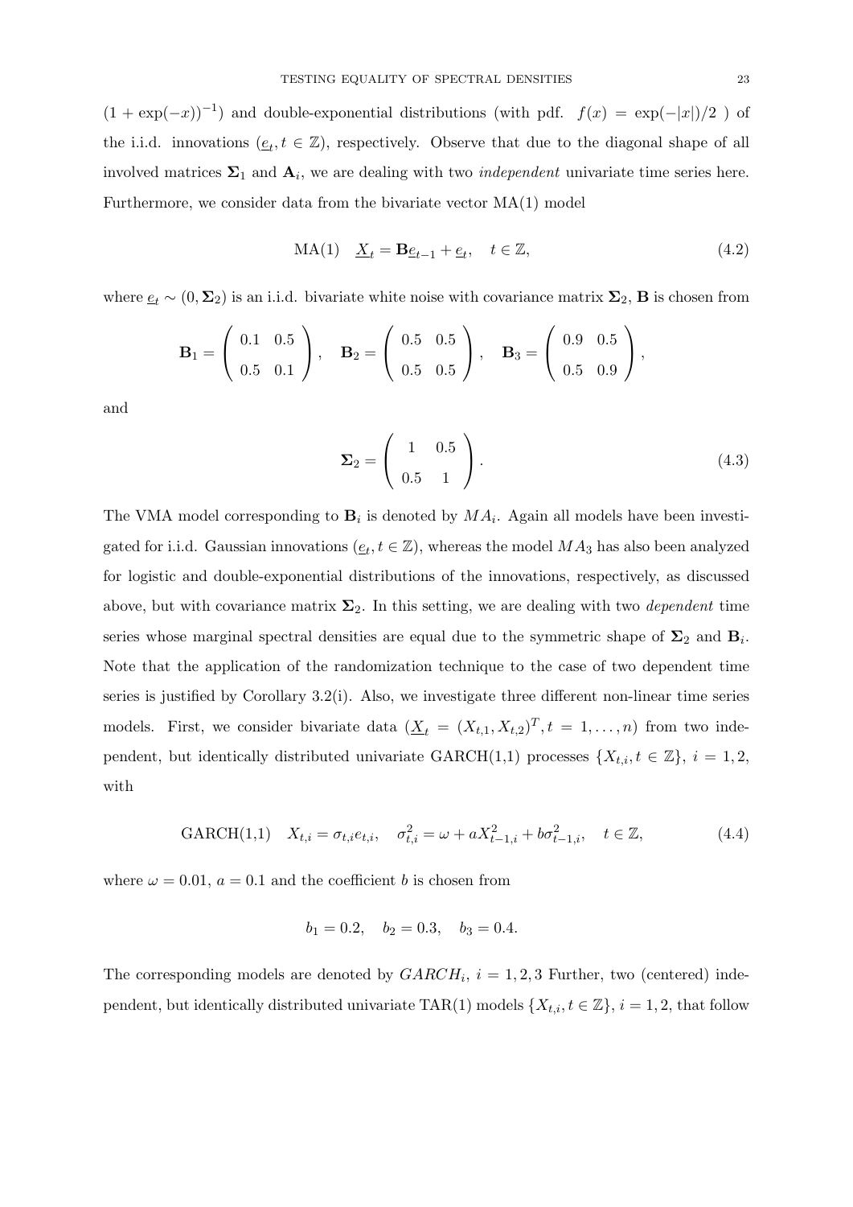$(1+\exp(-x))^{-1}$) and double-exponential distributions (with pdf. $f(x) = \exp(-|x|)/2$ ) of the i.i.d. innovations ($\underline{e}_t, t \in \mathbb{Z}$), respectively. Observe that due to the diagonal shape of all involved matrices $\mathbf{\Sigma}_1$ and $\mathbf{A}_i$, we are dealing with two *independent* univariate time series here. Furthermore, we consider data from the bivariate vector MA(1) model

$$\text{MA(1)} \quad \underline{X}_t = \mathbf{B}\underline{e}_{t-1} + \underline{e}_t, \quad t \in \mathbb{Z}, \tag{4.2}$$

where $\underline{e}_t \sim (0, \mathbf{\Sigma}_2)$ is an i.i.d. bivariate white noise with covariance matrix $\mathbf{\Sigma}_2$, $\mathbf{B}$ is chosen from

$$\mathbf{B}_1 = \begin{pmatrix} 0.1 & 0.5 \\ 0.5 & 0.1 \end{pmatrix}, \quad \mathbf{B}_2 = \begin{pmatrix} 0.5 & 0.5 \\ 0.5 & 0.5 \end{pmatrix}, \quad \mathbf{B}_3 = \begin{pmatrix} 0.9 & 0.5 \\ 0.5 & 0.9 \end{pmatrix},$$

and

$$\mathbf{\Sigma}_2 = \begin{pmatrix} 1 & 0.5 \\ 0.5 & 1 \end{pmatrix}. \tag{4.3}$$

The VMA model corresponding to $\mathbf{B}_i$ is denoted by $MA_i$. Again all models have been investigated for i.i.d. Gaussian innovations ($\underline{e}_t, t \in \mathbb{Z}$), whereas the model $MA_3$ has also been analyzed for logistic and double-exponential distributions of the innovations, respectively, as discussed above, but with covariance matrix $\mathbf{\Sigma}_2$. In this setting, we are dealing with two *dependent* time series whose marginal spectral densities are equal due to the symmetric shape of $\mathbf{\Sigma}_2$ and $\mathbf{B}_i$. Note that the application of the randomization technique to the case of two dependent time series is justified by Corollary 3.2(i). Also, we investigate three different non-linear time series models. First, we consider bivariate data ($\underline{X}_t = (X_{t,1}, X_{t,2})^T, t = 1, \ldots, n$) from two independent, but identically distributed univariate GARCH(1,1) processes $\{X_{t,i}, t \in \mathbb{Z}\}$, $i = 1, 2$, with

$$\text{GARCH(1,1)} \quad X_{t,i} = \sigma_{t,i} e_{t,i}, \quad \sigma_{t,i}^2 = \omega + aX_{t-1,i}^2 + b\sigma_{t-1,i}^2, \quad t \in \mathbb{Z}, \tag{4.4}$$

where $\omega = 0.01$, $a = 0.1$ and the coefficient $b$ is chosen from

$$b_1 = 0.2, \quad b_2 = 0.3, \quad b_3 = 0.4.$$

The corresponding models are denoted by $GARCH_i$, $i = 1, 2, 3$ Further, two (centered) independent, but identically distributed univariate TAR(1) models $\{X_{t,i}, t \in \mathbb{Z}\}$, $i = 1, 2$, that follow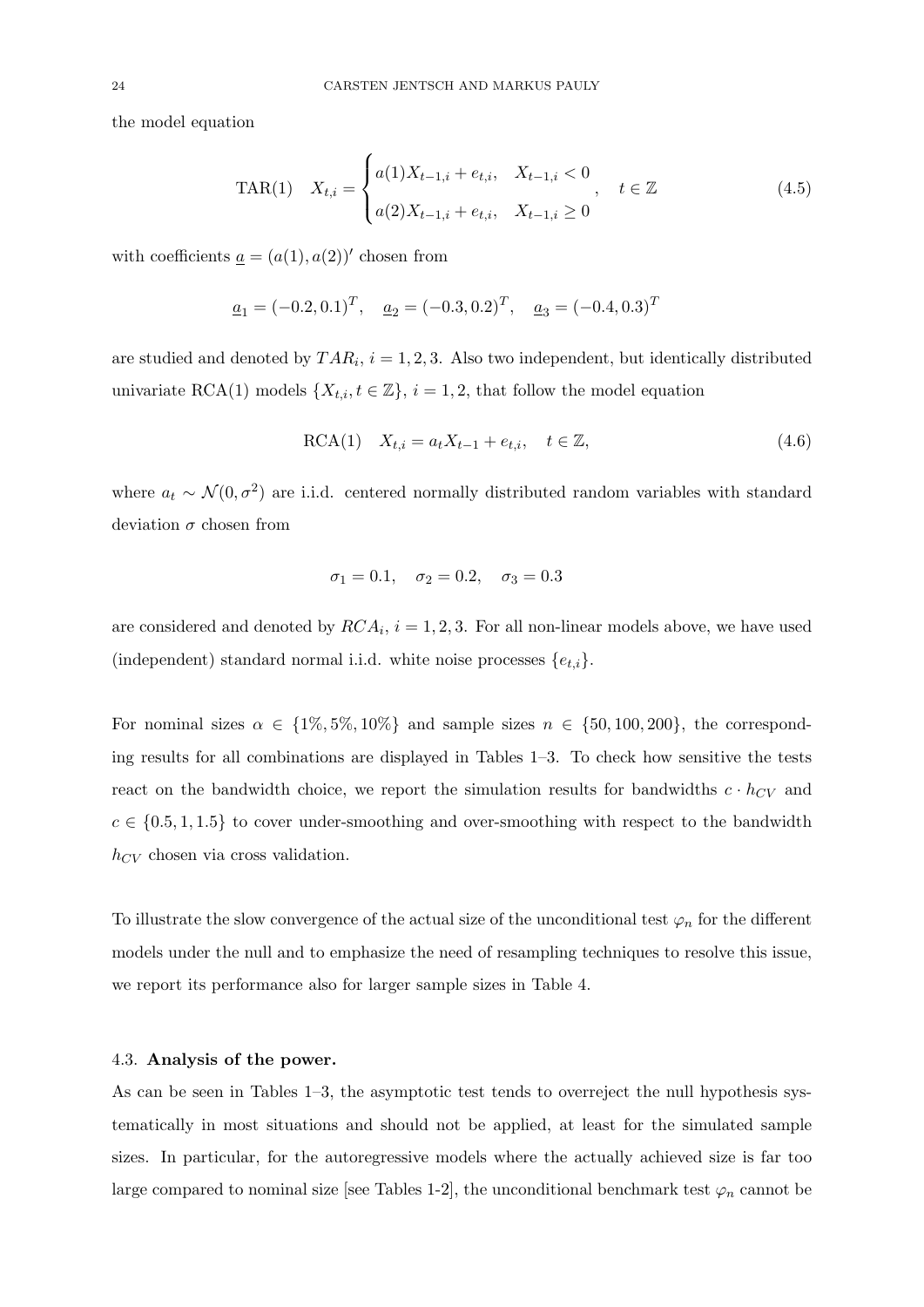the model equation

$$
\text{TAR}(1) \quad X_{t,i} = \begin{cases} a(1)X_{t-1,i} + e_{t,i}, & X_{t-1,i} < 0 \\ a(2)X_{t-1,i} + e_{t,i}, & X_{t-1,i} \geq 0 \end{cases}, \quad t \in \mathbb{Z} \tag{4.5}
$$

with coefficients $\underline{a} = (a(1), a(2))'$ chosen from

$$
\underline{a}_1 = (-0.2, 0.1)^T, \quad \underline{a}_2 = (-0.3, 0.2)^T, \quad \underline{a}_3 = (-0.4, 0.3)^T
$$

are studied and denoted by $TAR_i$, $i = 1, 2, 3$. Also two independent, but identically distributed univariate RCA(1) models $\{X_{t,i}, t \in \mathbb{Z}\}$, $i = 1, 2$, that follow the model equation

$$
\text{RCA}(1) \quad X_{t,i} = a_t X_{t-1} + e_{t,i}, \quad t \in \mathbb{Z}, \tag{4.6}
$$

where $a_t \sim \mathcal{N}(0, \sigma^2)$ are i.i.d. centered normally distributed random variables with standard deviation $\sigma$ chosen from

$$
\sigma_1 = 0.1, \quad \sigma_2 = 0.2, \quad \sigma_3 = 0.3
$$

are considered and denoted by $RCA_i$, $i = 1, 2, 3$. For all non-linear models above, we have used (independent) standard normal i.i.d. white noise processes $\{e_{t,i}\}$.

For nominal sizes $\alpha \in \{1\%, 5\%, 10\%\}$ and sample sizes $n \in \{50, 100, 200\}$, the corresponding results for all combinations are displayed in Tables 1–3. To check how sensitive the tests react on the bandwidth choice, we report the simulation results for bandwidths $c \cdot h_{CV}$ and $c \in \{0.5, 1, 1.5\}$ to cover under-smoothing and over-smoothing with respect to the bandwidth $h_{CV}$ chosen via cross validation.

To illustrate the slow convergence of the actual size of the unconditional test $\varphi_n$ for the different models under the null and to emphasize the need of resampling techniques to resolve this issue, we report its performance also for larger sample sizes in Table 4.

### 4.3. **Analysis of the power.**

As can be seen in Tables 1–3, the asymptotic test tends to overreject the null hypothesis systematically in most situations and should not be applied, at least for the simulated sample sizes. In particular, for the autoregressive models where the actually achieved size is far too large compared to nominal size [see Tables 1-2], the unconditional benchmark test $\varphi_n$ cannot be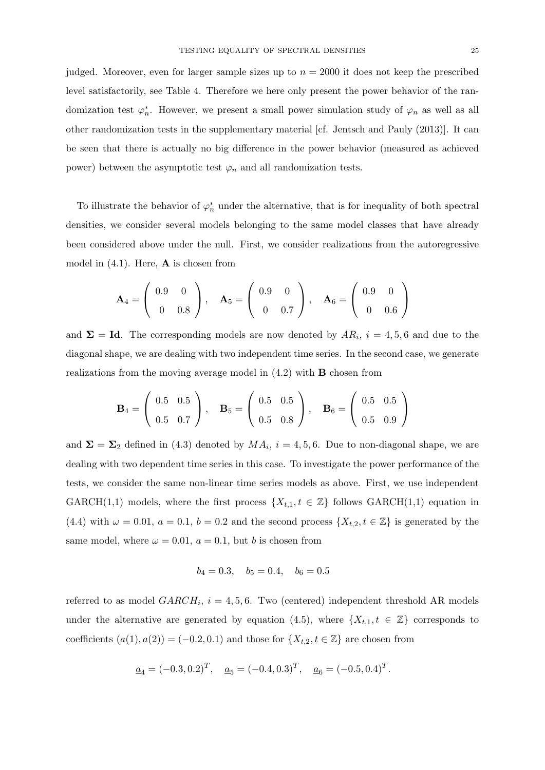judged. Moreover, even for larger sample sizes up to $n = 2000$ it does not keep the prescribed level satisfactorily, see Table 4. Therefore we here only present the power behavior of the randomization test $\varphi_n^*$. However, we present a small power simulation study of $\varphi_n$ as well as all other randomization tests in the supplementary material [cf. Jentsch and Pauly (2013)]. It can be seen that there is actually no big difference in the power behavior (measured as achieved power) between the asymptotic test $\varphi_n$ and all randomization tests.

To illustrate the behavior of $\varphi_n^*$ under the alternative, that is for inequality of both spectral densities, we consider several models belonging to the same model classes that have already been considered above under the null. First, we consider realizations from the autoregressive model in (4.1). Here, $\mathbf{A}$ is chosen from

$$\mathbf{A}_4 = \begin{pmatrix} 0.9 & 0 \\ 0 & 0.8 \end{pmatrix}, \quad \mathbf{A}_5 = \begin{pmatrix} 0.9 & 0 \\ 0 & 0.7 \end{pmatrix}, \quad \mathbf{A}_6 = \begin{pmatrix} 0.9 & 0 \\ 0 & 0.6 \end{pmatrix}$$

and $\mathbf{\Sigma} = \mathbf{Id}$. The corresponding models are now denoted by $AR_i$, $i = 4, 5, 6$ and due to the diagonal shape, we are dealing with two independent time series. In the second case, we generate realizations from the moving average model in (4.2) with $\mathbf{B}$ chosen from

$$\mathbf{B}_4 = \begin{pmatrix} 0.5 & 0.5 \\ 0.5 & 0.7 \end{pmatrix}, \quad \mathbf{B}_5 = \begin{pmatrix} 0.5 & 0.5 \\ 0.5 & 0.8 \end{pmatrix}, \quad \mathbf{B}_6 = \begin{pmatrix} 0.5 & 0.5 \\ 0.5 & 0.9 \end{pmatrix}$$

and $\mathbf{\Sigma} = \mathbf{\Sigma}_2$ defined in (4.3) denoted by $MA_i$, $i = 4, 5, 6$. Due to non-diagonal shape, we are dealing with two dependent time series in this case. To investigate the power performance of the tests, we consider the same non-linear time series models as above. First, we use independent GARCH(1,1) models, where the first process $\{X_{t,1}, t \in \mathbb{Z}\}$ follows GARCH(1,1) equation in (4.4) with $\omega = 0.01$, $a = 0.1$, $b = 0.2$ and the second process $\{X_{t,2}, t \in \mathbb{Z}\}$ is generated by the same model, where $\omega = 0.01$, $a = 0.1$, but $b$ is chosen from

$$b_4 = 0.3, \quad b_5 = 0.4, \quad b_6 = 0.5$$

referred to as model $GARCH_i$, $i = 4, 5, 6$. Two (centered) independent threshold AR models under the alternative are generated by equation (4.5), where $\{X_{t,1}, t \in \mathbb{Z}\}$ corresponds to coefficients $(a(1), a(2)) = (-0.2, 0.1)$ and those for $\{X_{t,2}, t \in \mathbb{Z}\}$ are chosen from

$$\underline{a}_4 = (-0.3, 0.2)^T, \quad \underline{a}_5 = (-0.4, 0.3)^T, \quad \underline{a}_6 = (-0.5, 0.4)^T.$$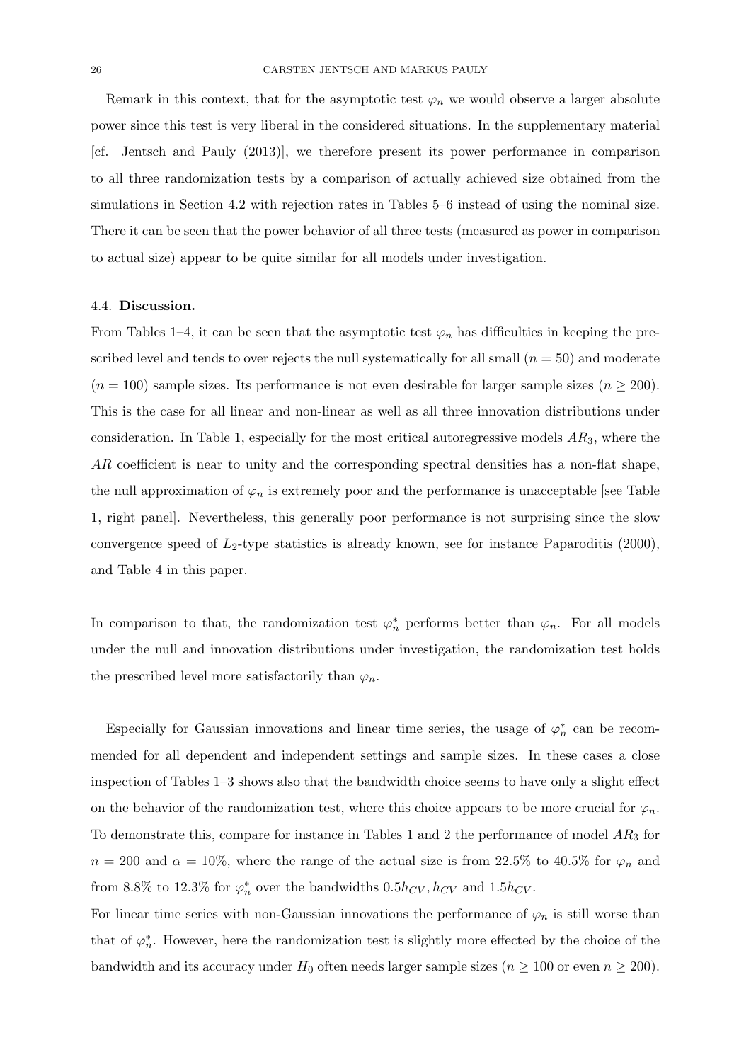Remark in this context, that for the asymptotic test $\varphi_n$ we would observe a larger absolute power since this test is very liberal in the considered situations. In the supplementary material [cf. Jentsch and Pauly (2013)], we therefore present its power performance in comparison to all three randomization tests by a comparison of actually achieved size obtained from the simulations in Section 4.2 with rejection rates in Tables 5–6 instead of using the nominal size. There it can be seen that the power behavior of all three tests (measured as power in comparison to actual size) appear to be quite similar for all models under investigation.

### 4.4. **Discussion.**

From Tables 1–4, it can be seen that the asymptotic test $\varphi_n$ has difficulties in keeping the prescribed level and tends to over rejects the null systematically for all small ($n = 50$) and moderate ($n = 100$) sample sizes. Its performance is not even desirable for larger sample sizes ($n \geq 200$). This is the case for all linear and non-linear as well as all three innovation distributions under consideration. In Table 1, especially for the most critical autoregressive models $AR_3$, where the $AR$ coefficient is near to unity and the corresponding spectral densities has a non-flat shape, the null approximation of $\varphi_n$ is extremely poor and the performance is unacceptable [see Table 1, right panel]. Nevertheless, this generally poor performance is not surprising since the slow convergence speed of $L_2$-type statistics is already known, see for instance Paparoditis (2000), and Table 4 in this paper.

In comparison to that, the randomization test $\varphi_n^*$ performs better than $\varphi_n$. For all models under the null and innovation distributions under investigation, the randomization test holds the prescribed level more satisfactorily than $\varphi_n$.

Especially for Gaussian innovations and linear time series, the usage of $\varphi_n^*$ can be recommended for all dependent and independent settings and sample sizes. In these cases a close inspection of Tables 1–3 shows also that the bandwidth choice seems to have only a slight effect on the behavior of the randomization test, where this choice appears to be more crucial for $\varphi_n$. To demonstrate this, compare for instance in Tables 1 and 2 the performance of model $AR_3$ for $n = 200$ and $\alpha = 10\%$, where the range of the actual size is from 22.5% to 40.5% for $\varphi_n$ and from 8.8% to 12.3% for $\varphi_n^*$ over the bandwidths $0.5h_{CV}, h_{CV}$ and $1.5h_{CV}$.

For linear time series with non-Gaussian innovations the performance of $\varphi_n$ is still worse than that of $\varphi_n^*$. However, here the randomization test is slightly more effected by the choice of the bandwidth and its accuracy under $H_0$ often needs larger sample sizes ($n \geq 100$ or even $n \geq 200$).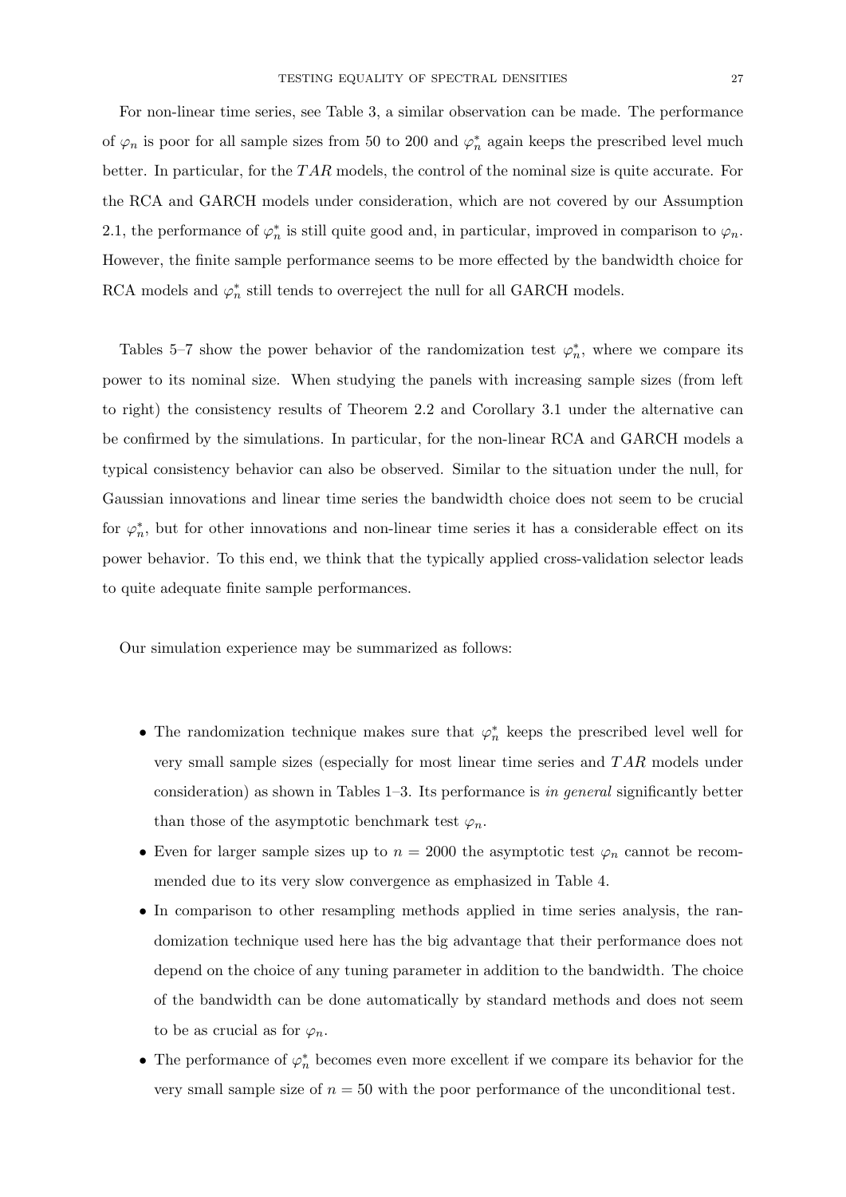For non-linear time series, see Table 3, a similar observation can be made. The performance of $\varphi_n$ is poor for all sample sizes from 50 to 200 and $\varphi_n^*$ again keeps the prescribed level much better. In particular, for the $TAR$ models, the control of the nominal size is quite accurate. For the RCA and GARCH models under consideration, which are not covered by our Assumption 2.1, the performance of $\varphi_n^*$ is still quite good and, in particular, improved in comparison to $\varphi_n$. However, the finite sample performance seems to be more effected by the bandwidth choice for RCA models and $\varphi_n^*$ still tends to overreject the null for all GARCH models.

Tables 5–7 show the power behavior of the randomization test $\varphi_n^*$, where we compare its power to its nominal size. When studying the panels with increasing sample sizes (from left to right) the consistency results of Theorem 2.2 and Corollary 3.1 under the alternative can be confirmed by the simulations. In particular, for the non-linear RCA and GARCH models a typical consistency behavior can also be observed. Similar to the situation under the null, for Gaussian innovations and linear time series the bandwidth choice does not seem to be crucial for $\varphi_n^*$, but for other innovations and non-linear time series it has a considerable effect on its power behavior. To this end, we think that the typically applied cross-validation selector leads to quite adequate finite sample performances.

Our simulation experience may be summarized as follows:

- The randomization technique makes sure that $\varphi_n^*$ keeps the prescribed level well for very small sample sizes (especially for most linear time series and $TAR$ models under consideration) as shown in Tables 1–3. Its performance is *in general* significantly better than those of the asymptotic benchmark test $\varphi_n$.
- Even for larger sample sizes up to $n = 2000$ the asymptotic test $\varphi_n$ cannot be recommended due to its very slow convergence as emphasized in Table 4.
- In comparison to other resampling methods applied in time series analysis, the randomization technique used here has the big advantage that their performance does not depend on the choice of any tuning parameter in addition to the bandwidth. The choice of the bandwidth can be done automatically by standard methods and does not seem to be as crucial as for $\varphi_n$.
- The performance of $\varphi_n^*$ becomes even more excellent if we compare its behavior for the very small sample size of $n = 50$ with the poor performance of the unconditional test.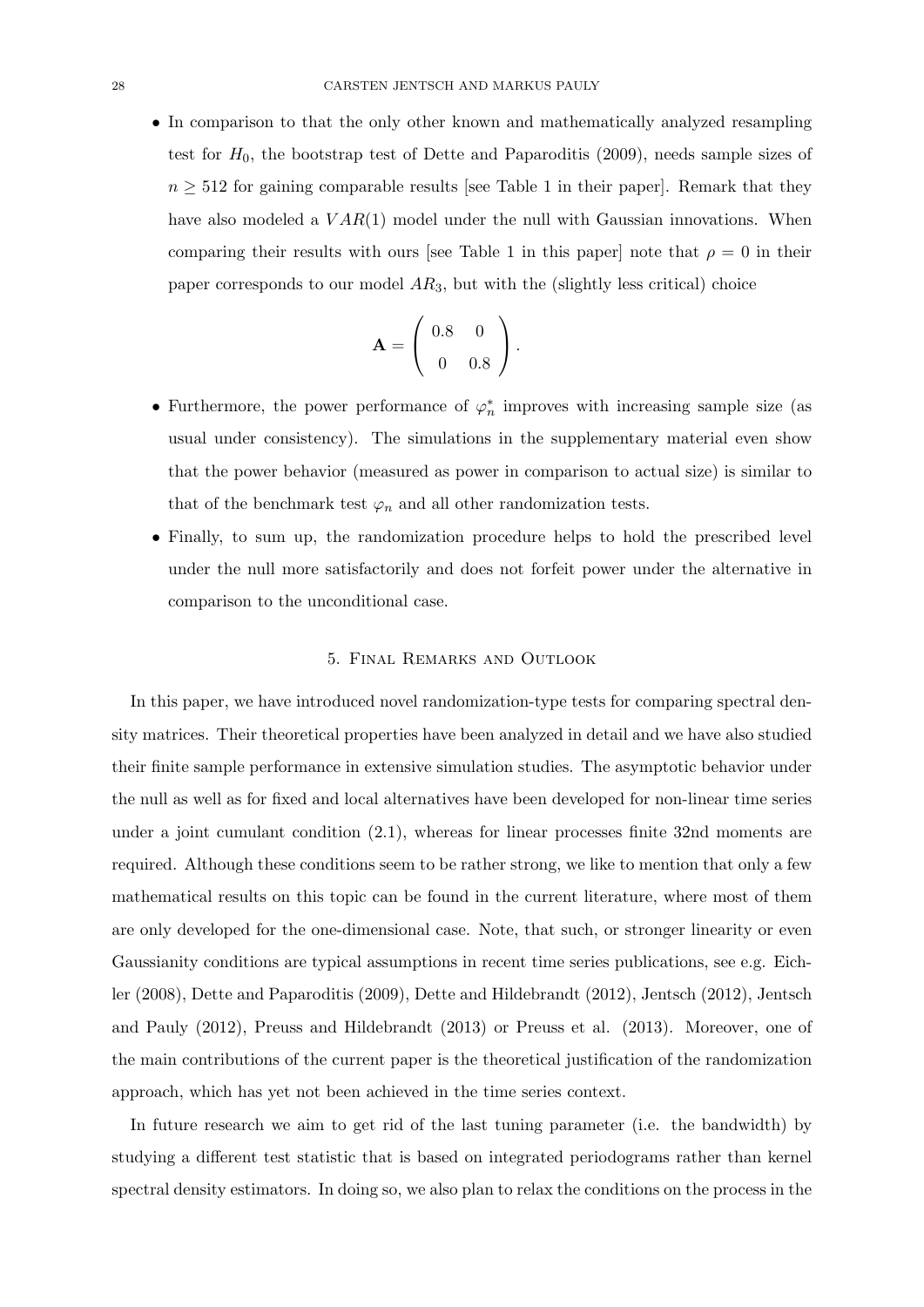- In comparison to that the only other known and mathematically analyzed resampling test for $H_0$, the bootstrap test of Dette and Paparoditis (2009), needs sample sizes of $n \geq 512$ for gaining comparable results [see Table 1 in their paper]. Remark that they have also modeled a $VAR(1)$ model under the null with Gaussian innovations. When comparing their results with ours [see Table 1 in this paper] note that $\rho = 0$ in their paper corresponds to our model $AR_3$, but with the (slightly less critical) choice

$$\mathbf{A} = \begin{pmatrix} 0.8 & 0 \\ 0 & 0.8 \end{pmatrix}.$$

- Furthermore, the power performance of $\varphi_n^*$ improves with increasing sample size (as usual under consistency). The simulations in the supplementary material even show that the power behavior (measured as power in comparison to actual size) is similar to that of the benchmark test $\varphi_n$ and all other randomization tests.
- Finally, to sum up, the randomization procedure helps to hold the prescribed level under the null more satisfactorily and does not forfeit power under the alternative in comparison to the unconditional case.

## 5. Final Remarks and Outlook

In this paper, we have introduced novel randomization-type tests for comparing spectral density matrices. Their theoretical properties have been analyzed in detail and we have also studied their finite sample performance in extensive simulation studies. The asymptotic behavior under the null as well as for fixed and local alternatives have been developed for non-linear time series under a joint cumulant condition (2.1), whereas for linear processes finite 32nd moments are required. Although these conditions seem to be rather strong, we like to mention that only a few mathematical results on this topic can be found in the current literature, where most of them are only developed for the one-dimensional case. Note, that such, or stronger linearity or even Gaussianity conditions are typical assumptions in recent time series publications, see e.g. Eichler (2008), Dette and Paparoditis (2009), Dette and Hildebrandt (2012), Jentsch (2012), Jentsch and Pauly (2012), Preuss and Hildebrandt (2013) or Preuss et al. (2013). Moreover, one of the main contributions of the current paper is the theoretical justification of the randomization approach, which has yet not been achieved in the time series context.

In future research we aim to get rid of the last tuning parameter (i.e. the bandwidth) by studying a different test statistic that is based on integrated periodograms rather than kernel spectral density estimators. In doing so, we also plan to relax the conditions on the process in the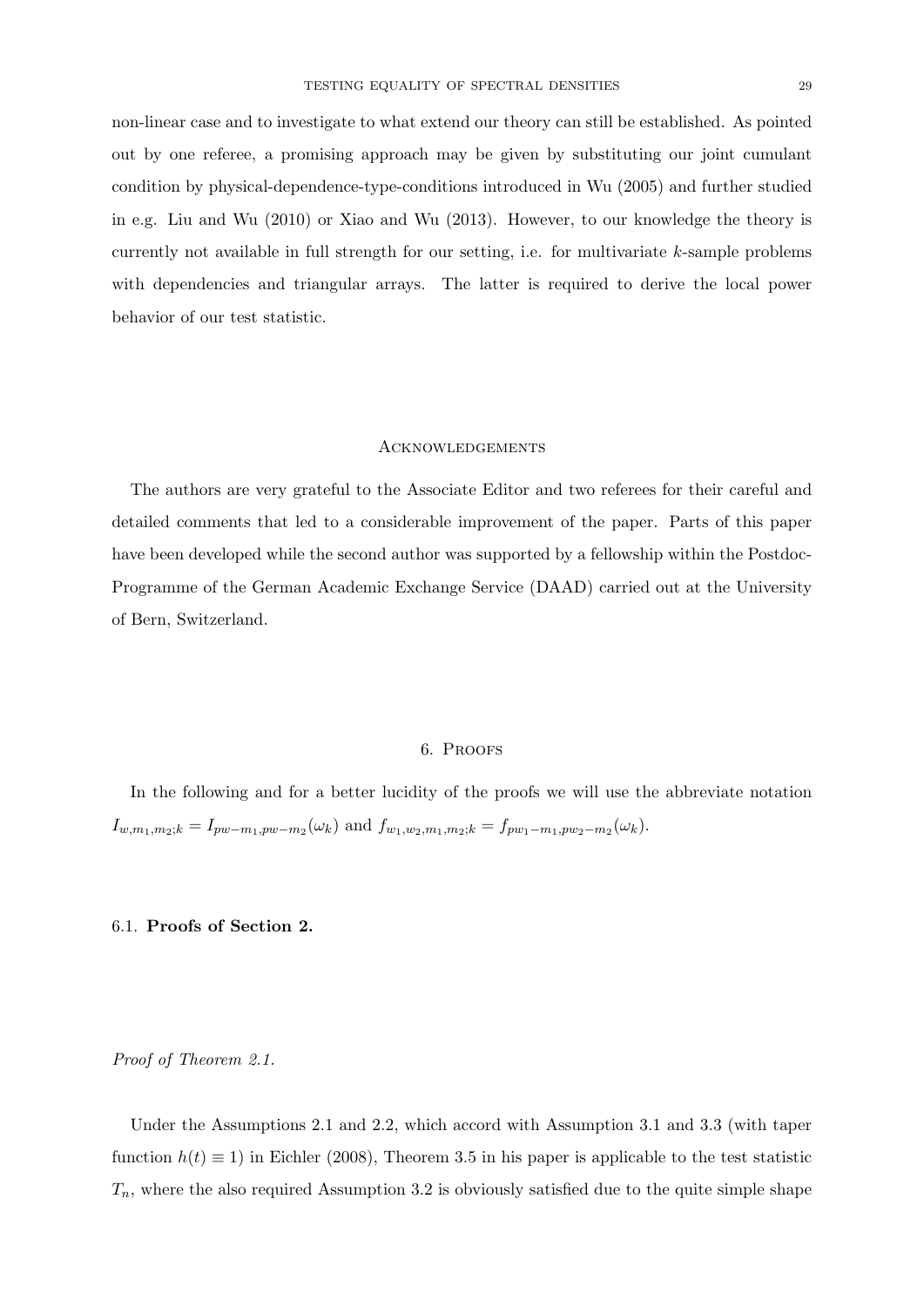non-linear case and to investigate to what extend our theory can still be established. As pointed out by one referee, a promising approach may be given by substituting our joint cumulant condition by physical-dependence-type-conditions introduced in Wu (2005) and further studied in e.g. Liu and Wu (2010) or Xiao and Wu (2013). However, to our knowledge the theory is currently not available in full strength for our setting, i.e. for multivariate $k$-sample problems with dependencies and triangular arrays. The latter is required to derive the local power behavior of our test statistic.

## Acknowledgements

The authors are very grateful to the Associate Editor and two referees for their careful and detailed comments that led to a considerable improvement of the paper. Parts of this paper have been developed while the second author was supported by a fellowship within the Postdoc-Programme of the German Academic Exchange Service (DAAD) carried out at the University of Bern, Switzerland.

## 6. Proofs

In the following and for a better lucidity of the proofs we will use the abbreviate notation $I_{w,m_1,m_2;k} = I_{pw-m_1,pw-m_2}(\omega_k)$ and $f_{w_1,w_2,m_1,m_2;k} = f_{pw_1-m_1,pw_2-m_2}(\omega_k)$.

### 6.1. **Proofs of Section 2.**

*Proof of Theorem 2.1.*

Under the Assumptions 2.1 and 2.2, which accord with Assumption 3.1 and 3.3 (with taper function $h(t) \equiv 1$) in Eichler (2008), Theorem 3.5 in his paper is applicable to the test statistic $T_n$, where the also required Assumption 3.2 is obviously satisfied due to the quite simple shape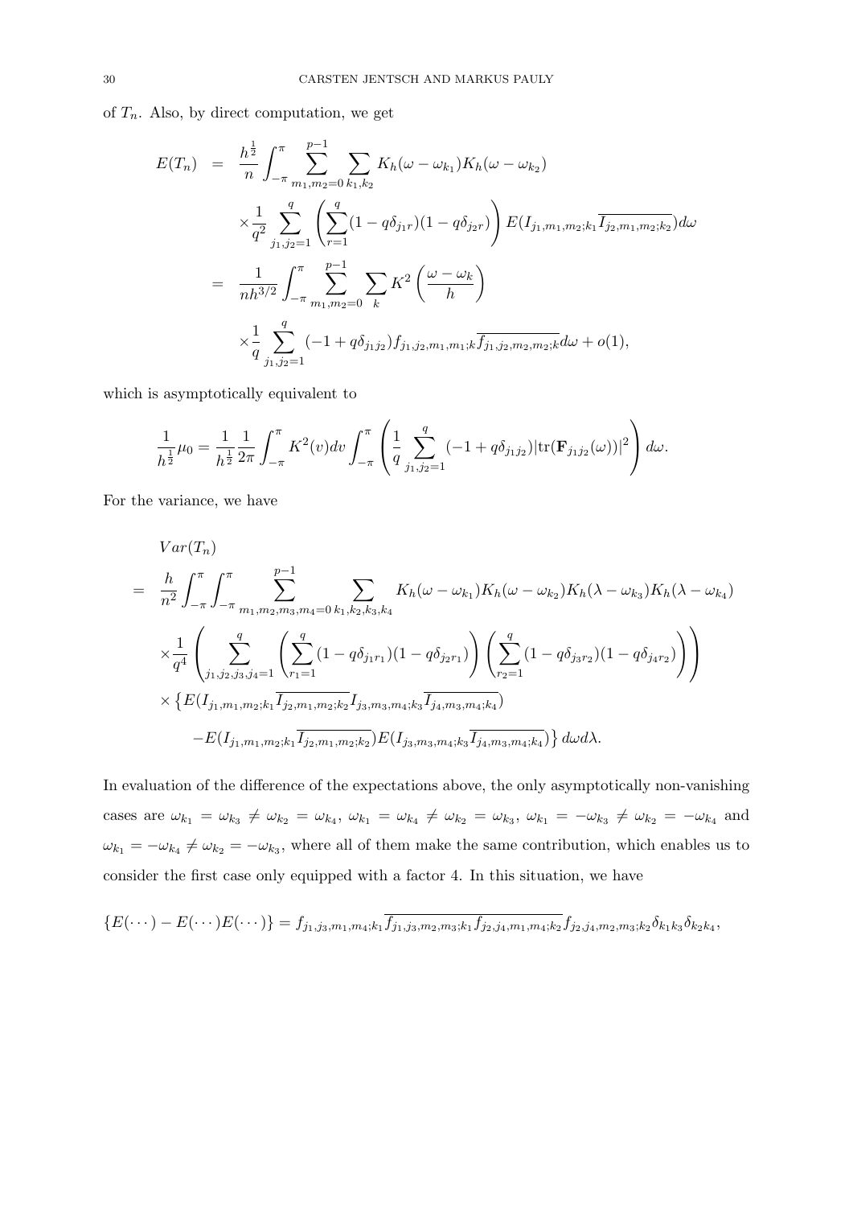of $T_n$. Also, by direct computation, we get

$$
\begin{aligned}
E(T_n) &= \frac{h^{\frac{1}{2}}}{n} \int_{-\pi}^{\pi} \sum_{m_1,m_2=0}^{p-1} \sum_{k_1,k_2} K_h(\omega - \omega_{k_1}) K_h(\omega - \omega_{k_2}) \\
&\quad \times \frac{1}{q^2} \sum_{j_1,j_2=1}^{q} \left( \sum_{r=1}^{q} (1 - q\delta_{j_1 r})(1 - q\delta_{j_2 r}) \right) E(I_{j_1,m_1,m_2;k_1} \overline{I_{j_2,m_1,m_2;k_2}}) d\omega \\
&= \frac{1}{nh^{3/2}} \int_{-\pi}^{\pi} \sum_{m_1,m_2=0}^{p-1} \sum_{k} K^2\left(\frac{\omega - \omega_k}{h}\right) \\
&\quad \times \frac{1}{q} \sum_{j_1,j_2=1}^{q} (-1 + q\delta_{j_1 j_2}) f_{j_1,j_2,m_1,m_1;k} \overline{f_{j_1,j_2,m_2,m_2;k}} d\omega + o(1),
\end{aligned}
$$

which is asymptotically equivalent to

$$
\frac{1}{h^{\frac{1}{2}}}\mu_0 = \frac{1}{h^{\frac{1}{2}}} \frac{1}{2\pi} \int_{-\pi}^{\pi} K^2(v) dv \int_{-\pi}^{\pi} \left( \frac{1}{q} \sum_{j_1,j_2=1}^{q} (-1 + q\delta_{j_1 j_2}) |\mathrm{tr}(\mathbf{F}_{j_1 j_2}(\omega))|^2 \right) d\omega.
$$

For the variance, we have

$$
\begin{aligned}
& Var(T_n) \\
= \;& \frac{h}{n^2} \int_{-\pi}^{\pi} \int_{-\pi}^{\pi} \sum_{m_1,m_2,m_3,m_4=0}^{p-1} \sum_{k_1,k_2,k_3,k_4} K_h(\omega - \omega_{k_1}) K_h(\omega - \omega_{k_2}) K_h(\lambda - \omega_{k_3}) K_h(\lambda - \omega_{k_4}) \\
& \times \frac{1}{q^4} \left( \sum_{j_1,j_2,j_3,j_4=1}^{q} \left( \sum_{r_1=1}^{q} (1 - q\delta_{j_1 r_1})(1 - q\delta_{j_2 r_1}) \right) \left( \sum_{r_2=1}^{q} (1 - q\delta_{j_3 r_2})(1 - q\delta_{j_4 r_2}) \right) \right) \\
& \times \left\{ E(I_{j_1,m_1,m_2;k_1} \overline{I_{j_2,m_1,m_2;k_2}} I_{j_3,m_3,m_4;k_3} \overline{I_{j_4,m_3,m_4;k_4}}) \right. \\
& \left. \quad - E(I_{j_1,m_1,m_2;k_1} \overline{I_{j_2,m_1,m_2;k_2}}) E(I_{j_3,m_3,m_4;k_3} \overline{I_{j_4,m_3,m_4;k_4}}) \right\} d\omega d\lambda.
\end{aligned}
$$

In evaluation of the difference of the expectations above, the only asymptotically non-vanishing cases are $\omega_{k_1} = \omega_{k_3} \neq \omega_{k_2} = \omega_{k_4}$, $\omega_{k_1} = \omega_{k_4} \neq \omega_{k_2} = \omega_{k_3}$, $\omega_{k_1} = -\omega_{k_3} \neq \omega_{k_2} = -\omega_{k_4}$ and $\omega_{k_1} = -\omega_{k_4} \neq \omega_{k_2} = -\omega_{k_3}$, where all of them make the same contribution, which enables us to consider the first case only equipped with a factor 4. In this situation, we have

$$
\{E(\cdots) - E(\cdots)E(\cdots)\} = f_{j_1,j_3,m_1,m_4;k_1} \overline{f_{j_1,j_3,m_2,m_3;k_1} f_{j_2,j_4,m_1,m_4;k_2}} f_{j_2,j_4,m_2,m_3;k_2} \delta_{k_1 k_3} \delta_{k_2 k_4},
$$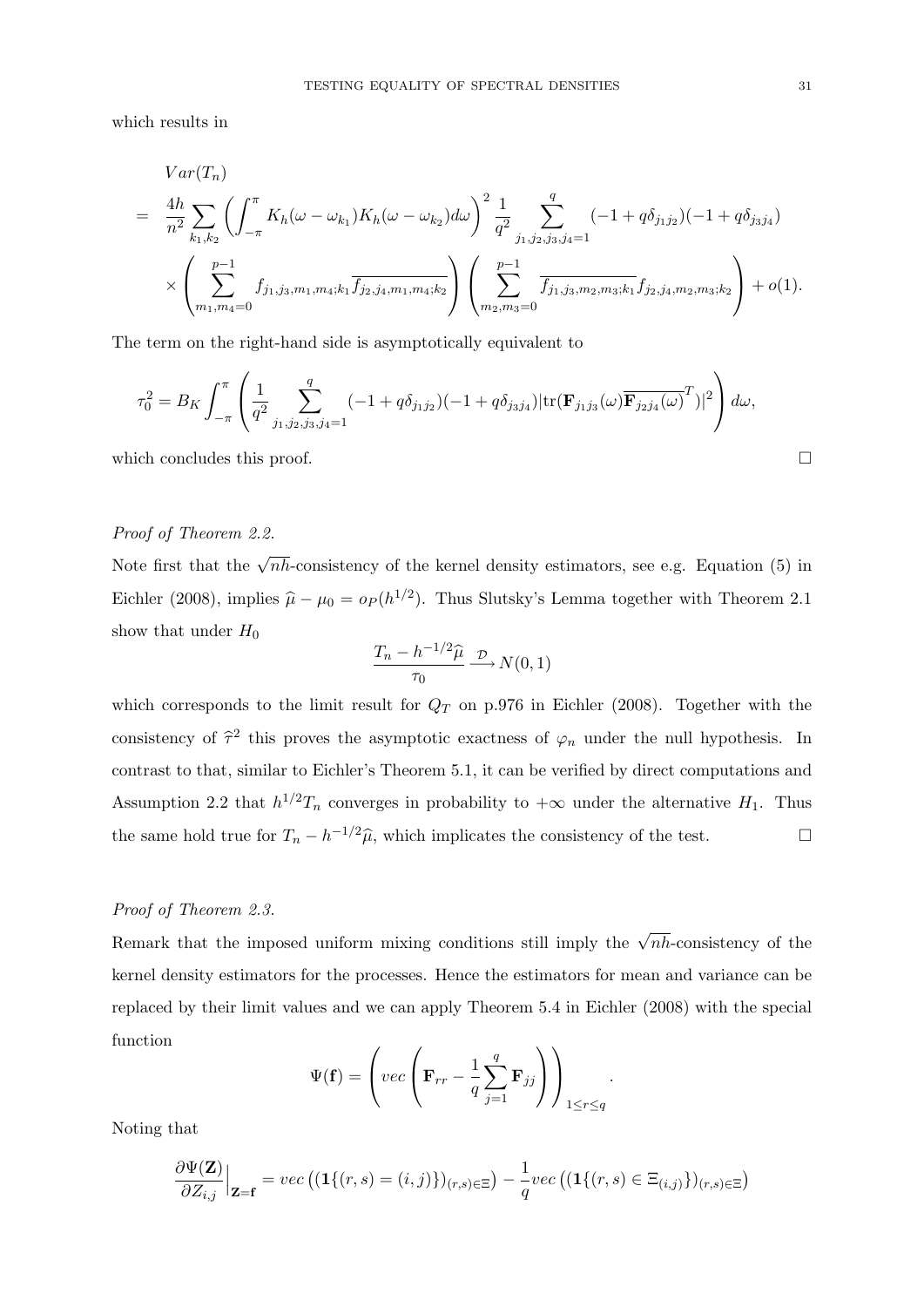which results in

$$
\begin{aligned}
& Var(T_n) \\
= \;& \frac{4h}{n^2} \sum_{k_1,k_2} \left( \int_{-\pi}^{\pi} K_h(\omega - \omega_{k_1}) K_h(\omega - \omega_{k_2}) d\omega \right)^2 \frac{1}{q^2} \sum_{j_1,j_2,j_3,j_4=1}^{q} (-1 + q\delta_{j_1 j_2})(-1 + q\delta_{j_3 j_4}) \\
& \times \left( \sum_{m_1,m_4=0}^{p-1} f_{j_1,j_3,m_1,m_4;k_1} \overline{f_{j_2,j_4,m_1,m_4;k_2}} \right) \left( \sum_{m_2,m_3=0}^{p-1} \overline{f_{j_1,j_3,m_2,m_3;k_1}} f_{j_2,j_4,m_2,m_3;k_2} \right) + o(1).
\end{aligned}
$$

The term on the right-hand side is asymptotically equivalent to

$$
\tau_0^2 = B_K \int_{-\pi}^{\pi} \left( \frac{1}{q^2} \sum_{j_1,j_2,j_3,j_4=1}^{q} (-1 + q\delta_{j_1 j_2})(-1 + q\delta_{j_3 j_4}) |\mathrm{tr}(\mathbf{F}_{j_1 j_3}(\omega) \overline{\mathbf{F}_{j_2 j_4}(\omega)}^T)|^2 \right) d\omega,
$$

which concludes this proof. $\square$

*Proof of Theorem 2.2.*

Note first that the $\sqrt{nh}$-consistency of the kernel density estimators, see e.g. Equation (5) in Eichler (2008), implies $\widehat{\mu} - \mu_0 = o_P(h^{1/2})$. Thus Slutsky's Lemma together with Theorem 2.1 show that under $H_0$

$$
\frac{T_n - h^{-1/2}\widehat{\mu}}{\tau_0} \xrightarrow{\mathcal{D}} N(0,1)
$$

which corresponds to the limit result for $Q_T$ on p.976 in Eichler (2008). Together with the consistency of $\widehat{\tau}^2$ this proves the asymptotic exactness of $\varphi_n$ under the null hypothesis. In contrast to that, similar to Eichler's Theorem 5.1, it can be verified by direct computations and Assumption 2.2 that $h^{1/2} T_n$ converges in probability to $+\infty$ under the alternative $H_1$. Thus the same hold true for $T_n - h^{-1/2}\widehat{\mu}$, which implicates the consistency of the test. $\square$

*Proof of Theorem 2.3.*

Remark that the imposed uniform mixing conditions still imply the $\sqrt{nh}$-consistency of the kernel density estimators for the processes. Hence the estimators for mean and variance can be replaced by their limit values and we can apply Theorem 5.4 in Eichler (2008) with the special function

$$
\Psi(\mathbf{f}) = \left( vec\left( \mathbf{F}_{rr} - \frac{1}{q} \sum_{j=1}^{q} \mathbf{F}_{jj} \right) \right)_{1 \le r \le q}.
$$

Noting that

$$
\frac{\partial \Psi(\mathbf{Z})}{\partial Z_{i,j}}\Big|_{\mathbf{Z}=\mathbf{f}} = vec\left( (\mathbf{1}\{(r,s) = (i,j)\})_{(r,s)\in\Xi} \right) - \frac{1}{q} vec\left( (\mathbf{1}\{(r,s) \in \Xi_{(i,j)}\})_{(r,s)\in\Xi} \right)
$$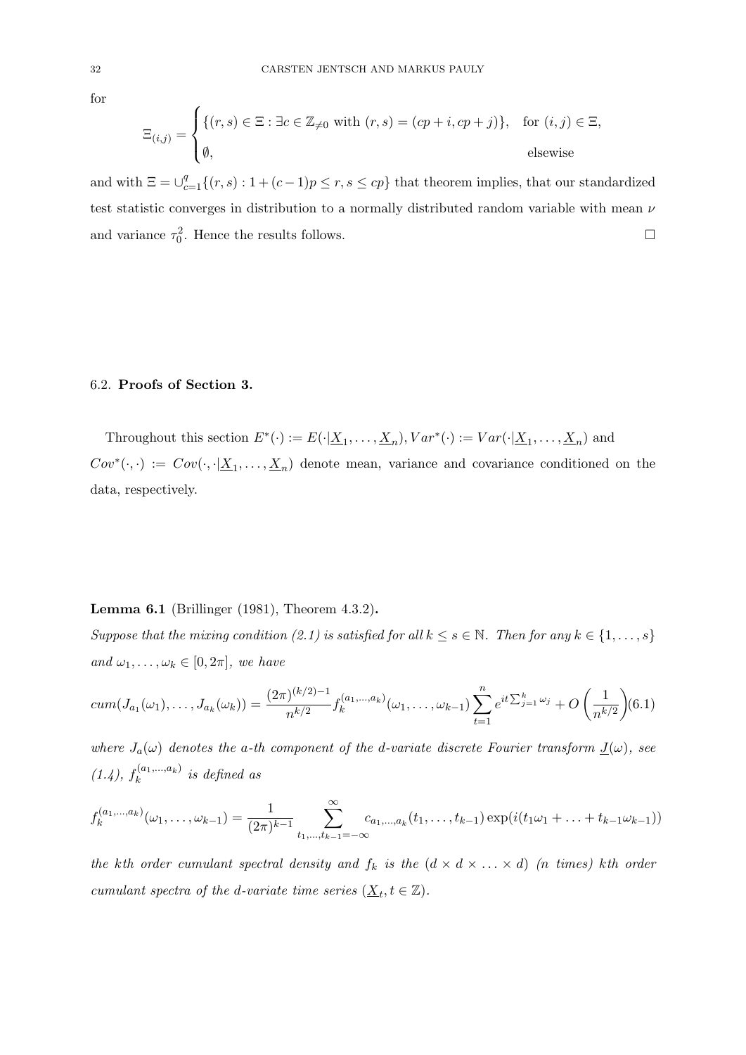for

$$\Xi_{(i,j)} = \begin{cases} \{(r,s) \in \Xi : \exists c \in \mathbb{Z}_{\neq 0} \text{ with } (r,s) = (cp+i, cp+j)\}, & \text{for } (i,j) \in \Xi, \\ \emptyset, & \text{elsewise} \end{cases}$$

and with $\Xi = \cup_{c=1}^{q}\{(r,s) : 1+(c-1)p \leq r, s \leq cp\}$ that theorem implies, that our standardized test statistic converges in distribution to a normally distributed random variable with mean $\nu$ and variance $\tau_0^2$. Hence the results follows. $\square$

6.2. **Proofs of Section 3.**

Throughout this section $E^*(\cdot) := E(\cdot|\underline{X}_1, \ldots, \underline{X}_n), Var^*(\cdot) := Var(\cdot|\underline{X}_1, \ldots, \underline{X}_n)$ and $Cov^*(\cdot,\cdot) := Cov(\cdot,\cdot|\underline{X}_1, \ldots, \underline{X}_n)$ denote mean, variance and covariance conditioned on the data, respectively.

**Lemma 6.1** (Brillinger (1981), Theorem 4.3.2)**.**
*Suppose that the mixing condition (2.1) is satisfied for all $k \leq s \in \mathbb{N}$. Then for any $k \in \{1, \ldots, s\}$ and $\omega_1, \ldots, \omega_k \in [0, 2\pi]$, we have*

$$cum(J_{a_1}(\omega_1), \ldots, J_{a_k}(\omega_k)) = \frac{(2\pi)^{(k/2)-1}}{n^{k/2}} f_k^{(a_1,\ldots,a_k)}(\omega_1, \ldots, \omega_{k-1}) \sum_{t=1}^{n} e^{it\sum_{j=1}^{k}\omega_j} + O\left(\frac{1}{n^{k/2}}\right) \quad (6.1)$$

*where $J_a(\omega)$ denotes the $a$-th component of the $d$-variate discrete Fourier transform $\underline{J}(\omega)$, see (1.4), $f_k^{(a_1,\ldots,a_k)}$ is defined as*

$$f_k^{(a_1,\ldots,a_k)}(\omega_1, \ldots, \omega_{k-1}) = \frac{1}{(2\pi)^{k-1}} \sum_{t_1,\ldots,t_{k-1}=-\infty}^{\infty} c_{a_1,\ldots,a_k}(t_1, \ldots, t_{k-1}) \exp(i(t_1\omega_1 + \ldots + t_{k-1}\omega_{k-1}))$$

*the $k$th order cumulant spectral density and $f_k$ is the $(d \times d \times \ldots \times d)$ ($n$ times) $k$th order cumulant spectra of the $d$-variate time series $(\underline{X}_t, t \in \mathbb{Z})$.*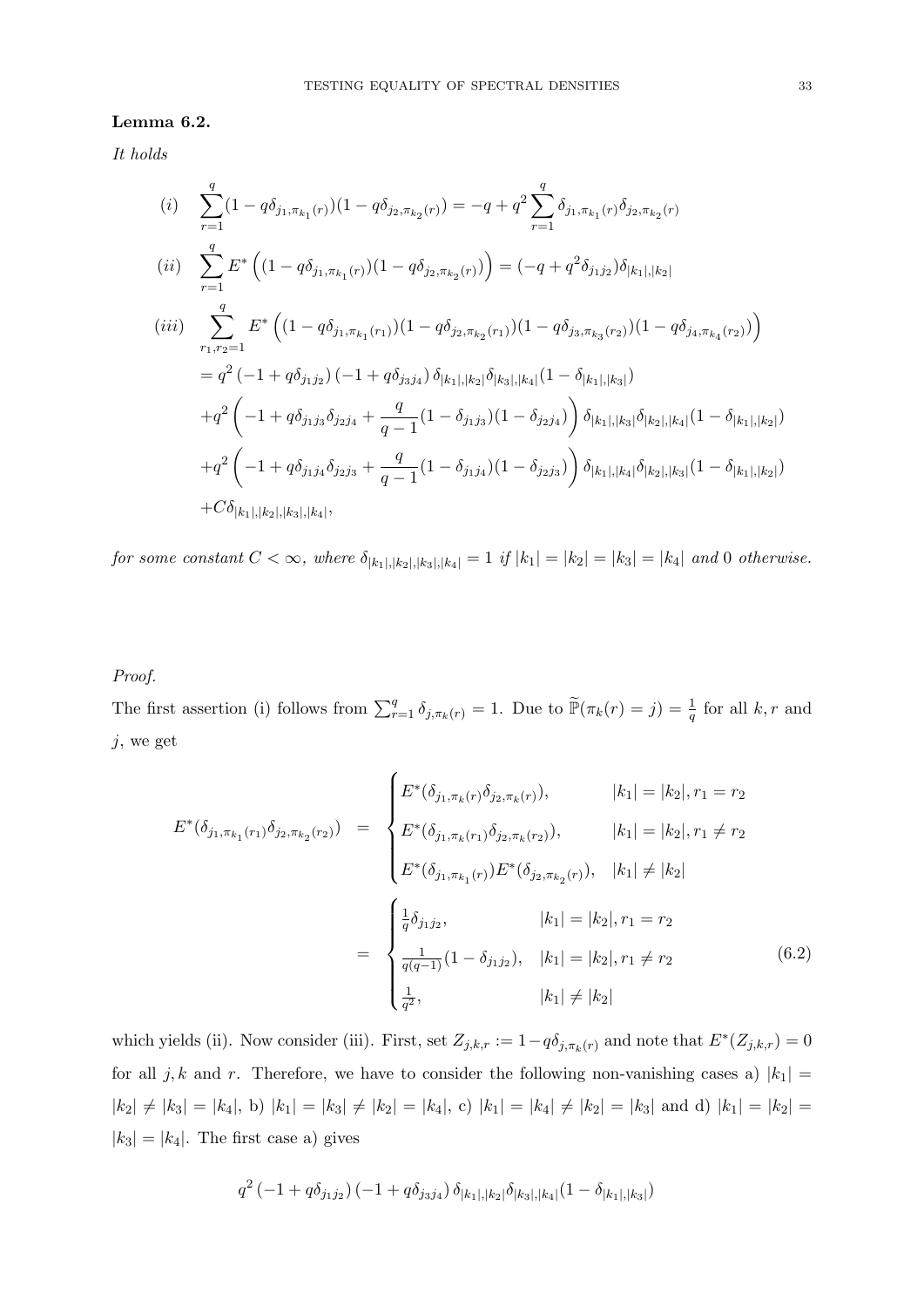**Lemma 6.2.**

*It holds*

$$
(i) \quad \sum_{r=1}^{q} (1 - q\delta_{j_1,\pi_{k_1}(r)})(1 - q\delta_{j_2,\pi_{k_2}(r)}) = -q + q^2 \sum_{r=1}^{q} \delta_{j_1,\pi_{k_1}(r)} \delta_{j_2,\pi_{k_2}(r)}
$$

$$
(ii) \quad \sum_{r=1}^{q} E^* \Big( (1 - q\delta_{j_1,\pi_{k_1}(r)})(1 - q\delta_{j_2,\pi_{k_2}(r)}) \Big) = (-q + q^2 \delta_{j_1 j_2}) \delta_{|k_1|,|k_2|}
$$

$$
\begin{aligned}
(iii) \quad & \sum_{r_1,r_2=1}^{q} E^* \Big( (1 - q\delta_{j_1,\pi_{k_1}(r_1)})(1 - q\delta_{j_2,\pi_{k_2}(r_1)})(1 - q\delta_{j_3,\pi_{k_3}(r_2)})(1 - q\delta_{j_4,\pi_{k_4}(r_2)}) \Big) \\
& = q^2 \left(-1 + q\delta_{j_1 j_2}\right) \left(-1 + q\delta_{j_3 j_4}\right) \delta_{|k_1|,|k_2|} \delta_{|k_3|,|k_4|} (1 - \delta_{|k_1|,|k_3|}) \\
& + q^2 \left( -1 + q\delta_{j_1 j_3} \delta_{j_2 j_4} + \frac{q}{q-1} (1 - \delta_{j_1 j_3})(1 - \delta_{j_2 j_4}) \right) \delta_{|k_1|,|k_3|} \delta_{|k_2|,|k_4|} (1 - \delta_{|k_1|,|k_2|}) \\
& + q^2 \left( -1 + q\delta_{j_1 j_4} \delta_{j_2 j_3} + \frac{q}{q-1} (1 - \delta_{j_1 j_4})(1 - \delta_{j_2 j_3}) \right) \delta_{|k_1|,|k_4|} \delta_{|k_2|,|k_3|} (1 - \delta_{|k_1|,|k_2|}) \\
& + C\delta_{|k_1|,|k_2|,|k_3|,|k_4|},
\end{aligned}
$$

*for some constant $C < \infty$, where $\delta_{|k_1|,|k_2|,|k_3|,|k_4|} = 1$ if $|k_1| = |k_2| = |k_3| = |k_4|$ and $0$ otherwise.*

*Proof.*

The first assertion (i) follows from $\sum_{r=1}^{q} \delta_{j,\pi_k(r)} = 1$. Due to $\widetilde{\mathbb{P}}(\pi_k(r) = j) = \frac{1}{q}$ for all $k, r$ and $j$, we get

$$
\begin{aligned}
E^*(\delta_{j_1,\pi_{k_1}(r_1)} \delta_{j_2,\pi_{k_2}(r_2)}) \quad &= \quad \begin{cases} E^*(\delta_{j_1,\pi_k(r)} \delta_{j_2,\pi_k(r)}), & |k_1| = |k_2|, r_1 = r_2 \\ E^*(\delta_{j_1,\pi_k(r_1)} \delta_{j_2,\pi_k(r_2)}), & |k_1| = |k_2|, r_1 \neq r_2 \\ E^*(\delta_{j_1,\pi_{k_1}(r)}) E^*(\delta_{j_2,\pi_{k_2}(r)}), & |k_1| \neq |k_2| \end{cases} \\
&= \quad \begin{cases} \frac{1}{q} \delta_{j_1 j_2}, & |k_1| = |k_2|, r_1 = r_2 \\ \frac{1}{q(q-1)} (1 - \delta_{j_1 j_2}), & |k_1| = |k_2|, r_1 \neq r_2 \\ \frac{1}{q^2}, & |k_1| \neq |k_2| \end{cases} \qquad (6.2)
\end{aligned}
$$

which yields (ii). Now consider (iii). First, set $Z_{j,k,r} := 1 - q\delta_{j,\pi_k(r)}$ and note that $E^*(Z_{j,k,r}) = 0$ for all $j, k$ and $r$. Therefore, we have to consider the following non-vanishing cases a) $|k_1| = |k_2| \neq |k_3| = |k_4|$, b) $|k_1| = |k_3| \neq |k_2| = |k_4|$, c) $|k_1| = |k_4| \neq |k_2| = |k_3|$ and d) $|k_1| = |k_2| = |k_3| = |k_4|$. The first case a) gives

$$
q^2 \left(-1 + q\delta_{j_1 j_2}\right) \left(-1 + q\delta_{j_3 j_4}\right) \delta_{|k_1|,|k_2|} \delta_{|k_3|,|k_4|} (1 - \delta_{|k_1|,|k_3|})
$$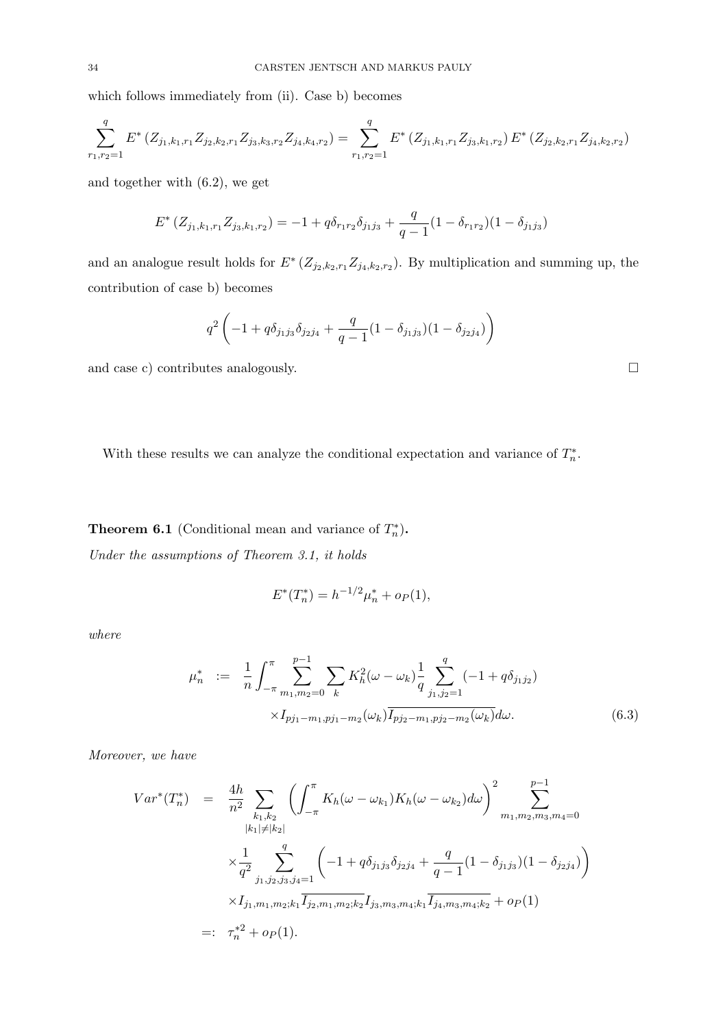which follows immediately from (ii). Case b) becomes

$$\sum_{r_1,r_2=1}^{q} E^*\left(Z_{j_1,k_1,r_1}Z_{j_2,k_2,r_1}Z_{j_3,k_3,r_2}Z_{j_4,k_4,r_2}\right) = \sum_{r_1,r_2=1}^{q} E^*\left(Z_{j_1,k_1,r_1}Z_{j_3,k_1,r_2}\right)E^*\left(Z_{j_2,k_2,r_1}Z_{j_4,k_2,r_2}\right)$$

and together with (6.2), we get

$$E^*\left(Z_{j_1,k_1,r_1}Z_{j_3,k_1,r_2}\right) = -1 + q\delta_{r_1r_2}\delta_{j_1j_3} + \frac{q}{q-1}(1-\delta_{r_1r_2})(1-\delta_{j_1j_3})$$

and an analogue result holds for $E^*\left(Z_{j_2,k_2,r_1}Z_{j_4,k_2,r_2}\right)$. By multiplication and summing up, the contribution of case b) becomes

$$q^2\left(-1 + q\delta_{j_1j_3}\delta_{j_2j_4} + \frac{q}{q-1}(1-\delta_{j_1j_3})(1-\delta_{j_2j_4})\right)$$

and case c) contributes analogously. $\square$

With these results we can analyze the conditional expectation and variance of $T_n^*$.

**Theorem 6.1** (Conditional mean and variance of $T_n^*$)**.**
*Under the assumptions of Theorem 3.1, it holds*

$$E^*(T_n^*) = h^{-1/2}\mu_n^* + o_P(1),$$

*where*

$$\mu_n^* := \frac{1}{n}\int_{-\pi}^{\pi}\sum_{m_1,m_2=0}^{p-1}\sum_k K_h^2(\omega-\omega_k)\frac{1}{q}\sum_{j_1,j_2=1}^{q}(-1+q\delta_{j_1j_2}) \times I_{pj_1-m_1,pj_1-m_2}(\omega_k)\overline{I_{pj_2-m_1,pj_2-m_2}(\omega_k)}d\omega. \tag{6.3}$$

*Moreover, we have*

$$\begin{aligned} Var^*(T_n^*) &= \frac{4h}{n^2}\sum_{\substack{k_1,k_2\\|k_1|\neq|k_2|}}\left(\int_{-\pi}^{\pi}K_h(\omega-\omega_{k_1})K_h(\omega-\omega_{k_2})d\omega\right)^2\sum_{m_1,m_2,m_3,m_4=0}^{p-1} \\ &\quad\times\frac{1}{q^2}\sum_{j_1,j_2,j_3,j_4=1}^{q}\left(-1+q\delta_{j_1j_3}\delta_{j_2j_4}+\frac{q}{q-1}(1-\delta_{j_1j_3})(1-\delta_{j_2j_4})\right) \\ &\quad\times I_{j_1,m_1,m_2;k_1}\overline{I_{j_2,m_1,m_2;k_2}}I_{j_3,m_3,m_4;k_1}\overline{I_{j_4,m_3,m_4;k_2}} + o_P(1) \\ &=: \tau_n^{*2} + o_P(1). \end{aligned}$$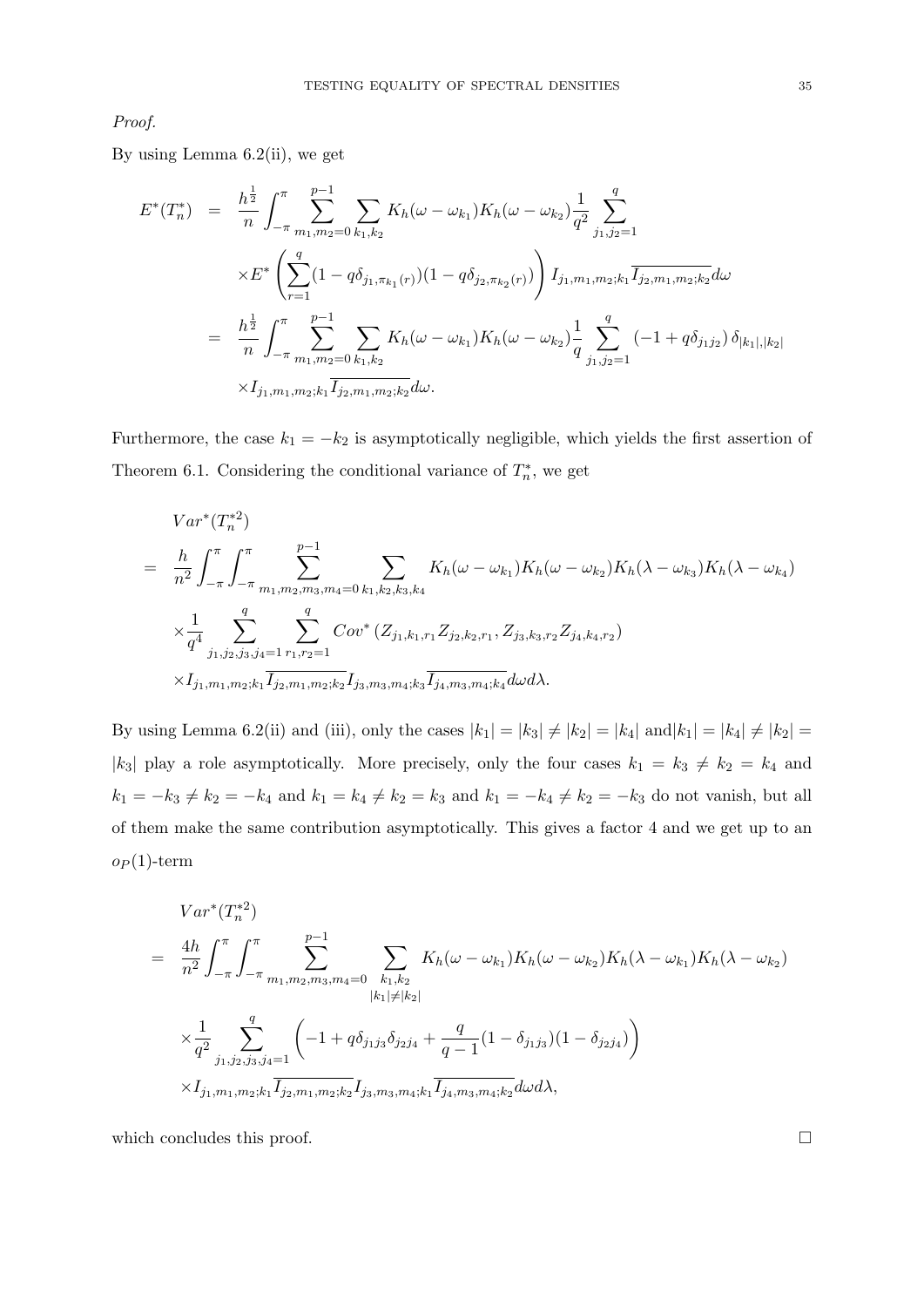*Proof.*

By using Lemma 6.2(ii), we get

$$
\begin{aligned}
E^*(T_n^*) &= \frac{h^{\frac{1}{2}}}{n} \int_{-\pi}^{\pi} \sum_{m_1,m_2=0}^{p-1} \sum_{k_1,k_2} K_h(\omega-\omega_{k_1}) K_h(\omega-\omega_{k_2}) \frac{1}{q^2} \sum_{j_1,j_2=1}^{q} \\
&\quad \times E^*\left( \sum_{r=1}^{q} (1-q\delta_{j_1,\pi_{k_1}(r)})(1-q\delta_{j_2,\pi_{k_2}(r)}) \right) I_{j_1,m_1,m_2;k_1} \overline{I_{j_2,m_1,m_2;k_2}} d\omega \\
&= \frac{h^{\frac{1}{2}}}{n} \int_{-\pi}^{\pi} \sum_{m_1,m_2=0}^{p-1} \sum_{k_1,k_2} K_h(\omega-\omega_{k_1}) K_h(\omega-\omega_{k_2}) \frac{1}{q} \sum_{j_1,j_2=1}^{q} \left(-1+q\delta_{j_1 j_2}\right) \delta_{|k_1|,|k_2|} \\
&\quad \times I_{j_1,m_1,m_2;k_1} \overline{I_{j_2,m_1,m_2;k_2}} d\omega.
\end{aligned}
$$

Furthermore, the case $k_1 = -k_2$ is asymptotically negligible, which yields the first assertion of Theorem 6.1. Considering the conditional variance of $T_n^*$, we get

$$
\begin{aligned}
& Var^*(T_n^{*2}) \\
&= \frac{h}{n^2} \int_{-\pi}^{\pi} \int_{-\pi}^{\pi} \sum_{m_1,m_2,m_3,m_4=0}^{p-1} \sum_{k_1,k_2,k_3,k_4} K_h(\omega-\omega_{k_1}) K_h(\omega-\omega_{k_2}) K_h(\lambda-\omega_{k_3}) K_h(\lambda-\omega_{k_4}) \\
&\quad \times \frac{1}{q^4} \sum_{j_1,j_2,j_3,j_4=1}^{q} \sum_{r_1,r_2=1}^{q} Cov^*\left(Z_{j_1,k_1,r_1} Z_{j_2,k_2,r_1}, Z_{j_3,k_3,r_2} Z_{j_4,k_4,r_2}\right) \\
&\quad \times I_{j_1,m_1,m_2;k_1} \overline{I_{j_2,m_1,m_2;k_2}} I_{j_3,m_3,m_4;k_3} \overline{I_{j_4,m_3,m_4;k_4}} d\omega d\lambda.
\end{aligned}
$$

By using Lemma 6.2(ii) and (iii), only the cases $|k_1| = |k_3| \neq |k_2| = |k_4|$ and $|k_1| = |k_4| \neq |k_2| = |k_3|$ play a role asymptotically. More precisely, only the four cases $k_1 = k_3 \neq k_2 = k_4$ and $k_1 = -k_3 \neq k_2 = -k_4$ and $k_1 = k_4 \neq k_2 = k_3$ and $k_1 = -k_4 \neq k_2 = -k_3$ do not vanish, but all of them make the same contribution asymptotically. This gives a factor 4 and we get up to an $o_P(1)$-term

$$
\begin{aligned}
& Var^*(T_n^{*2}) \\
&= \frac{4h}{n^2} \int_{-\pi}^{\pi} \int_{-\pi}^{\pi} \sum_{m_1,m_2,m_3,m_4=0}^{p-1} \sum_{\substack{k_1,k_2 \\ |k_1| \neq |k_2|}} K_h(\omega-\omega_{k_1}) K_h(\omega-\omega_{k_2}) K_h(\lambda-\omega_{k_1}) K_h(\lambda-\omega_{k_2}) \\
&\quad \times \frac{1}{q^2} \sum_{j_1,j_2,j_3,j_4=1}^{q} \left( -1 + q\delta_{j_1 j_3}\delta_{j_2 j_4} + \frac{q}{q-1}(1-\delta_{j_1 j_3})(1-\delta_{j_2 j_4}) \right) \\
&\quad \times I_{j_1,m_1,m_2;k_1} \overline{I_{j_2,m_1,m_2;k_2}} I_{j_3,m_3,m_4;k_1} \overline{I_{j_4,m_3,m_4;k_2}} d\omega d\lambda,
\end{aligned}
$$

which concludes this proof. □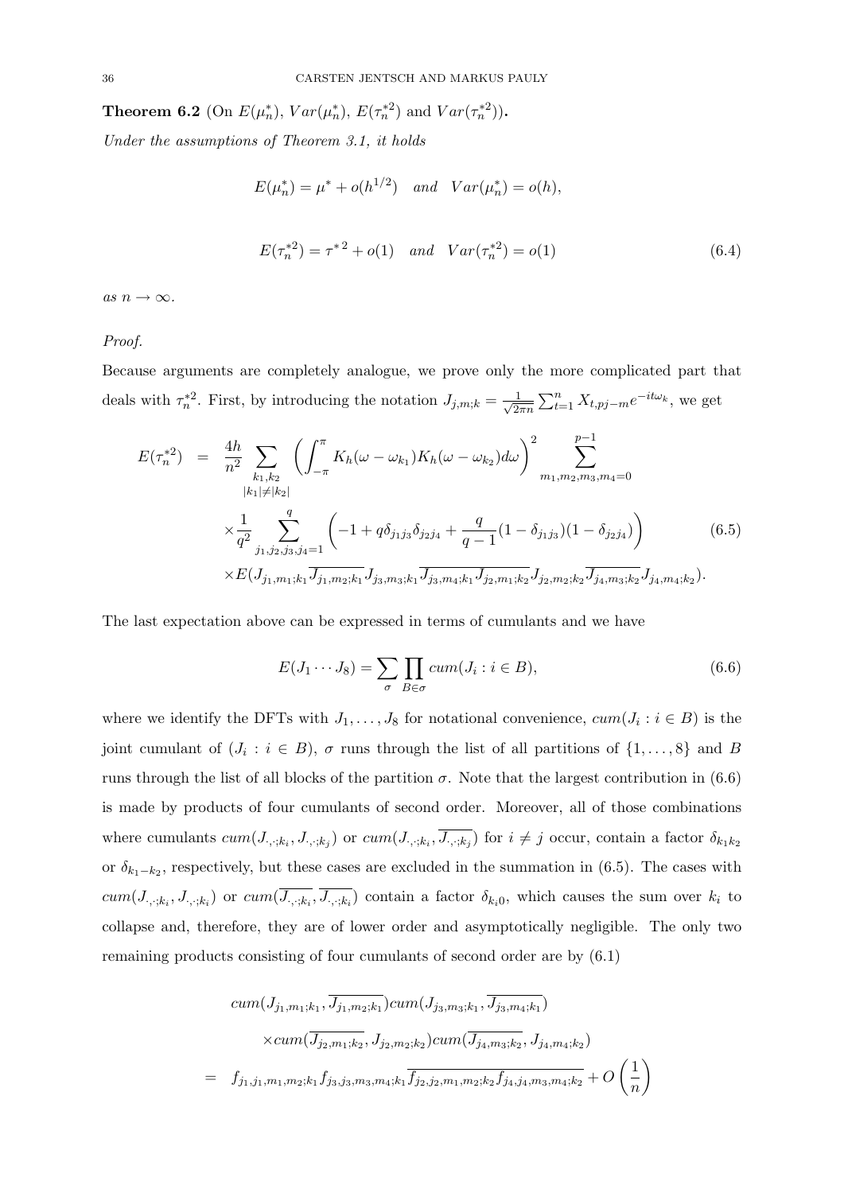**Theorem 6.2** (On $E(\mu_n^*)$, $Var(\mu_n^*)$, $E(\tau_n^{*2})$ and $Var(\tau_n^{*2})$)**.**
*Under the assumptions of Theorem 3.1, it holds*

$$E(\mu_n^*) = \mu^* + o(h^{1/2}) \quad and \quad Var(\mu_n^*) = o(h),$$

$$E(\tau_n^{*2}) = \tau^{*\,2} + o(1) \quad and \quad Var(\tau_n^{*2}) = o(1) \tag{6.4}$$

*as* $n \to \infty$.

*Proof.*

Because arguments are completely analogue, we prove only the more complicated part that deals with $\tau_n^{*2}$. First, by introducing the notation $J_{j,m;k} = \frac{1}{\sqrt{2\pi n}} \sum_{t=1}^n X_{t,pj-m} e^{-it\omega_k}$, we get

$$\begin{aligned}
E(\tau_n^{*2}) &= \frac{4h}{n^2} \sum_{\substack{k_1,k_2 \\ |k_1| \neq |k_2|}} \left( \int_{-\pi}^{\pi} K_h(\omega - \omega_{k_1}) K_h(\omega - \omega_{k_2}) d\omega \right)^2 \sum_{m_1,m_2,m_3,m_4=0}^{p-1} \\
&\quad \times \frac{1}{q^2} \sum_{j_1,j_2,j_3,j_4=1}^{q} \left( -1 + q\delta_{j_1j_3}\delta_{j_2j_4} + \frac{q}{q-1}(1-\delta_{j_1j_3})(1-\delta_{j_2j_4}) \right) \\
&\quad \times E(J_{j_1,m_1;k_1} \overline{J_{j_1,m_2;k_1}} J_{j_3,m_3;k_1} \overline{J_{j_3,m_4;k_1}} \overline{J_{j_2,m_1;k_2}} J_{j_2,m_2;k_2} \overline{J_{j_4,m_3;k_2}} J_{j_4,m_4;k_2}).
\end{aligned} \tag{6.5}$$

The last expectation above can be expressed in terms of cumulants and we have

$$E(J_1 \cdots J_8) = \sum_{\sigma} \prod_{B \in \sigma} cum(J_i : i \in B), \tag{6.6}$$

where we identify the DFTs with $J_1, \ldots, J_8$ for notational convenience, $cum(J_i : i \in B)$ is the joint cumulant of $(J_i : i \in B)$, $\sigma$ runs through the list of all partitions of $\{1, \ldots, 8\}$ and $B$ runs through the list of all blocks of the partition $\sigma$. Note that the largest contribution in (6.6) is made by products of four cumulants of second order. Moreover, all of those combinations where cumulants $cum(J_{\cdot,\cdot;k_i}, J_{\cdot,\cdot;k_j})$ or $cum(J_{\cdot,\cdot;k_i}, \overline{J_{\cdot,\cdot;k_j}})$ for $i \neq j$ occur, contain a factor $\delta_{k_1k_2}$ or $\delta_{k_1-k_2}$, respectively, but these cases are excluded in the summation in (6.5). The cases with $cum(J_{\cdot,\cdot;k_i}, J_{\cdot,\cdot;k_i})$ or $cum(\overline{J_{\cdot,\cdot;k_i}}, \overline{J_{\cdot,\cdot;k_i}})$ contain a factor $\delta_{k_i0}$, which causes the sum over $k_i$ to collapse and, therefore, they are of lower order and asymptotically negligible. The only two remaining products consisting of four cumulants of second order are by (6.1)

$$\begin{aligned}
&cum(J_{j_1,m_1;k_1}, \overline{J_{j_1,m_2;k_1}}) cum(J_{j_3,m_3;k_1}, \overline{J_{j_3,m_4;k_1}}) \\
&\quad \times cum(\overline{J_{j_2,m_1;k_2}}, J_{j_2,m_2;k_2}) cum(\overline{J_{j_4,m_3;k_2}}, J_{j_4,m_4;k_2}) \\
&= f_{j_1,j_1,m_1,m_2;k_1} f_{j_3,j_3,m_3,m_4;k_1} \overline{f_{j_2,j_2,m_1,m_2;k_2} f_{j_4,j_4,m_3,m_4;k_2}} + O\left(\frac{1}{n}\right)
\end{aligned}$$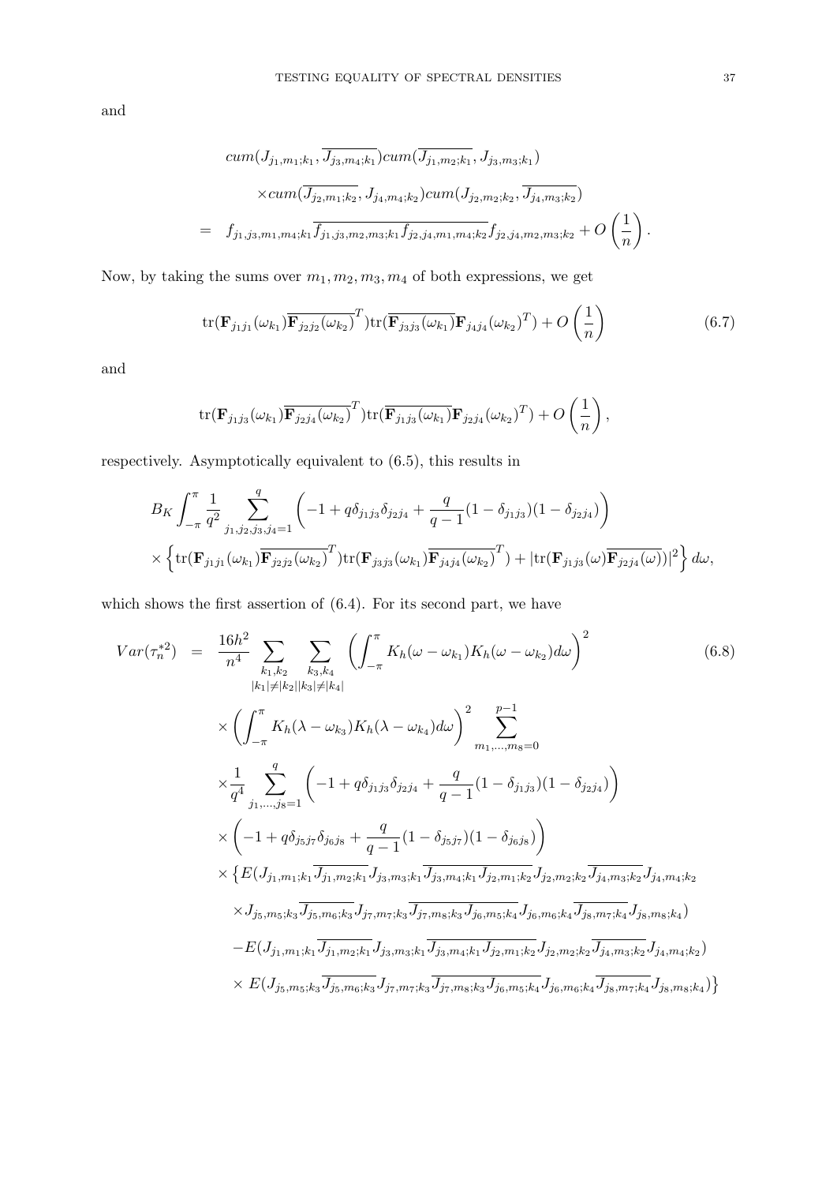and

$$
\begin{aligned}
& cum(J_{j_1,m_1;k_1}, \overline{J_{j_3,m_4;k_1}}) cum(\overline{J_{j_1,m_2;k_1}}, J_{j_3,m_3;k_1}) \\
& \quad \times cum(\overline{J_{j_2,m_1;k_2}}, J_{j_4,m_4;k_2}) cum(J_{j_2,m_2;k_2}, \overline{J_{j_4,m_3;k_2}}) \\
= \quad & f_{j_1,j_3,m_1,m_4;k_1} \overline{f_{j_1,j_3,m_2,m_3;k_1} f_{j_2,j_4,m_1,m_4;k_2}} f_{j_2,j_4,m_2,m_3;k_2} + O\left(\frac{1}{n}\right).
\end{aligned}
$$

Now, by taking the sums over $m_1, m_2, m_3, m_4$ of both expressions, we get

$$
\operatorname{tr}(\mathbf{F}_{j_1j_1}(\omega_{k_1}) \overline{\mathbf{F}_{j_2j_2}(\omega_{k_2})}^T) \operatorname{tr}(\overline{\mathbf{F}_{j_3j_3}(\omega_{k_1})} \mathbf{F}_{j_4j_4}(\omega_{k_2})^T) + O\left(\frac{1}{n}\right) \tag{6.7}
$$

and

$$
\operatorname{tr}(\mathbf{F}_{j_1j_3}(\omega_{k_1}) \overline{\mathbf{F}_{j_2j_4}(\omega_{k_2})}^T) \operatorname{tr}(\overline{\mathbf{F}_{j_1j_3}(\omega_{k_1})} \mathbf{F}_{j_2j_4}(\omega_{k_2})^T) + O\left(\frac{1}{n}\right),
$$

respectively. Asymptotically equivalent to (6.5), this results in

$$
\begin{aligned}
& B_K \int_{-\pi}^{\pi} \frac{1}{q^2} \sum_{j_1,j_2,j_3,j_4=1}^{q} \left( -1 + q\delta_{j_1j_3}\delta_{j_2j_4} + \frac{q}{q-1}(1-\delta_{j_1j_3})(1-\delta_{j_2j_4}) \right) \\
& \times \left\{ \operatorname{tr}(\mathbf{F}_{j_1j_1}(\omega_{k_1}) \overline{\mathbf{F}_{j_2j_2}(\omega_{k_2})}^T) \operatorname{tr}(\mathbf{F}_{j_3j_3}(\omega_{k_1}) \overline{\mathbf{F}_{j_4j_4}(\omega_{k_2})}^T) + |\operatorname{tr}(\mathbf{F}_{j_1j_3}(\omega) \overline{\mathbf{F}_{j_2j_4}(\omega)})|^2 \right\} d\omega,
\end{aligned}
$$

which shows the first assertion of (6.4). For its second part, we have

$$
\begin{aligned}
Var(\tau_n^{*2}) \quad = \quad & \frac{16h^2}{n^4} \sum_{\substack{k_1,k_2 \\ |k_1| \neq |k_2|}} \sum_{\substack{k_3,k_4 \\ |k_3| \neq |k_4|}} \left( \int_{-\pi}^{\pi} K_h(\omega - \omega_{k_1}) K_h(\omega - \omega_{k_2}) d\omega \right)^2 \\
& \times \left( \int_{-\pi}^{\pi} K_h(\lambda - \omega_{k_3}) K_h(\lambda - \omega_{k_4}) d\omega \right)^2 \sum_{m_1,\ldots,m_8=0}^{p-1} \\
& \times \frac{1}{q^4} \sum_{j_1,\ldots,j_8=1}^{q} \left( -1 + q\delta_{j_1j_3}\delta_{j_2j_4} + \frac{q}{q-1}(1-\delta_{j_1j_3})(1-\delta_{j_2j_4}) \right) \\
& \times \left( -1 + q\delta_{j_5j_7}\delta_{j_6j_8} + \frac{q}{q-1}(1-\delta_{j_5j_7})(1-\delta_{j_6j_8}) \right) \\
& \times \big\{ E(J_{j_1,m_1;k_1} \overline{J_{j_1,m_2;k_1}} J_{j_3,m_3;k_1} \overline{J_{j_3,m_4;k_1} J_{j_2,m_1;k_2}} J_{j_2,m_2;k_2} \overline{J_{j_4,m_3;k_2}} J_{j_4,m_4;k_2} \\
& \quad \times J_{j_5,m_5;k_3} \overline{J_{j_5,m_6;k_3}} J_{j_7,m_7;k_3} \overline{J_{j_7,m_8;k_3} J_{j_6,m_5;k_4}} J_{j_6,m_6;k_4} \overline{J_{j_8,m_7;k_4}} J_{j_8,m_8;k_4}) \\
& - E(J_{j_1,m_1;k_1} \overline{J_{j_1,m_2;k_1}} J_{j_3,m_3;k_1} \overline{J_{j_3,m_4;k_1} J_{j_2,m_1;k_2}} J_{j_2,m_2;k_2} \overline{J_{j_4,m_3;k_2}} J_{j_4,m_4;k_2}) \\
& \times E(J_{j_5,m_5;k_3} \overline{J_{j_5,m_6;k_3}} J_{j_7,m_7;k_3} \overline{J_{j_7,m_8;k_3} J_{j_6,m_5;k_4}} J_{j_6,m_6;k_4} \overline{J_{j_8,m_7;k_4}} J_{j_8,m_8;k_4}) \big\}
\end{aligned} \tag{6.8}
$$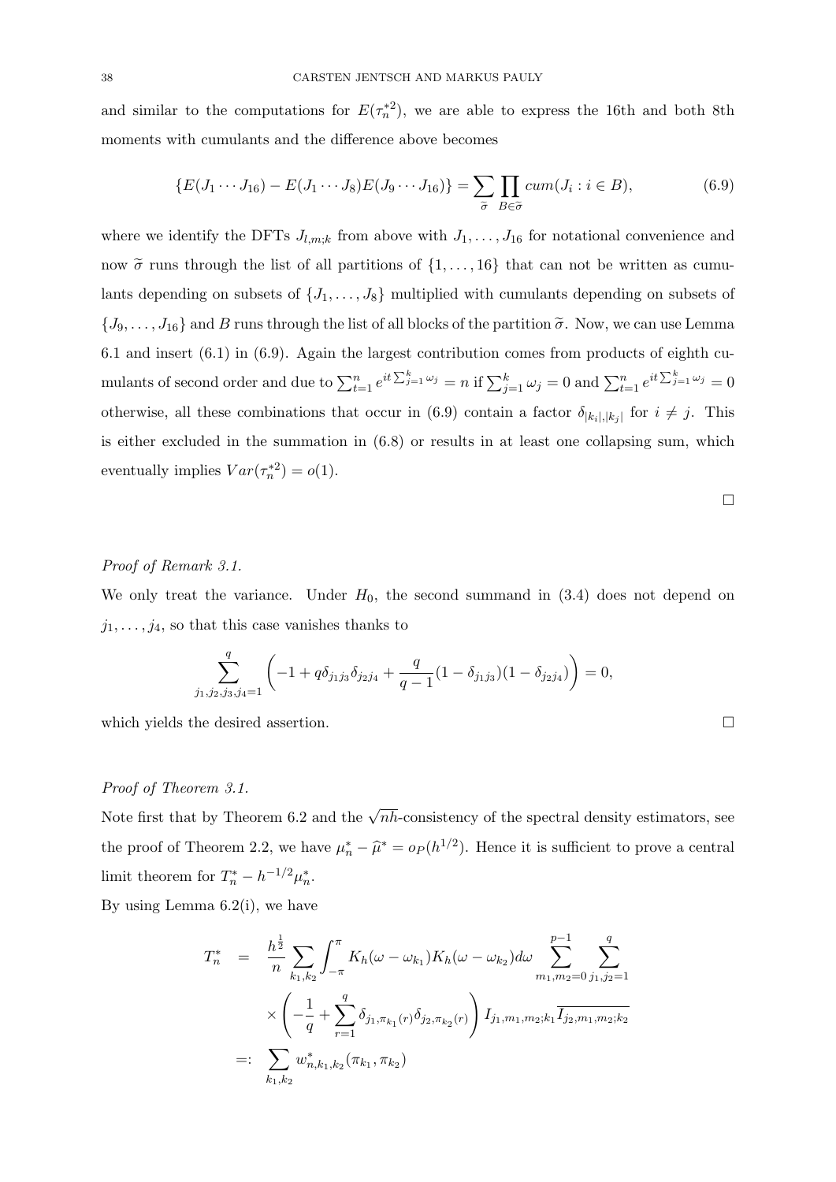and similar to the computations for $E(\tau_n^{*2})$, we are able to express the 16th and both 8th moments with cumulants and the difference above becomes

$$\{E(J_1 \cdots J_{16}) - E(J_1 \cdots J_8)E(J_9 \cdots J_{16})\} = \sum_{\widetilde{\sigma}} \prod_{B \in \widetilde{\sigma}} cum(J_i : i \in B), \tag{6.9}$$

where we identify the DFTs $J_{l,m;k}$ from above with $J_1, \ldots, J_{16}$ for notational convenience and now $\widetilde{\sigma}$ runs through the list of all partitions of $\{1, \ldots, 16\}$ that can not be written as cumulants depending on subsets of $\{J_1, \ldots, J_8\}$ multiplied with cumulants depending on subsets of $\{J_9, \ldots, J_{16}\}$ and $B$ runs through the list of all blocks of the partition $\widetilde{\sigma}$. Now, we can use Lemma 6.1 and insert (6.1) in (6.9). Again the largest contribution comes from products of eighth cumulants of second order and due to $\sum_{t=1}^n e^{it\sum_{j=1}^k \omega_j} = n$ if $\sum_{j=1}^k \omega_j = 0$ and $\sum_{t=1}^n e^{it\sum_{j=1}^k \omega_j} = 0$ otherwise, all these combinations that occur in (6.9) contain a factor $\delta_{|k_i|,|k_j|}$ for $i \neq j$. This is either excluded in the summation in (6.8) or results in at least one collapsing sum, which eventually implies $Var(\tau_n^{*2}) = o(1)$.

□

*Proof of Remark 3.1.*

We only treat the variance. Under $H_0$, the second summand in (3.4) does not depend on $j_1, \ldots, j_4$, so that this case vanishes thanks to

$$\sum_{j_1,j_2,j_3,j_4=1}^{q} \left( -1 + q\delta_{j_1 j_3}\delta_{j_2 j_4} + \frac{q}{q-1}(1 - \delta_{j_1 j_3})(1 - \delta_{j_2 j_4}) \right) = 0,$$

which yields the desired assertion. □

*Proof of Theorem 3.1.*

Note first that by Theorem 6.2 and the $\sqrt{nh}$-consistency of the spectral density estimators, see the proof of Theorem 2.2, we have $\mu_n^* - \widehat{\mu}^* = o_P(h^{1/2})$. Hence it is sufficient to prove a central limit theorem for $T_n^* - h^{-1/2}\mu_n^*$.

By using Lemma 6.2(i), we have

$$\begin{aligned}
T_n^* &= \frac{h^{\frac{1}{2}}}{n} \sum_{k_1,k_2} \int_{-\pi}^{\pi} K_h(\omega - \omega_{k_1}) K_h(\omega - \omega_{k_2}) d\omega \sum_{m_1,m_2=0}^{p-1} \sum_{j_1,j_2=1}^{q} \\
&\quad \times \left( -\frac{1}{q} + \sum_{r=1}^{q} \delta_{j_1,\pi_{k_1}(r)} \delta_{j_2,\pi_{k_2}(r)} \right) I_{j_1,m_1,m_2;k_1} \overline{I_{j_2,m_1,m_2;k_2}} \\
&=: \sum_{k_1,k_2} w_{n,k_1,k_2}^*(\pi_{k_1}, \pi_{k_2})
\end{aligned}$$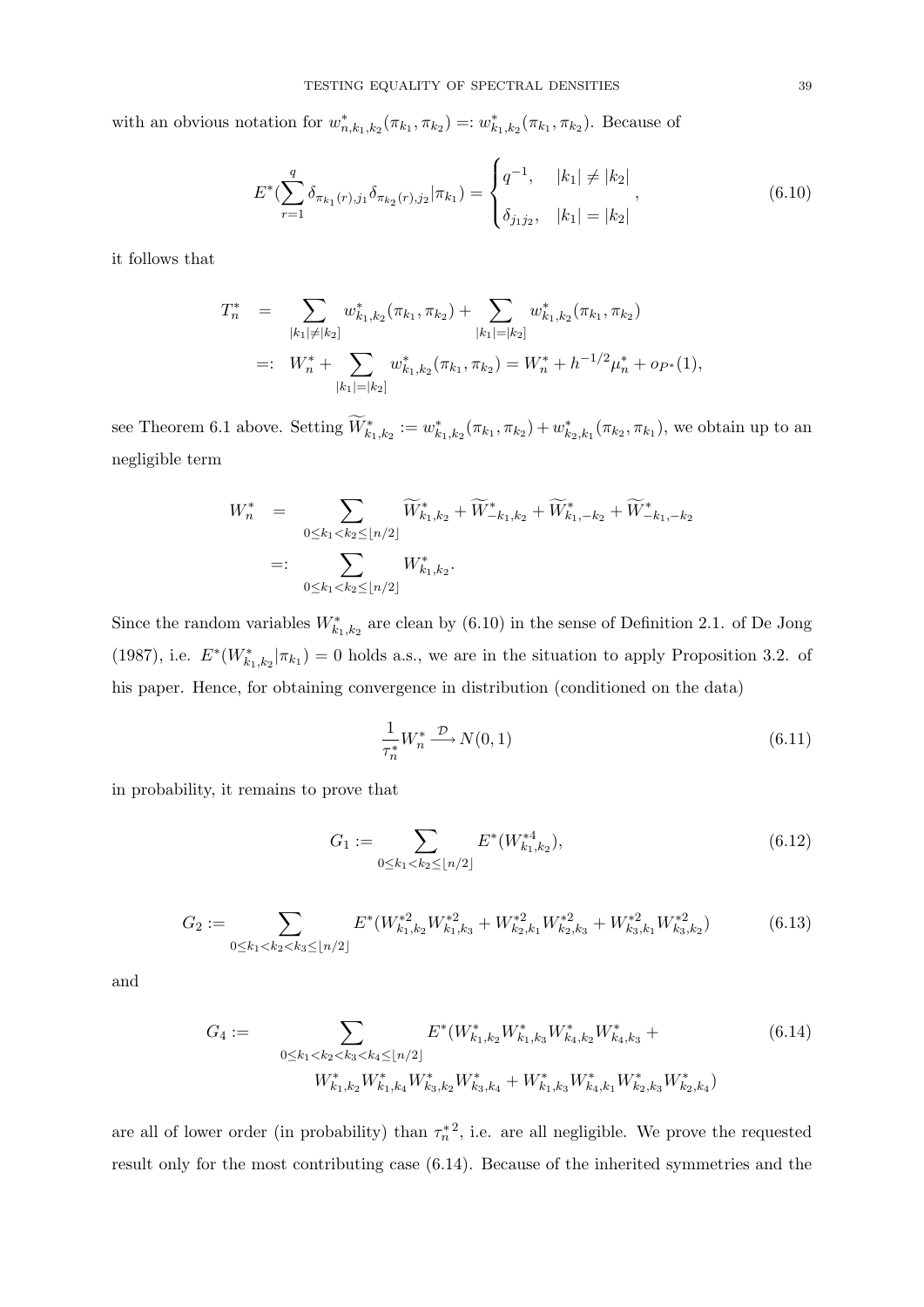with an obvious notation for $w^*_{n,k_1,k_2}(\pi_{k_1},\pi_{k_2}) =: w^*_{k_1,k_2}(\pi_{k_1},\pi_{k_2})$. Because of

$$
E^*(\sum_{r=1}^{q} \delta_{\pi_{k_1}(r),j_1}\delta_{\pi_{k_2}(r),j_2}|\pi_{k_1}) = \begin{cases} q^{-1}, & |k_1| \neq |k_2| \\ \delta_{j_1 j_2}, & |k_1| = |k_2| \end{cases}, \tag{6.10}
$$

it follows that

$$
\begin{aligned}
T^*_n &= \sum_{|k_1|\neq|k_2|} w^*_{k_1,k_2}(\pi_{k_1},\pi_{k_2}) + \sum_{|k_1|=|k_2|} w^*_{k_1,k_2}(\pi_{k_1},\pi_{k_2}) \\
&=: W^*_n + \sum_{|k_1|=|k_2|} w^*_{k_1,k_2}(\pi_{k_1},\pi_{k_2}) = W^*_n + h^{-1/2}\mu^*_n + o_{P^*}(1),
\end{aligned}
$$

see Theorem 6.1 above. Setting $\widetilde{W}^*_{k_1,k_2} := w^*_{k_1,k_2}(\pi_{k_1},\pi_{k_2}) + w^*_{k_2,k_1}(\pi_{k_2},\pi_{k_1})$, we obtain up to an negligible term

$$
\begin{aligned}
W^*_n &= \sum_{0\leq k_1<k_2\leq\lfloor n/2\rfloor} \widetilde{W}^*_{k_1,k_2} + \widetilde{W}^*_{-k_1,k_2} + \widetilde{W}^*_{k_1,-k_2} + \widetilde{W}^*_{-k_1,-k_2} \\
&=: \sum_{0\leq k_1<k_2\leq\lfloor n/2\rfloor} W^*_{k_1,k_2}.
\end{aligned}
$$

Since the random variables $W^*_{k_1,k_2}$ are clean by (6.10) in the sense of Definition 2.1. of De Jong (1987), i.e. $E^*(W^*_{k_1,k_2}|\pi_{k_1}) = 0$ holds a.s., we are in the situation to apply Proposition 3.2. of his paper. Hence, for obtaining convergence in distribution (conditioned on the data)

$$
\frac{1}{\tau^*_n} W^*_n \xrightarrow{\mathcal{D}} N(0,1) \tag{6.11}
$$

in probability, it remains to prove that

$$
G_1 := \sum_{0\leq k_1<k_2\leq\lfloor n/2\rfloor} E^*(W^{*4}_{k_1,k_2}), \tag{6.12}
$$

$$
G_2 := \sum_{0\leq k_1<k_2<k_3\leq\lfloor n/2\rfloor} E^*(W^{*2}_{k_1,k_2}W^{*2}_{k_1,k_3} + W^{*2}_{k_2,k_1}W^{*2}_{k_2,k_3} + W^{*2}_{k_3,k_1}W^{*2}_{k_3,k_2}) \tag{6.13}
$$

and

$$
\begin{aligned}
G_4 := \sum_{0\leq k_1<k_2<k_3<k_4\leq\lfloor n/2\rfloor} & E^*(W^*_{k_1,k_2}W^*_{k_1,k_3}W^*_{k_4,k_2}W^*_{k_4,k_3} + \\
& W^*_{k_1,k_2}W^*_{k_1,k_4}W^*_{k_3,k_2}W^*_{k_3,k_4} + W^*_{k_1,k_3}W^*_{k_4,k_1}W^*_{k_2,k_3}W^*_{k_2,k_4})
\end{aligned} \tag{6.14}
$$

are all of lower order (in probability) than $\tau^{*2}_n$, i.e. are all negligible. We prove the requested result only for the most contributing case (6.14). Because of the inherited symmetries and the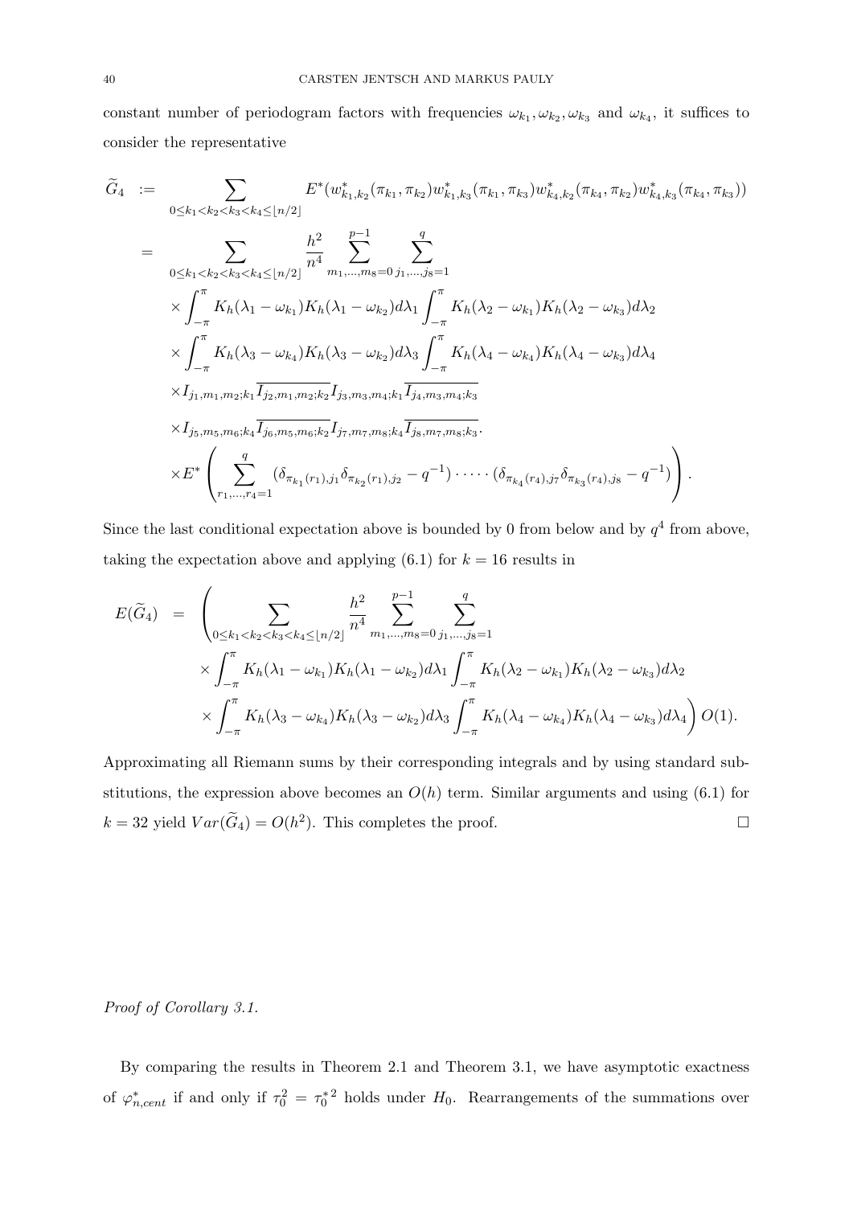constant number of periodogram factors with frequencies $\omega_{k_1}, \omega_{k_2}, \omega_{k_3}$ and $\omega_{k_4}$, it suffices to consider the representative

$$
\begin{aligned}
\widetilde{G}_4 &:= \sum_{0 \leq k_1 < k_2 < k_3 < k_4 \leq \lfloor n/2 \rfloor} E^*(w^*_{k_1,k_2}(\pi_{k_1}, \pi_{k_2}) w^*_{k_1,k_3}(\pi_{k_1}, \pi_{k_3}) w^*_{k_4,k_2}(\pi_{k_4}, \pi_{k_2}) w^*_{k_4,k_3}(\pi_{k_4}, \pi_{k_3})) \\
&= \sum_{0 \leq k_1 < k_2 < k_3 < k_4 \leq \lfloor n/2 \rfloor} \frac{h^2}{n^4} \sum_{m_1,\ldots,m_8=0}^{p-1} \sum_{j_1,\ldots,j_8=1}^{q} \\
&\quad \times \int_{-\pi}^{\pi} K_h(\lambda_1 - \omega_{k_1}) K_h(\lambda_1 - \omega_{k_2}) d\lambda_1 \int_{-\pi}^{\pi} K_h(\lambda_2 - \omega_{k_1}) K_h(\lambda_2 - \omega_{k_3}) d\lambda_2 \\
&\quad \times \int_{-\pi}^{\pi} K_h(\lambda_3 - \omega_{k_4}) K_h(\lambda_3 - \omega_{k_2}) d\lambda_3 \int_{-\pi}^{\pi} K_h(\lambda_4 - \omega_{k_4}) K_h(\lambda_4 - \omega_{k_3}) d\lambda_4 \\
&\quad \times I_{j_1,m_1,m_2;k_1} \overline{I_{j_2,m_1,m_2;k_2}} I_{j_3,m_3,m_4;k_1} \overline{I_{j_4,m_3,m_4;k_3}} \\
&\quad \times I_{j_5,m_5,m_6;k_4} \overline{I_{j_6,m_5,m_6;k_2}} I_{j_7,m_7,m_8;k_4} \overline{I_{j_8,m_7,m_8;k_3}}. \\
&\quad \times E^* \left( \sum_{r_1,\ldots,r_4=1}^{q} (\delta_{\pi_{k_1}(r_1),j_1} \delta_{\pi_{k_2}(r_1),j_2} - q^{-1}) \cdot \ldots \cdot (\delta_{\pi_{k_4}(r_4),j_7} \delta_{\pi_{k_3}(r_4),j_8} - q^{-1}) \right).
\end{aligned}
$$

Since the last conditional expectation above is bounded by 0 from below and by $q^4$ from above, taking the expectation above and applying (6.1) for $k = 16$ results in

$$
\begin{aligned}
E(\widetilde{G}_4) &= \left( \sum_{0 \leq k_1 < k_2 < k_3 < k_4 \leq \lfloor n/2 \rfloor} \frac{h^2}{n^4} \sum_{m_1,\ldots,m_8=0}^{p-1} \sum_{j_1,\ldots,j_8=1}^{q} \right. \\
&\quad \times \int_{-\pi}^{\pi} K_h(\lambda_1 - \omega_{k_1}) K_h(\lambda_1 - \omega_{k_2}) d\lambda_1 \int_{-\pi}^{\pi} K_h(\lambda_2 - \omega_{k_1}) K_h(\lambda_2 - \omega_{k_3}) d\lambda_2 \\
&\quad \left. \times \int_{-\pi}^{\pi} K_h(\lambda_3 - \omega_{k_4}) K_h(\lambda_3 - \omega_{k_2}) d\lambda_3 \int_{-\pi}^{\pi} K_h(\lambda_4 - \omega_{k_4}) K_h(\lambda_4 - \omega_{k_3}) d\lambda_4 \right) O(1).
\end{aligned}
$$

Approximating all Riemann sums by their corresponding integrals and by using standard substitutions, the expression above becomes an $O(h)$ term. Similar arguments and using (6.1) for $k = 32$ yield $Var(\widetilde{G}_4) = O(h^2)$. This completes the proof. $\square$

*Proof of Corollary 3.1.*

By comparing the results in Theorem 2.1 and Theorem 3.1, we have asymptotic exactness of $\varphi^*_{n,cent}$ if and only if $\tau_0^2 = \tau_0^{*2}$ holds under $H_0$. Rearrangements of the summations over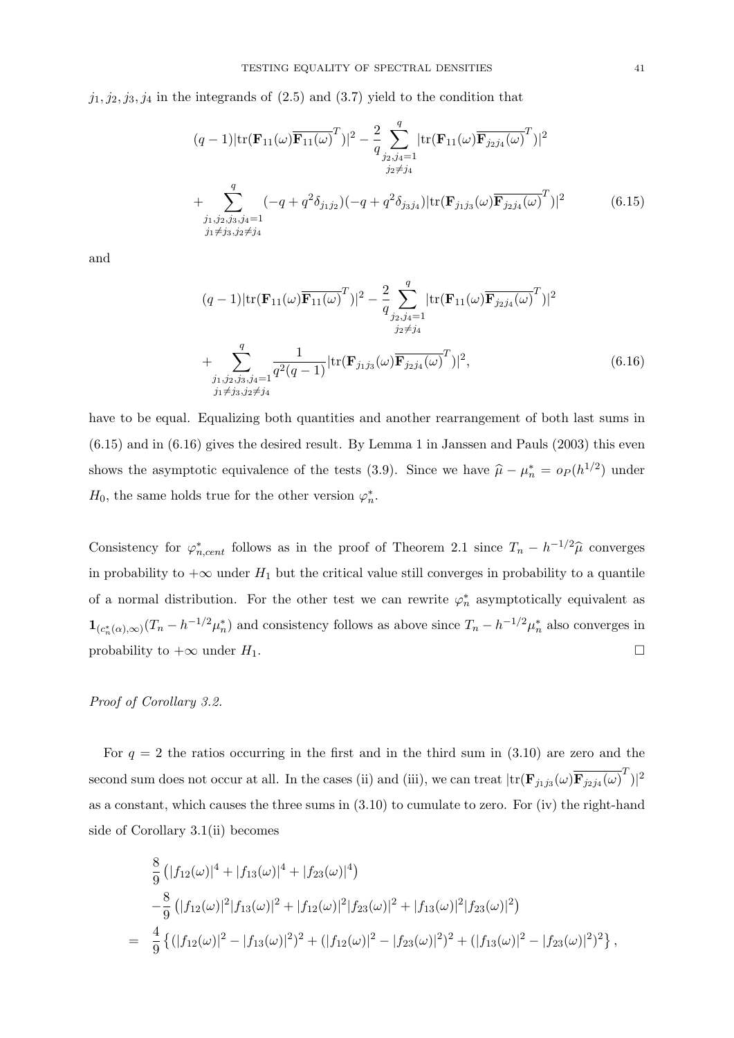$j_1, j_2, j_3, j_4$ in the integrands of (2.5) and (3.7) yield to the condition that

$$
\begin{aligned}
&(q-1)|\mathrm{tr}(\mathbf{F}_{11}(\omega)\overline{\mathbf{F}_{11}(\omega)}^T)|^2 - \frac{2}{q}\sum_{\substack{j_2,j_4=1\\ j_2\neq j_4}}^{q} |\mathrm{tr}(\mathbf{F}_{11}(\omega)\overline{\mathbf{F}_{j_2j_4}(\omega)}^T)|^2 \\
&+ \sum_{\substack{j_1,j_2,j_3,j_4=1\\ j_1\neq j_3, j_2\neq j_4}}^{q} (-q+q^2\delta_{j_1j_2})(-q+q^2\delta_{j_3j_4})|\mathrm{tr}(\mathbf{F}_{j_1j_3}(\omega)\overline{\mathbf{F}_{j_2j_4}(\omega)}^T)|^2 \qquad (6.15)
\end{aligned}
$$

and

$$
\begin{aligned}
&(q-1)|\mathrm{tr}(\mathbf{F}_{11}(\omega)\overline{\mathbf{F}_{11}(\omega)}^T)|^2 - \frac{2}{q}\sum_{\substack{j_2,j_4=1\\ j_2\neq j_4}}^{q} |\mathrm{tr}(\mathbf{F}_{11}(\omega)\overline{\mathbf{F}_{j_2j_4}(\omega)}^T)|^2 \\
&+ \sum_{\substack{j_1,j_2,j_3,j_4=1\\ j_1\neq j_3, j_2\neq j_4}}^{q} \frac{1}{q^2(q-1)}|\mathrm{tr}(\mathbf{F}_{j_1j_3}(\omega)\overline{\mathbf{F}_{j_2j_4}(\omega)}^T)|^2, \qquad (6.16)
\end{aligned}
$$

have to be equal. Equalizing both quantities and another rearrangement of both last sums in (6.15) and in (6.16) gives the desired result. By Lemma 1 in Janssen and Pauls (2003) this even shows the asymptotic equivalence of the tests (3.9). Since we have $\widehat{\mu} - \mu_n^* = o_P(h^{1/2})$ under $H_0$, the same holds true for the other version $\varphi_n^*$.

Consistency for $\varphi_{n,cent}^*$ follows as in the proof of Theorem 2.1 since $T_n - h^{-1/2}\widehat{\mu}$ converges in probability to $+\infty$ under $H_1$ but the critical value still converges in probability to a quantile of a normal distribution. For the other test we can rewrite $\varphi_n^*$ asymptotically equivalent as $\mathbf{1}_{(c_n^*(\alpha),\infty)}(T_n - h^{-1/2}\mu_n^*)$ and consistency follows as above since $T_n - h^{-1/2}\mu_n^*$ also converges in probability to $+\infty$ under $H_1$. □

*Proof of Corollary 3.2.*

For $q = 2$ the ratios occurring in the first and in the third sum in (3.10) are zero and the second sum does not occur at all. In the cases (ii) and (iii), we can treat $|\mathrm{tr}(\mathbf{F}_{j_1j_3}(\omega)\overline{\mathbf{F}_{j_2j_4}(\omega)}^T)|^2$ as a constant, which causes the three sums in (3.10) to cumulate to zero. For (iv) the right-hand side of Corollary 3.1(ii) becomes

$$
\begin{aligned}
&\frac{8}{9}\left(|f_{12}(\omega)|^4 + |f_{13}(\omega)|^4 + |f_{23}(\omega)|^4\right) \\
&-\frac{8}{9}\left(|f_{12}(\omega)|^2|f_{13}(\omega)|^2 + |f_{12}(\omega)|^2|f_{23}(\omega)|^2 + |f_{13}(\omega)|^2|f_{23}(\omega)|^2\right) \\
= \;& \frac{4}{9}\left\{(|f_{12}(\omega)|^2 - |f_{13}(\omega)|^2)^2 + (|f_{12}(\omega)|^2 - |f_{23}(\omega)|^2)^2 + (|f_{13}(\omega)|^2 - |f_{23}(\omega)|^2)^2\right\},
\end{aligned}
$$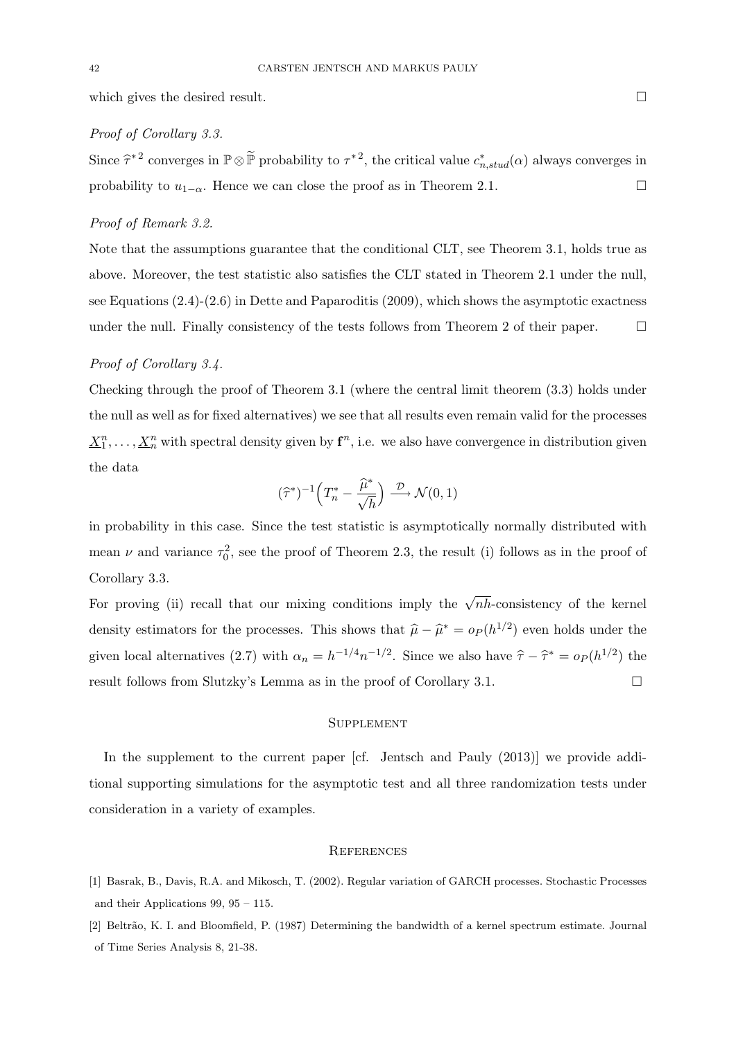which gives the desired result. □

*Proof of Corollary 3.3.*

Since $\widehat{\tau}^{*2}$ converges in $\mathbb{P} \otimes \widetilde{\mathbb{P}}$ probability to $\tau^{*2}$, the critical value $c^*_{n,stud}(\alpha)$ always converges in probability to $u_{1-\alpha}$. Hence we can close the proof as in Theorem 2.1. □

*Proof of Remark 3.2.*

Note that the assumptions guarantee that the conditional CLT, see Theorem 3.1, holds true as above. Moreover, the test statistic also satisfies the CLT stated in Theorem 2.1 under the null, see Equations (2.4)-(2.6) in Dette and Paparoditis (2009), which shows the asymptotic exactness under the null. Finally consistency of the tests follows from Theorem 2 of their paper. □

*Proof of Corollary 3.4.*

Checking through the proof of Theorem 3.1 (where the central limit theorem (3.3) holds under the null as well as for fixed alternatives) we see that all results even remain valid for the processes $\underline{X}_1^n, \ldots, \underline{X}_n^n$ with spectral density given by $\mathbf{f}^n$, i.e. we also have convergence in distribution given the data

$$(\widehat{\tau}^*)^{-1}\Big(T_n^* - \frac{\widehat{\mu}^*}{\sqrt{h}}\Big) \xrightarrow{\mathcal{D}} \mathcal{N}(0,1)$$

in probability in this case. Since the test statistic is asymptotically normally distributed with mean $\nu$ and variance $\tau_0^2$, see the proof of Theorem 2.3, the result (i) follows as in the proof of Corollary 3.3.

For proving (ii) recall that our mixing conditions imply the $\sqrt{nh}$-consistency of the kernel density estimators for the processes. This shows that $\widehat{\mu} - \widehat{\mu}^* = o_P(h^{1/2})$ even holds under the given local alternatives (2.7) with $\alpha_n = h^{-1/4}n^{-1/2}$. Since we also have $\widehat{\tau} - \widehat{\tau}^* = o_P(h^{1/2})$ the result follows from Slutzky's Lemma as in the proof of Corollary 3.1. □

## Supplement

In the supplement to the current paper [cf. Jentsch and Pauly (2013)] we provide additional supporting simulations for the asymptotic test and all three randomization tests under consideration in a variety of examples.

## References

[1] Basrak, B., Davis, R.A. and Mikosch, T. (2002). Regular variation of GARCH processes. Stochastic Processes and their Applications 99, 95 – 115.

[2] Beltrão, K. I. and Bloomfield, P. (1987) Determining the bandwidth of a kernel spectrum estimate. Journal of Time Series Analysis 8, 21-38.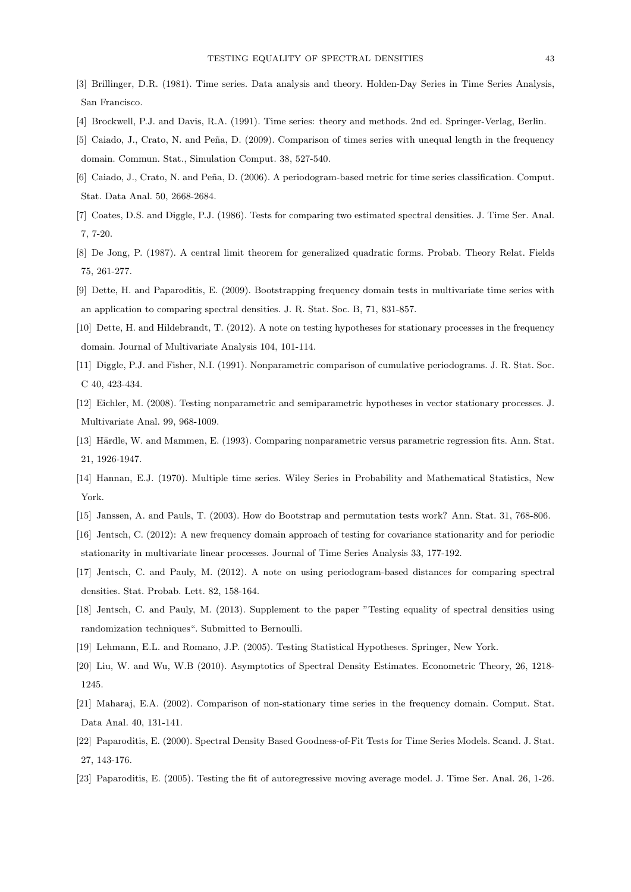[3] Brillinger, D.R. (1981). Time series. Data analysis and theory. Holden-Day Series in Time Series Analysis, San Francisco.

[4] Brockwell, P.J. and Davis, R.A. (1991). Time series: theory and methods. 2nd ed. Springer-Verlag, Berlin.

[5] Caiado, J., Crato, N. and Peña, D. (2009). Comparison of times series with unequal length in the frequency domain. Commun. Stat., Simulation Comput. 38, 527-540.

[6] Caiado, J., Crato, N. and Peña, D. (2006). A periodogram-based metric for time series classification. Comput. Stat. Data Anal. 50, 2668-2684.

[7] Coates, D.S. and Diggle, P.J. (1986). Tests for comparing two estimated spectral densities. J. Time Ser. Anal. 7, 7-20.

[8] De Jong, P. (1987). A central limit theorem for generalized quadratic forms. Probab. Theory Relat. Fields 75, 261-277.

[9] Dette, H. and Paparoditis, E. (2009). Bootstrapping frequency domain tests in multivariate time series with an application to comparing spectral densities. J. R. Stat. Soc. B, 71, 831-857.

[10] Dette, H. and Hildebrandt, T. (2012). A note on testing hypotheses for stationary processes in the frequency domain. Journal of Multivariate Analysis 104, 101-114.

[11] Diggle, P.J. and Fisher, N.I. (1991). Nonparametric comparison of cumulative periodograms. J. R. Stat. Soc. C 40, 423-434.

[12] Eichler, M. (2008). Testing nonparametric and semiparametric hypotheses in vector stationary processes. J. Multivariate Anal. 99, 968-1009.

[13] Härdle, W. and Mammen, E. (1993). Comparing nonparametric versus parametric regression fits. Ann. Stat. 21, 1926-1947.

[14] Hannan, E.J. (1970). Multiple time series. Wiley Series in Probability and Mathematical Statistics, New York.

[15] Janssen, A. and Pauls, T. (2003). How do Bootstrap and permutation tests work? Ann. Stat. 31, 768-806.

[16] Jentsch, C. (2012): A new frequency domain approach of testing for covariance stationarity and for periodic stationarity in multivariate linear processes. Journal of Time Series Analysis 33, 177-192.

[17] Jentsch, C. and Pauly, M. (2012). A note on using periodogram-based distances for comparing spectral densities. Stat. Probab. Lett. 82, 158-164.

[18] Jentsch, C. and Pauly, M. (2013). Supplement to the paper "Testing equality of spectral densities using randomization techniques". Submitted to Bernoulli.

[19] Lehmann, E.L. and Romano, J.P. (2005). Testing Statistical Hypotheses. Springer, New York.

[20] Liu, W. and Wu, W.B (2010). Asymptotics of Spectral Density Estimates. Econometric Theory, 26, 1218-1245.

[21] Maharaj, E.A. (2002). Comparison of non-stationary time series in the frequency domain. Comput. Stat. Data Anal. 40, 131-141.

[22] Paparoditis, E. (2000). Spectral Density Based Goodness-of-Fit Tests for Time Series Models. Scand. J. Stat. 27, 143-176.

[23] Paparoditis, E. (2005). Testing the fit of autoregressive moving average model. J. Time Ser. Anal. 26, 1-26.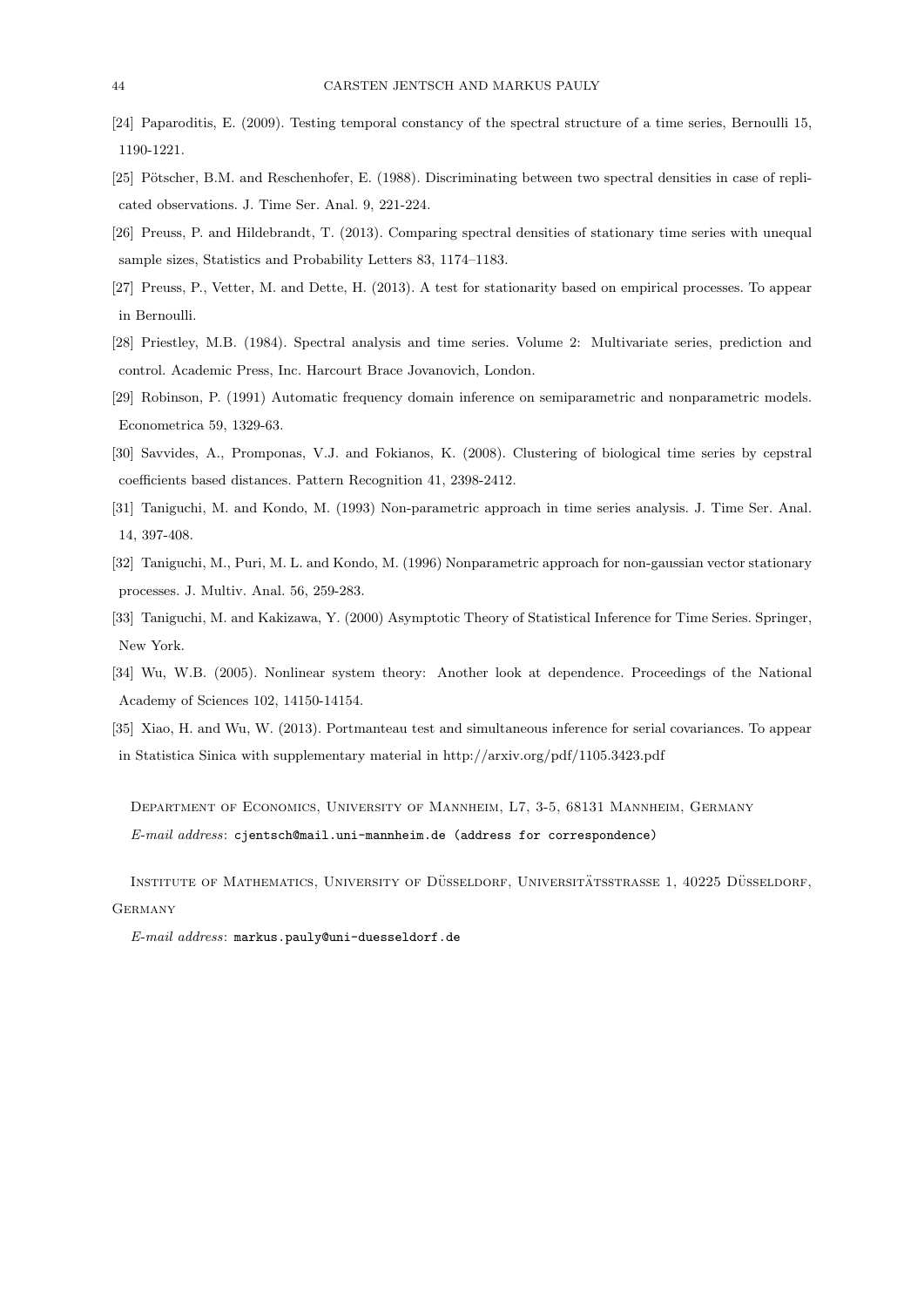[24] Paparoditis, E. (2009). Testing temporal constancy of the spectral structure of a time series, Bernoulli 15, 1190-1221.

[25] Pötscher, B.M. and Reschenhofer, E. (1988). Discriminating between two spectral densities in case of replicated observations. J. Time Ser. Anal. 9, 221-224.

[26] Preuss, P. and Hildebrandt, T. (2013). Comparing spectral densities of stationary time series with unequal sample sizes, Statistics and Probability Letters 83, 1174–1183.

[27] Preuss, P., Vetter, M. and Dette, H. (2013). A test for stationarity based on empirical processes. To appear in Bernoulli.

[28] Priestley, M.B. (1984). Spectral analysis and time series. Volume 2: Multivariate series, prediction and control. Academic Press, Inc. Harcourt Brace Jovanovich, London.

[29] Robinson, P. (1991) Automatic frequency domain inference on semiparametric and nonparametric models. Econometrica 59, 1329-63.

[30] Savvides, A., Promponas, V.J. and Fokianos, K. (2008). Clustering of biological time series by cepstral coefficients based distances. Pattern Recognition 41, 2398-2412.

[31] Taniguchi, M. and Kondo, M. (1993) Non-parametric approach in time series analysis. J. Time Ser. Anal. 14, 397-408.

[32] Taniguchi, M., Puri, M. L. and Kondo, M. (1996) Nonparametric approach for non-gaussian vector stationary processes. J. Multiv. Anal. 56, 259-283.

[33] Taniguchi, M. and Kakizawa, Y. (2000) Asymptotic Theory of Statistical Inference for Time Series. Springer, New York.

[34] Wu, W.B. (2005). Nonlinear system theory: Another look at dependence. Proceedings of the National Academy of Sciences 102, 14150-14154.

[35] Xiao, H. and Wu, W. (2013). Portmanteau test and simultaneous inference for serial covariances. To appear in Statistica Sinica with supplementary material in http://arxiv.org/pdf/1105.3423.pdf

Department of Economics, University of Mannheim, L7, 3-5, 68131 Mannheim, Germany

*E-mail address*: cjentsch@mail.uni-mannheim.de (address for correspondence)

Institute of Mathematics, University of Düsseldorf, Universitätsstrasse 1, 40225 Düsseldorf, Germany

*E-mail address*: markus.pauly@uni-duesseldorf.de